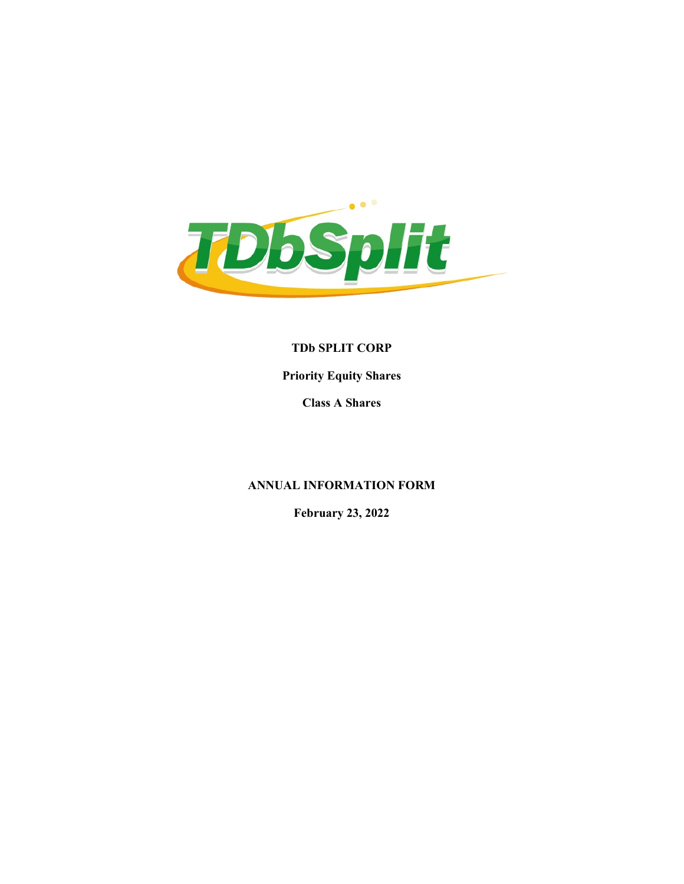# TDb SPLIT CORP

**Priority Equity Shares**

**Class A Shares**

**ANNUAL INFORMATION FORM**

**February 23, 2022**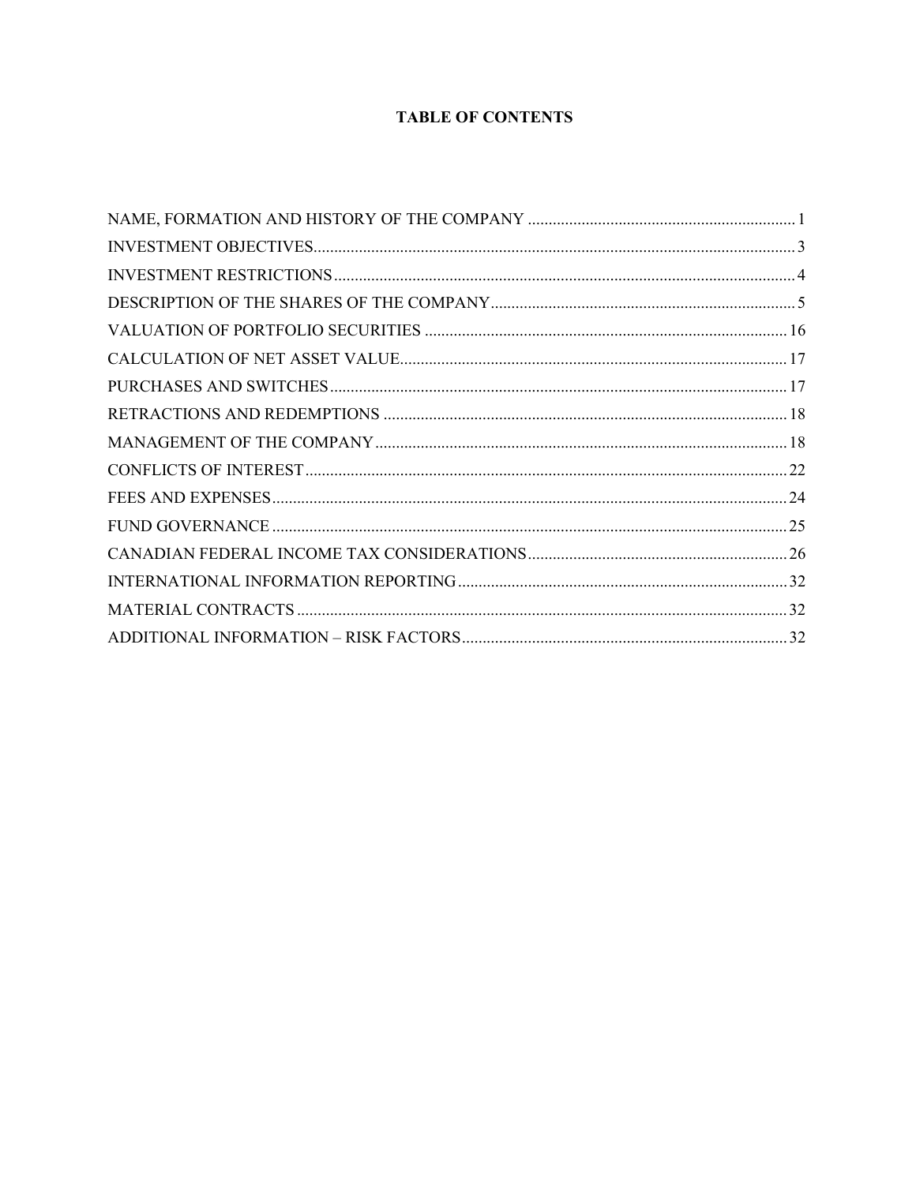# TABLE OF CONTENTS

| | |
|---|---|
| NAME, FORMATION AND HISTORY OF THE COMPANY | 1 |
| INVESTMENT OBJECTIVES | 3 |
| INVESTMENT RESTRICTIONS | 4 |
| DESCRIPTION OF THE SHARES OF THE COMPANY | 5 |
| VALUATION OF PORTFOLIO SECURITIES | 16 |
| CALCULATION OF NET ASSET VALUE | 17 |
| PURCHASES AND SWITCHES | 17 |
| RETRACTIONS AND REDEMPTIONS | 18 |
| MANAGEMENT OF THE COMPANY | 18 |
| CONFLICTS OF INTEREST | 22 |
| FEES AND EXPENSES | 24 |
| FUND GOVERNANCE | 25 |
| CANADIAN FEDERAL INCOME TAX CONSIDERATIONS | 26 |
| INTERNATIONAL INFORMATION REPORTING | 32 |
| MATERIAL CONTRACTS | 32 |
| ADDITIONAL INFORMATION – RISK FACTORS | 32 |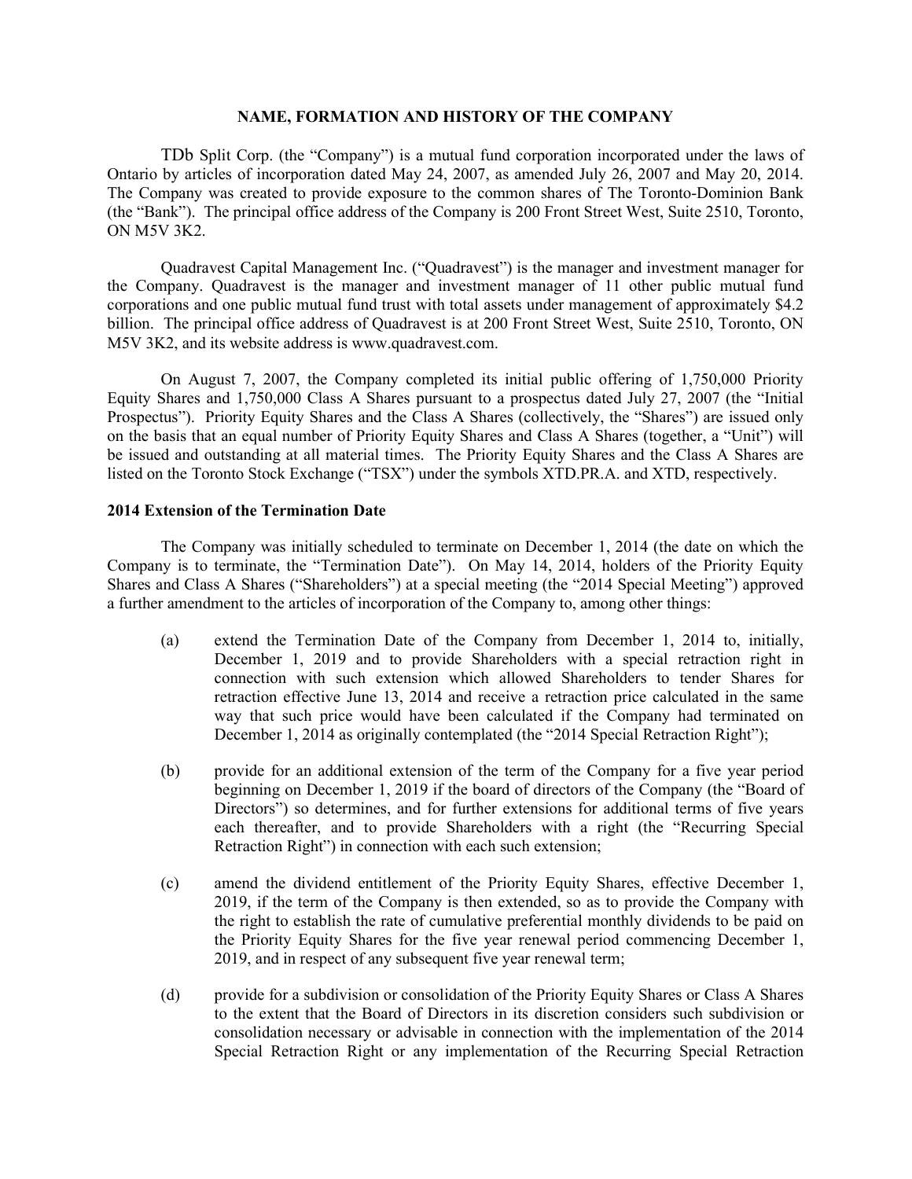## NAME, FORMATION AND HISTORY OF THE COMPANY

TDb Split Corp. (the "Company") is a mutual fund corporation incorporated under the laws of Ontario by articles of incorporation dated May 24, 2007, as amended July 26, 2007 and May 20, 2014. The Company was created to provide exposure to the common shares of The Toronto-Dominion Bank (the "Bank"). The principal office address of the Company is 200 Front Street West, Suite 2510, Toronto, ON M5V 3K2.

Quadravest Capital Management Inc. ("Quadravest") is the manager and investment manager for the Company. Quadravest is the manager and investment manager of 11 other public mutual fund corporations and one public mutual fund trust with total assets under management of approximately $4.2 billion. The principal office address of Quadravest is at 200 Front Street West, Suite 2510, Toronto, ON M5V 3K2, and its website address is www.quadravest.com.

On August 7, 2007, the Company completed its initial public offering of 1,750,000 Priority Equity Shares and 1,750,000 Class A Shares pursuant to a prospectus dated July 27, 2007 (the "Initial Prospectus"). Priority Equity Shares and the Class A Shares (collectively, the "Shares") are issued only on the basis that an equal number of Priority Equity Shares and Class A Shares (together, a "Unit") will be issued and outstanding at all material times. The Priority Equity Shares and the Class A Shares are listed on the Toronto Stock Exchange ("TSX") under the symbols XTD.PR.A. and XTD, respectively.

**2014 Extension of the Termination Date**

The Company was initially scheduled to terminate on December 1, 2014 (the date on which the Company is to terminate, the "Termination Date"). On May 14, 2014, holders of the Priority Equity Shares and Class A Shares ("Shareholders") at a special meeting (the "2014 Special Meeting") approved a further amendment to the articles of incorporation of the Company to, among other things:

(a) extend the Termination Date of the Company from December 1, 2014 to, initially, December 1, 2019 and to provide Shareholders with a special retraction right in connection with such extension which allowed Shareholders to tender Shares for retraction effective June 13, 2014 and receive a retraction price calculated in the same way that such price would have been calculated if the Company had terminated on December 1, 2014 as originally contemplated (the "2014 Special Retraction Right");

(b) provide for an additional extension of the term of the Company for a five year period beginning on December 1, 2019 if the board of directors of the Company (the "Board of Directors") so determines, and for further extensions for additional terms of five years each thereafter, and to provide Shareholders with a right (the "Recurring Special Retraction Right") in connection with each such extension;

(c) amend the dividend entitlement of the Priority Equity Shares, effective December 1, 2019, if the term of the Company is then extended, so as to provide the Company with the right to establish the rate of cumulative preferential monthly dividends to be paid on the Priority Equity Shares for the five year renewal period commencing December 1, 2019, and in respect of any subsequent five year renewal term;

(d) provide for a subdivision or consolidation of the Priority Equity Shares or Class A Shares to the extent that the Board of Directors in its discretion considers such subdivision or consolidation necessary or advisable in connection with the implementation of the 2014 Special Retraction Right or any implementation of the Recurring Special Retraction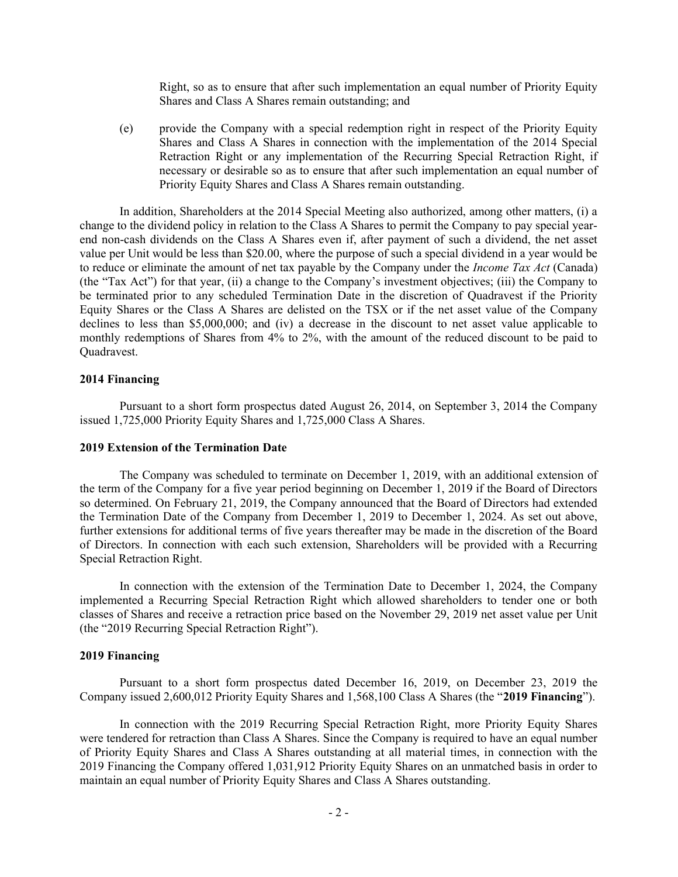Right, so as to ensure that after such implementation an equal number of Priority Equity Shares and Class A Shares remain outstanding; and

(e) provide the Company with a special redemption right in respect of the Priority Equity Shares and Class A Shares in connection with the implementation of the 2014 Special Retraction Right or any implementation of the Recurring Special Retraction Right, if necessary or desirable so as to ensure that after such implementation an equal number of Priority Equity Shares and Class A Shares remain outstanding.

In addition, Shareholders at the 2014 Special Meeting also authorized, among other matters, (i) a change to the dividend policy in relation to the Class A Shares to permit the Company to pay special year-end non-cash dividends on the Class A Shares even if, after payment of such a dividend, the net asset value per Unit would be less than \$20.00, where the purpose of such a special dividend in a year would be to reduce or eliminate the amount of net tax payable by the Company under the *Income Tax Act* (Canada) (the "Tax Act") for that year, (ii) a change to the Company's investment objectives; (iii) the Company to be terminated prior to any scheduled Termination Date in the discretion of Quadravest if the Priority Equity Shares or the Class A Shares are delisted on the TSX or if the net asset value of the Company declines to less than \$5,000,000; and (iv) a decrease in the discount to net asset value applicable to monthly redemptions of Shares from 4% to 2%, with the amount of the reduced discount to be paid to Quadravest.

**2014 Financing**

Pursuant to a short form prospectus dated August 26, 2014, on September 3, 2014 the Company issued 1,725,000 Priority Equity Shares and 1,725,000 Class A Shares.

**2019 Extension of the Termination Date**

The Company was scheduled to terminate on December 1, 2019, with an additional extension of the term of the Company for a five year period beginning on December 1, 2019 if the Board of Directors so determined. On February 21, 2019, the Company announced that the Board of Directors had extended the Termination Date of the Company from December 1, 2019 to December 1, 2024. As set out above, further extensions for additional terms of five years thereafter may be made in the discretion of the Board of Directors. In connection with each such extension, Shareholders will be provided with a Recurring Special Retraction Right.

In connection with the extension of the Termination Date to December 1, 2024, the Company implemented a Recurring Special Retraction Right which allowed shareholders to tender one or both classes of Shares and receive a retraction price based on the November 29, 2019 net asset value per Unit (the "2019 Recurring Special Retraction Right").

**2019 Financing**

Pursuant to a short form prospectus dated December 16, 2019, on December 23, 2019 the Company issued 2,600,012 Priority Equity Shares and 1,568,100 Class A Shares (the "**2019 Financing**").

In connection with the 2019 Recurring Special Retraction Right, more Priority Equity Shares were tendered for retraction than Class A Shares. Since the Company is required to have an equal number of Priority Equity Shares and Class A Shares outstanding at all material times, in connection with the 2019 Financing the Company offered 1,031,912 Priority Equity Shares on an unmatched basis in order to maintain an equal number of Priority Equity Shares and Class A Shares outstanding.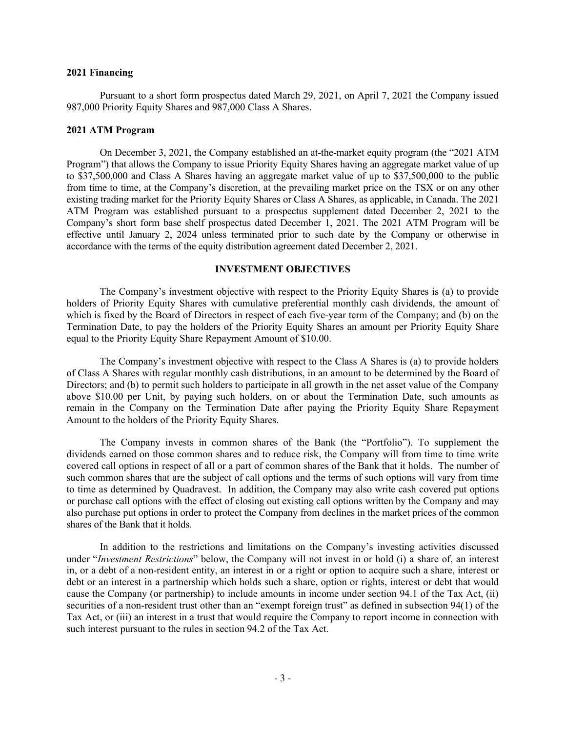**2021 Financing**

Pursuant to a short form prospectus dated March 29, 2021, on April 7, 2021 the Company issued 987,000 Priority Equity Shares and 987,000 Class A Shares.

**2021 ATM Program**

On December 3, 2021, the Company established an at-the-market equity program (the "2021 ATM Program") that allows the Company to issue Priority Equity Shares having an aggregate market value of up to $37,500,000 and Class A Shares having an aggregate market value of up to $37,500,000 to the public from time to time, at the Company's discretion, at the prevailing market price on the TSX or on any other existing trading market for the Priority Equity Shares or Class A Shares, as applicable, in Canada. The 2021 ATM Program was established pursuant to a prospectus supplement dated December 2, 2021 to the Company's short form base shelf prospectus dated December 1, 2021. The 2021 ATM Program will be effective until January 2, 2024 unless terminated prior to such date by the Company or otherwise in accordance with the terms of the equity distribution agreement dated December 2, 2021.

## INVESTMENT OBJECTIVES

The Company's investment objective with respect to the Priority Equity Shares is (a) to provide holders of Priority Equity Shares with cumulative preferential monthly cash dividends, the amount of which is fixed by the Board of Directors in respect of each five-year term of the Company; and (b) on the Termination Date, to pay the holders of the Priority Equity Shares an amount per Priority Equity Share equal to the Priority Equity Share Repayment Amount of $10.00.

The Company's investment objective with respect to the Class A Shares is (a) to provide holders of Class A Shares with regular monthly cash distributions, in an amount to be determined by the Board of Directors; and (b) to permit such holders to participate in all growth in the net asset value of the Company above $10.00 per Unit, by paying such holders, on or about the Termination Date, such amounts as remain in the Company on the Termination Date after paying the Priority Equity Share Repayment Amount to the holders of the Priority Equity Shares.

The Company invests in common shares of the Bank (the "Portfolio"). To supplement the dividends earned on those common shares and to reduce risk, the Company will from time to time write covered call options in respect of all or a part of common shares of the Bank that it holds. The number of such common shares that are the subject of call options and the terms of such options will vary from time to time as determined by Quadravest. In addition, the Company may also write cash covered put options or purchase call options with the effect of closing out existing call options written by the Company and may also purchase put options in order to protect the Company from declines in the market prices of the common shares of the Bank that it holds.

In addition to the restrictions and limitations on the Company's investing activities discussed under "*Investment Restrictions*" below, the Company will not invest in or hold (i) a share of, an interest in, or a debt of a non-resident entity, an interest in or a right or option to acquire such a share, interest or debt or an interest in a partnership which holds such a share, option or rights, interest or debt that would cause the Company (or partnership) to include amounts in income under section 94.1 of the Tax Act, (ii) securities of a non-resident trust other than an "exempt foreign trust" as defined in subsection 94(1) of the Tax Act, or (iii) an interest in a trust that would require the Company to report income in connection with such interest pursuant to the rules in section 94.2 of the Tax Act.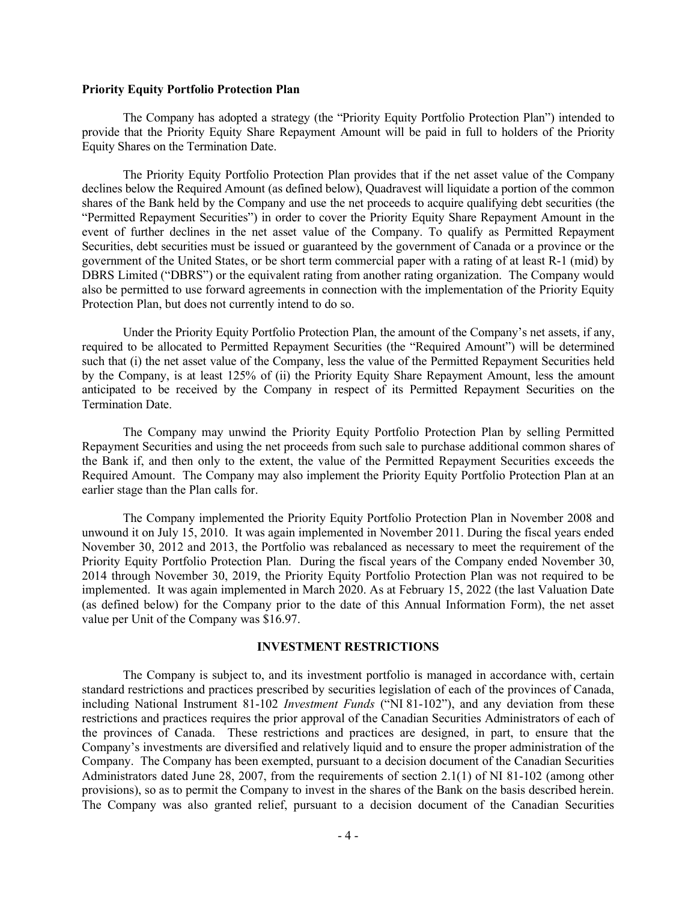**Priority Equity Portfolio Protection Plan**

The Company has adopted a strategy (the "Priority Equity Portfolio Protection Plan") intended to provide that the Priority Equity Share Repayment Amount will be paid in full to holders of the Priority Equity Shares on the Termination Date.

The Priority Equity Portfolio Protection Plan provides that if the net asset value of the Company declines below the Required Amount (as defined below), Quadravest will liquidate a portion of the common shares of the Bank held by the Company and use the net proceeds to acquire qualifying debt securities (the "Permitted Repayment Securities") in order to cover the Priority Equity Share Repayment Amount in the event of further declines in the net asset value of the Company. To qualify as Permitted Repayment Securities, debt securities must be issued or guaranteed by the government of Canada or a province or the government of the United States, or be short term commercial paper with a rating of at least R-1 (mid) by DBRS Limited ("DBRS") or the equivalent rating from another rating organization. The Company would also be permitted to use forward agreements in connection with the implementation of the Priority Equity Protection Plan, but does not currently intend to do so.

Under the Priority Equity Portfolio Protection Plan, the amount of the Company's net assets, if any, required to be allocated to Permitted Repayment Securities (the "Required Amount") will be determined such that (i) the net asset value of the Company, less the value of the Permitted Repayment Securities held by the Company, is at least 125% of (ii) the Priority Equity Share Repayment Amount, less the amount anticipated to be received by the Company in respect of its Permitted Repayment Securities on the Termination Date.

The Company may unwind the Priority Equity Portfolio Protection Plan by selling Permitted Repayment Securities and using the net proceeds from such sale to purchase additional common shares of the Bank if, and then only to the extent, the value of the Permitted Repayment Securities exceeds the Required Amount. The Company may also implement the Priority Equity Portfolio Protection Plan at an earlier stage than the Plan calls for.

The Company implemented the Priority Equity Portfolio Protection Plan in November 2008 and unwound it on July 15, 2010. It was again implemented in November 2011. During the fiscal years ended November 30, 2012 and 2013, the Portfolio was rebalanced as necessary to meet the requirement of the Priority Equity Portfolio Protection Plan. During the fiscal years of the Company ended November 30, 2014 through November 30, 2019, the Priority Equity Portfolio Protection Plan was not required to be implemented. It was again implemented in March 2020. As at February 15, 2022 (the last Valuation Date (as defined below) for the Company prior to the date of this Annual Information Form), the net asset value per Unit of the Company was $16.97.

## INVESTMENT RESTRICTIONS

The Company is subject to, and its investment portfolio is managed in accordance with, certain standard restrictions and practices prescribed by securities legislation of each of the provinces of Canada, including National Instrument 81-102 *Investment Funds* ("NI 81-102"), and any deviation from these restrictions and practices requires the prior approval of the Canadian Securities Administrators of each of the provinces of Canada. These restrictions and practices are designed, in part, to ensure that the Company's investments are diversified and relatively liquid and to ensure the proper administration of the Company. The Company has been exempted, pursuant to a decision document of the Canadian Securities Administrators dated June 28, 2007, from the requirements of section 2.1(1) of NI 81-102 (among other provisions), so as to permit the Company to invest in the shares of the Bank on the basis described herein. The Company was also granted relief, pursuant to a decision document of the Canadian Securities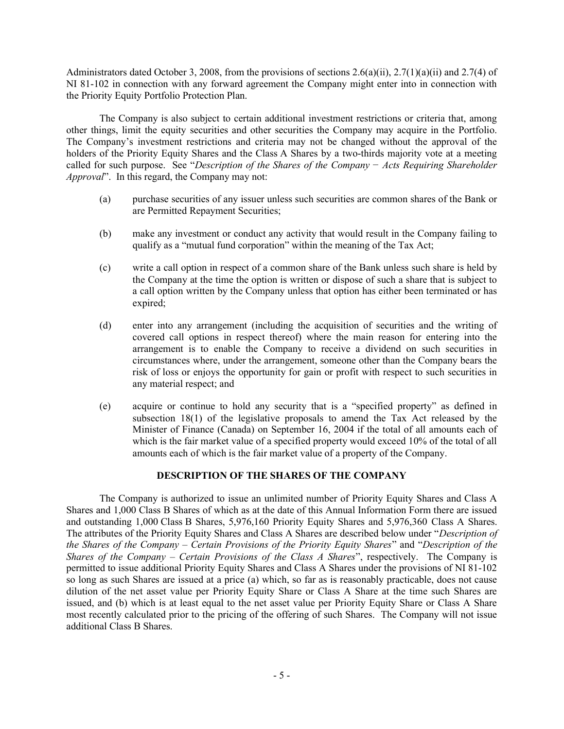Administrators dated October 3, 2008, from the provisions of sections 2.6(a)(ii), 2.7(1)(a)(ii) and 2.7(4) of NI 81-102 in connection with any forward agreement the Company might enter into in connection with the Priority Equity Portfolio Protection Plan.

The Company is also subject to certain additional investment restrictions or criteria that, among other things, limit the equity securities and other securities the Company may acquire in the Portfolio. The Company's investment restrictions and criteria may not be changed without the approval of the holders of the Priority Equity Shares and the Class A Shares by a two-thirds majority vote at a meeting called for such purpose. See "*Description of the Shares of the Company − Acts Requiring Shareholder Approval*". In this regard, the Company may not:

(a) purchase securities of any issuer unless such securities are common shares of the Bank or are Permitted Repayment Securities;

(b) make any investment or conduct any activity that would result in the Company failing to qualify as a "mutual fund corporation" within the meaning of the Tax Act;

(c) write a call option in respect of a common share of the Bank unless such share is held by the Company at the time the option is written or dispose of such a share that is subject to a call option written by the Company unless that option has either been terminated or has expired;

(d) enter into any arrangement (including the acquisition of securities and the writing of covered call options in respect thereof) where the main reason for entering into the arrangement is to enable the Company to receive a dividend on such securities in circumstances where, under the arrangement, someone other than the Company bears the risk of loss or enjoys the opportunity for gain or profit with respect to such securities in any material respect; and

(e) acquire or continue to hold any security that is a "specified property" as defined in subsection 18(1) of the legislative proposals to amend the Tax Act released by the Minister of Finance (Canada) on September 16, 2004 if the total of all amounts each of which is the fair market value of a specified property would exceed 10% of the total of all amounts each of which is the fair market value of a property of the Company.

## DESCRIPTION OF THE SHARES OF THE COMPANY

The Company is authorized to issue an unlimited number of Priority Equity Shares and Class A Shares and 1,000 Class B Shares of which as at the date of this Annual Information Form there are issued and outstanding 1,000 Class B Shares, 5,976,160 Priority Equity Shares and 5,976,360 Class A Shares. The attributes of the Priority Equity Shares and Class A Shares are described below under "*Description of the Shares of the Company – Certain Provisions of the Priority Equity Shares*" and "*Description of the Shares of the Company – Certain Provisions of the Class A Shares*", respectively. The Company is permitted to issue additional Priority Equity Shares and Class A Shares under the provisions of NI 81-102 so long as such Shares are issued at a price (a) which, so far as is reasonably practicable, does not cause dilution of the net asset value per Priority Equity Share or Class A Share at the time such Shares are issued, and (b) which is at least equal to the net asset value per Priority Equity Share or Class A Share most recently calculated prior to the pricing of the offering of such Shares. The Company will not issue additional Class B Shares.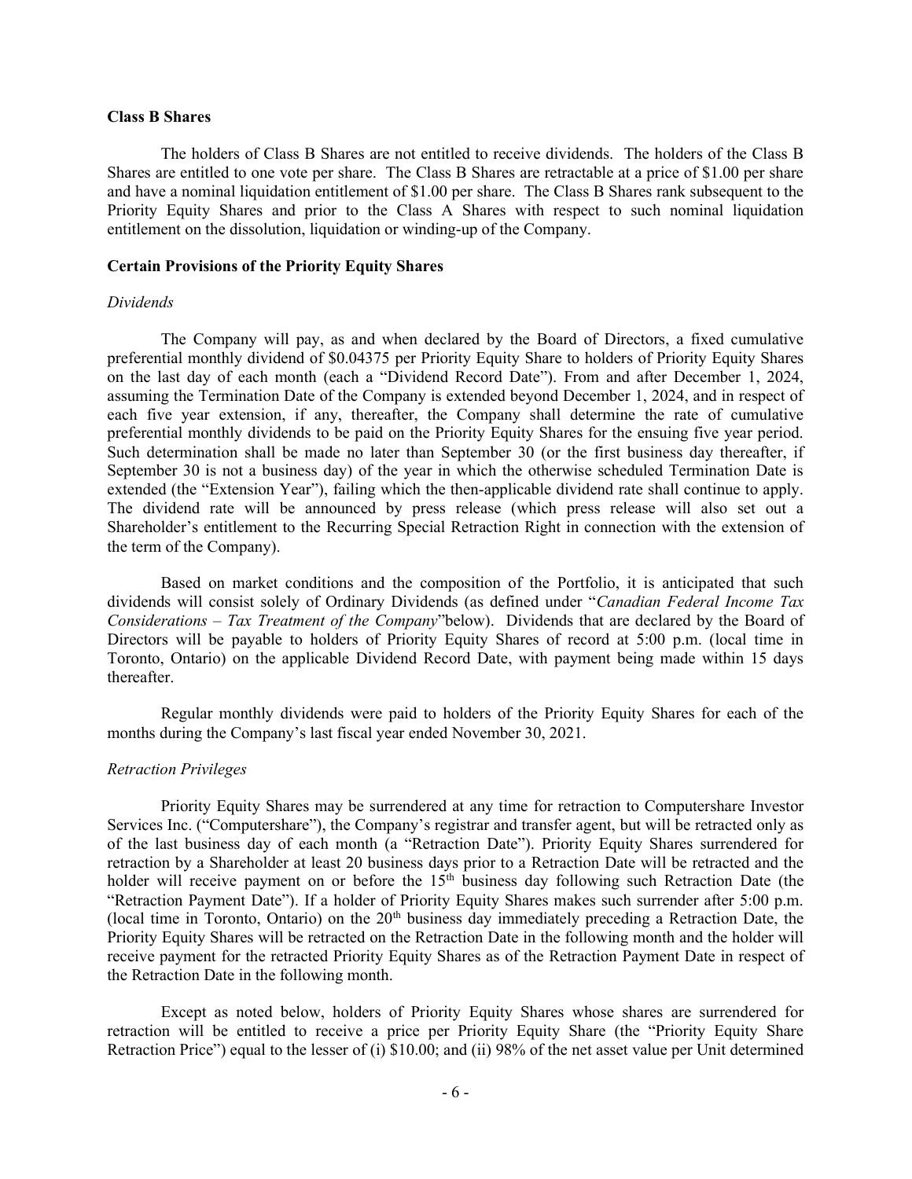**Class B Shares**

The holders of Class B Shares are not entitled to receive dividends. The holders of the Class B Shares are entitled to one vote per share. The Class B Shares are retractable at a price of $1.00 per share and have a nominal liquidation entitlement of $1.00 per share. The Class B Shares rank subsequent to the Priority Equity Shares and prior to the Class A Shares with respect to such nominal liquidation entitlement on the dissolution, liquidation or winding-up of the Company.

**Certain Provisions of the Priority Equity Shares**

*Dividends*

The Company will pay, as and when declared by the Board of Directors, a fixed cumulative preferential monthly dividend of $0.04375 per Priority Equity Share to holders of Priority Equity Shares on the last day of each month (each a "Dividend Record Date"). From and after December 1, 2024, assuming the Termination Date of the Company is extended beyond December 1, 2024, and in respect of each five year extension, if any, thereafter, the Company shall determine the rate of cumulative preferential monthly dividends to be paid on the Priority Equity Shares for the ensuing five year period. Such determination shall be made no later than September 30 (or the first business day thereafter, if September 30 is not a business day) of the year in which the otherwise scheduled Termination Date is extended (the "Extension Year"), failing which the then-applicable dividend rate shall continue to apply. The dividend rate will be announced by press release (which press release will also set out a Shareholder's entitlement to the Recurring Special Retraction Right in connection with the extension of the term of the Company).

Based on market conditions and the composition of the Portfolio, it is anticipated that such dividends will consist solely of Ordinary Dividends (as defined under "*Canadian Federal Income Tax Considerations – Tax Treatment of the Company*" below). Dividends that are declared by the Board of Directors will be payable to holders of Priority Equity Shares of record at 5:00 p.m. (local time in Toronto, Ontario) on the applicable Dividend Record Date, with payment being made within 15 days thereafter.

Regular monthly dividends were paid to holders of the Priority Equity Shares for each of the months during the Company's last fiscal year ended November 30, 2021.

*Retraction Privileges*

Priority Equity Shares may be surrendered at any time for retraction to Computershare Investor Services Inc. ("Computershare"), the Company's registrar and transfer agent, but will be retracted only as of the last business day of each month (a "Retraction Date"). Priority Equity Shares surrendered for retraction by a Shareholder at least 20 business days prior to a Retraction Date will be retracted and the holder will receive payment on or before the 15th business day following such Retraction Date (the "Retraction Payment Date"). If a holder of Priority Equity Shares makes such surrender after 5:00 p.m. (local time in Toronto, Ontario) on the 20th business day immediately preceding a Retraction Date, the Priority Equity Shares will be retracted on the Retraction Date in the following month and the holder will receive payment for the retracted Priority Equity Shares as of the Retraction Payment Date in respect of the Retraction Date in the following month.

Except as noted below, holders of Priority Equity Shares whose shares are surrendered for retraction will be entitled to receive a price per Priority Equity Share (the "Priority Equity Share Retraction Price") equal to the lesser of (i) $10.00; and (ii) 98% of the net asset value per Unit determined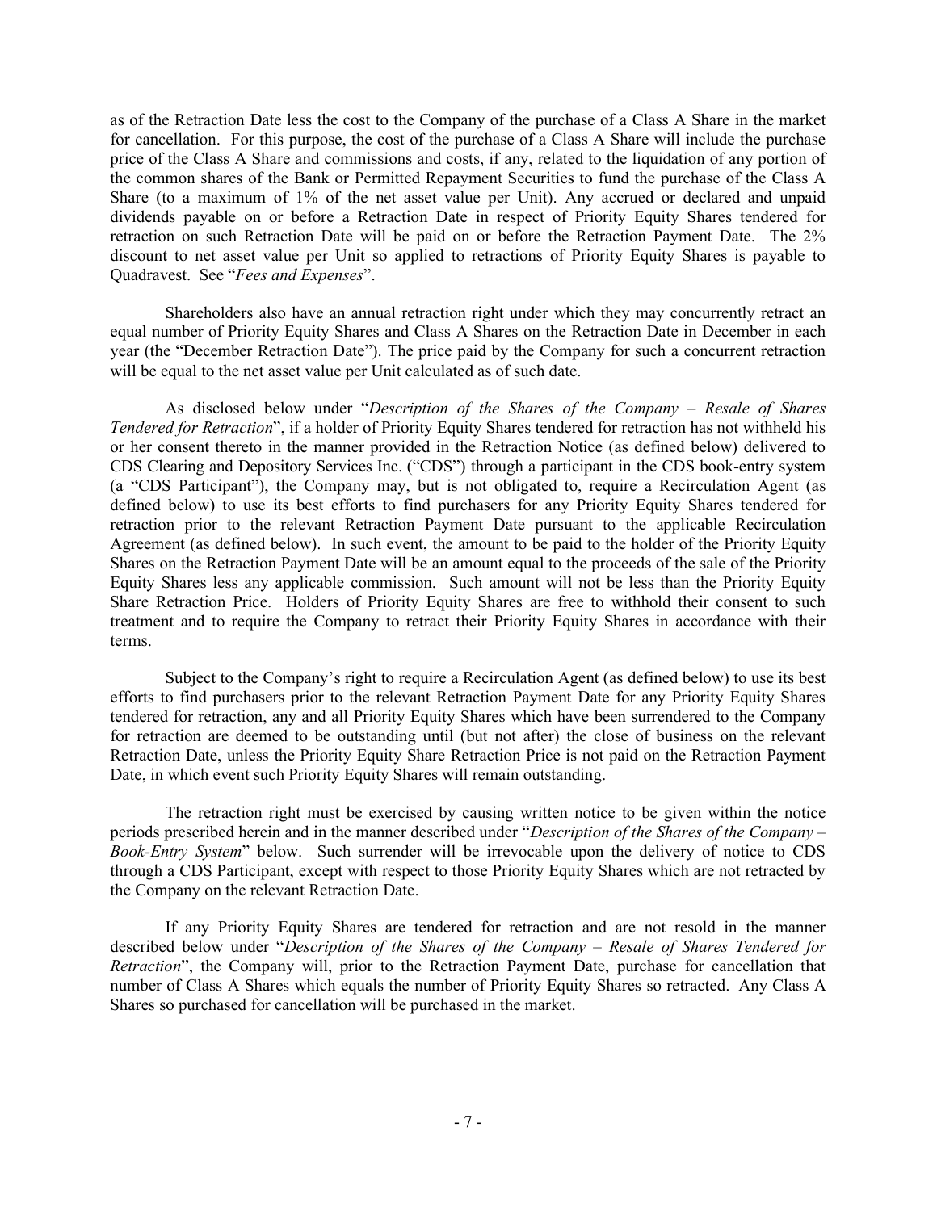as of the Retraction Date less the cost to the Company of the purchase of a Class A Share in the market for cancellation. For this purpose, the cost of the purchase of a Class A Share will include the purchase price of the Class A Share and commissions and costs, if any, related to the liquidation of any portion of the common shares of the Bank or Permitted Repayment Securities to fund the purchase of the Class A Share (to a maximum of 1% of the net asset value per Unit). Any accrued or declared and unpaid dividends payable on or before a Retraction Date in respect of Priority Equity Shares tendered for retraction on such Retraction Date will be paid on or before the Retraction Payment Date. The 2% discount to net asset value per Unit so applied to retractions of Priority Equity Shares is payable to Quadravest. See "*Fees and Expenses*".

Shareholders also have an annual retraction right under which they may concurrently retract an equal number of Priority Equity Shares and Class A Shares on the Retraction Date in December in each year (the "December Retraction Date"). The price paid by the Company for such a concurrent retraction will be equal to the net asset value per Unit calculated as of such date.

As disclosed below under "*Description of the Shares of the Company – Resale of Shares Tendered for Retraction*", if a holder of Priority Equity Shares tendered for retraction has not withheld his or her consent thereto in the manner provided in the Retraction Notice (as defined below) delivered to CDS Clearing and Depository Services Inc. ("CDS") through a participant in the CDS book-entry system (a "CDS Participant"), the Company may, but is not obligated to, require a Recirculation Agent (as defined below) to use its best efforts to find purchasers for any Priority Equity Shares tendered for retraction prior to the relevant Retraction Payment Date pursuant to the applicable Recirculation Agreement (as defined below). In such event, the amount to be paid to the holder of the Priority Equity Shares on the Retraction Payment Date will be an amount equal to the proceeds of the sale of the Priority Equity Shares less any applicable commission. Such amount will not be less than the Priority Equity Share Retraction Price. Holders of Priority Equity Shares are free to withhold their consent to such treatment and to require the Company to retract their Priority Equity Shares in accordance with their terms.

Subject to the Company's right to require a Recirculation Agent (as defined below) to use its best efforts to find purchasers prior to the relevant Retraction Payment Date for any Priority Equity Shares tendered for retraction, any and all Priority Equity Shares which have been surrendered to the Company for retraction are deemed to be outstanding until (but not after) the close of business on the relevant Retraction Date, unless the Priority Equity Share Retraction Price is not paid on the Retraction Payment Date, in which event such Priority Equity Shares will remain outstanding.

The retraction right must be exercised by causing written notice to be given within the notice periods prescribed herein and in the manner described under "*Description of the Shares of the Company – Book-Entry System*" below. Such surrender will be irrevocable upon the delivery of notice to CDS through a CDS Participant, except with respect to those Priority Equity Shares which are not retracted by the Company on the relevant Retraction Date.

If any Priority Equity Shares are tendered for retraction and are not resold in the manner described below under "*Description of the Shares of the Company – Resale of Shares Tendered for Retraction*", the Company will, prior to the Retraction Payment Date, purchase for cancellation that number of Class A Shares which equals the number of Priority Equity Shares so retracted. Any Class A Shares so purchased for cancellation will be purchased in the market.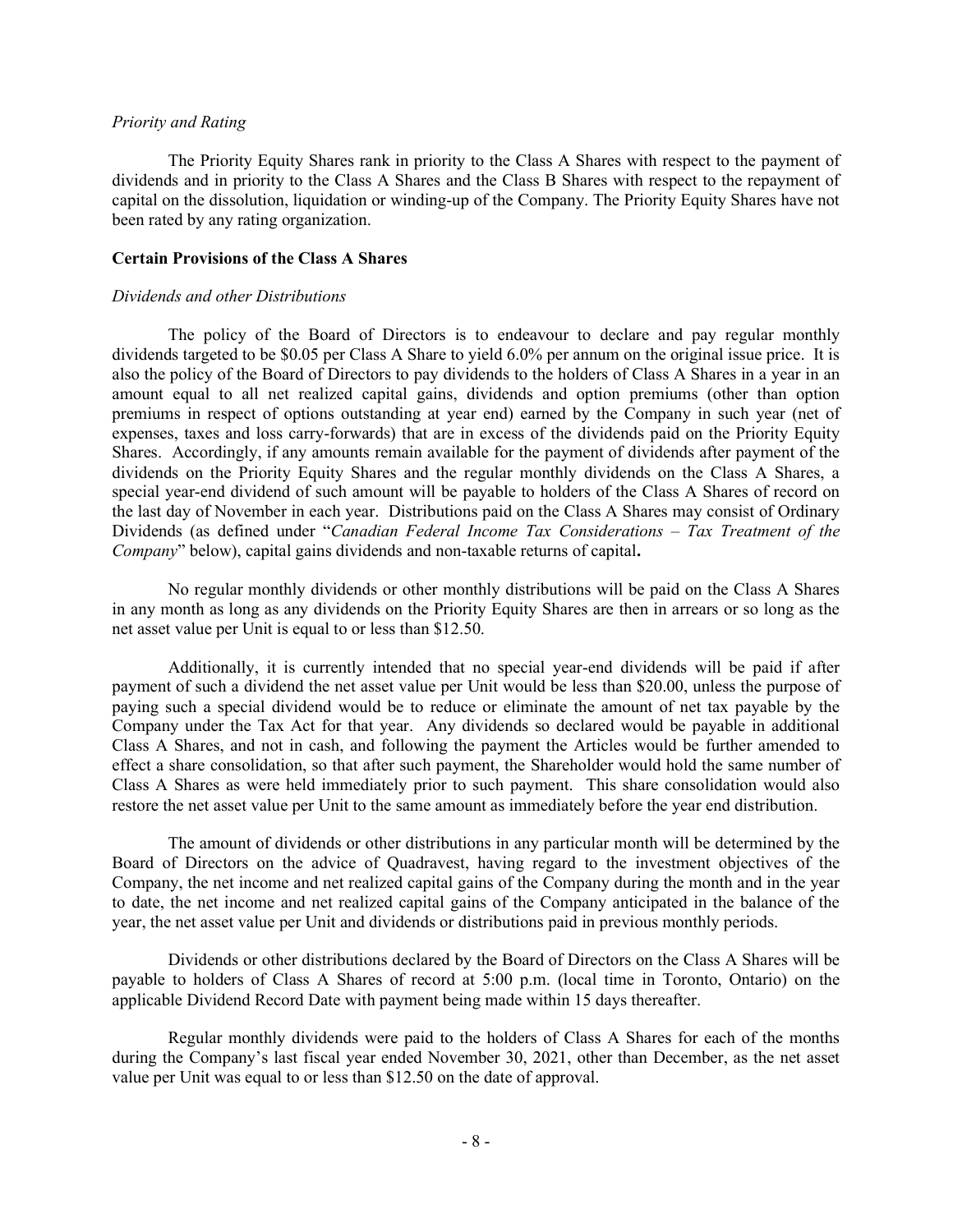*Priority and Rating*

The Priority Equity Shares rank in priority to the Class A Shares with respect to the payment of dividends and in priority to the Class A Shares and the Class B Shares with respect to the repayment of capital on the dissolution, liquidation or winding-up of the Company. The Priority Equity Shares have not been rated by any rating organization.

**Certain Provisions of the Class A Shares**

*Dividends and other Distributions*

The policy of the Board of Directors is to endeavour to declare and pay regular monthly dividends targeted to be $0.05 per Class A Share to yield 6.0% per annum on the original issue price. It is also the policy of the Board of Directors to pay dividends to the holders of Class A Shares in a year in an amount equal to all net realized capital gains, dividends and option premiums (other than option premiums in respect of options outstanding at year end) earned by the Company in such year (net of expenses, taxes and loss carry-forwards) that are in excess of the dividends paid on the Priority Equity Shares. Accordingly, if any amounts remain available for the payment of dividends after payment of the dividends on the Priority Equity Shares and the regular monthly dividends on the Class A Shares, a special year-end dividend of such amount will be payable to holders of the Class A Shares of record on the last day of November in each year. Distributions paid on the Class A Shares may consist of Ordinary Dividends (as defined under "*Canadian Federal Income Tax Considerations – Tax Treatment of the Company*" below), capital gains dividends and non-taxable returns of capital**.**

No regular monthly dividends or other monthly distributions will be paid on the Class A Shares in any month as long as any dividends on the Priority Equity Shares are then in arrears or so long as the net asset value per Unit is equal to or less than $12.50.

Additionally, it is currently intended that no special year-end dividends will be paid if after payment of such a dividend the net asset value per Unit would be less than $20.00, unless the purpose of paying such a special dividend would be to reduce or eliminate the amount of net tax payable by the Company under the Tax Act for that year. Any dividends so declared would be payable in additional Class A Shares, and not in cash, and following the payment the Articles would be further amended to effect a share consolidation, so that after such payment, the Shareholder would hold the same number of Class A Shares as were held immediately prior to such payment. This share consolidation would also restore the net asset value per Unit to the same amount as immediately before the year end distribution.

The amount of dividends or other distributions in any particular month will be determined by the Board of Directors on the advice of Quadravest, having regard to the investment objectives of the Company, the net income and net realized capital gains of the Company during the month and in the year to date, the net income and net realized capital gains of the Company anticipated in the balance of the year, the net asset value per Unit and dividends or distributions paid in previous monthly periods.

Dividends or other distributions declared by the Board of Directors on the Class A Shares will be payable to holders of Class A Shares of record at 5:00 p.m. (local time in Toronto, Ontario) on the applicable Dividend Record Date with payment being made within 15 days thereafter.

Regular monthly dividends were paid to the holders of Class A Shares for each of the months during the Company's last fiscal year ended November 30, 2021, other than December, as the net asset value per Unit was equal to or less than $12.50 on the date of approval.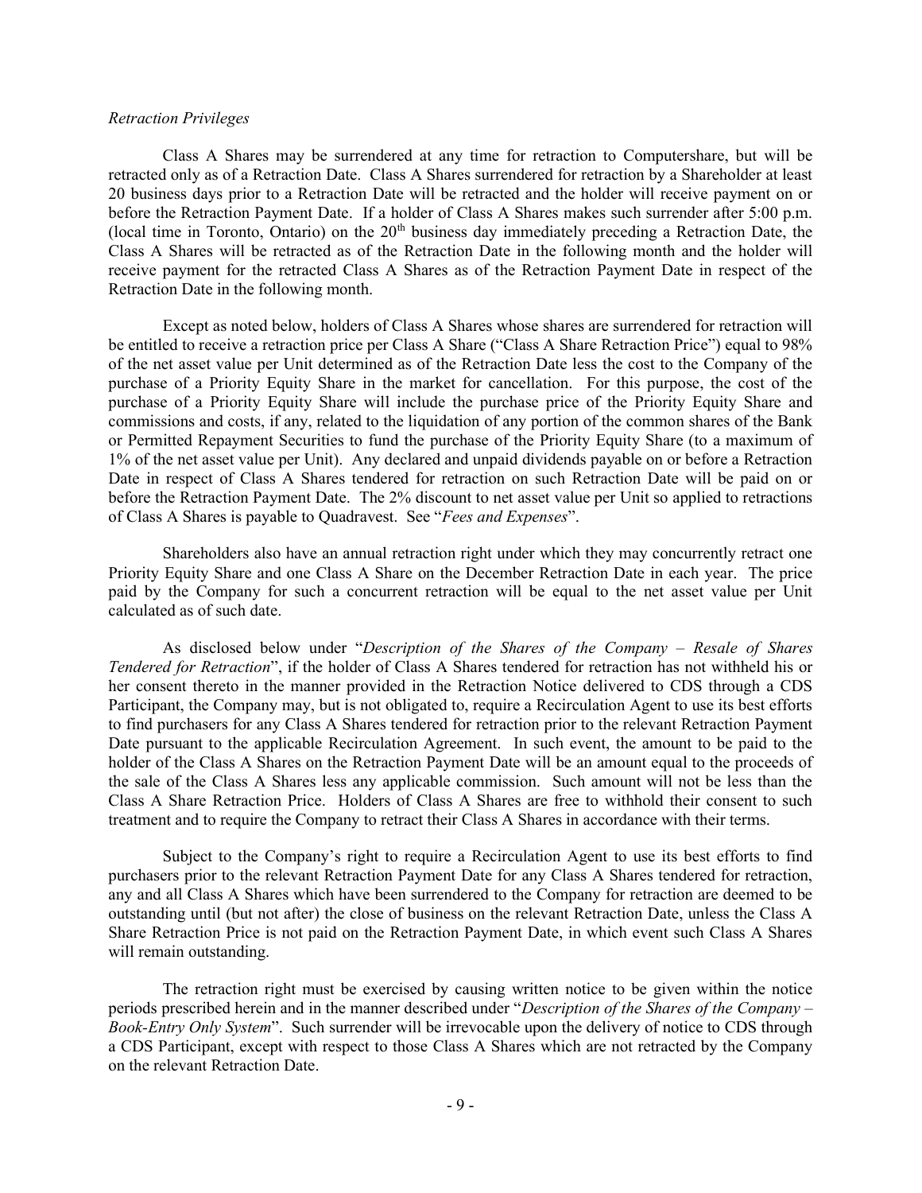*Retraction Privileges*

Class A Shares may be surrendered at any time for retraction to Computershare, but will be retracted only as of a Retraction Date. Class A Shares surrendered for retraction by a Shareholder at least 20 business days prior to a Retraction Date will be retracted and the holder will receive payment on or before the Retraction Payment Date. If a holder of Class A Shares makes such surrender after 5:00 p.m. (local time in Toronto, Ontario) on the 20th business day immediately preceding a Retraction Date, the Class A Shares will be retracted as of the Retraction Date in the following month and the holder will receive payment for the retracted Class A Shares as of the Retraction Payment Date in respect of the Retraction Date in the following month.

Except as noted below, holders of Class A Shares whose shares are surrendered for retraction will be entitled to receive a retraction price per Class A Share ("Class A Share Retraction Price") equal to 98% of the net asset value per Unit determined as of the Retraction Date less the cost to the Company of the purchase of a Priority Equity Share in the market for cancellation. For this purpose, the cost of the purchase of a Priority Equity Share will include the purchase price of the Priority Equity Share and commissions and costs, if any, related to the liquidation of any portion of the common shares of the Bank or Permitted Repayment Securities to fund the purchase of the Priority Equity Share (to a maximum of 1% of the net asset value per Unit). Any declared and unpaid dividends payable on or before a Retraction Date in respect of Class A Shares tendered for retraction on such Retraction Date will be paid on or before the Retraction Payment Date. The 2% discount to net asset value per Unit so applied to retractions of Class A Shares is payable to Quadravest. See "*Fees and Expenses*".

Shareholders also have an annual retraction right under which they may concurrently retract one Priority Equity Share and one Class A Share on the December Retraction Date in each year. The price paid by the Company for such a concurrent retraction will be equal to the net asset value per Unit calculated as of such date.

As disclosed below under "*Description of the Shares of the Company – Resale of Shares Tendered for Retraction*", if the holder of Class A Shares tendered for retraction has not withheld his or her consent thereto in the manner provided in the Retraction Notice delivered to CDS through a CDS Participant, the Company may, but is not obligated to, require a Recirculation Agent to use its best efforts to find purchasers for any Class A Shares tendered for retraction prior to the relevant Retraction Payment Date pursuant to the applicable Recirculation Agreement. In such event, the amount to be paid to the holder of the Class A Shares on the Retraction Payment Date will be an amount equal to the proceeds of the sale of the Class A Shares less any applicable commission. Such amount will not be less than the Class A Share Retraction Price. Holders of Class A Shares are free to withhold their consent to such treatment and to require the Company to retract their Class A Shares in accordance with their terms.

Subject to the Company's right to require a Recirculation Agent to use its best efforts to find purchasers prior to the relevant Retraction Payment Date for any Class A Shares tendered for retraction, any and all Class A Shares which have been surrendered to the Company for retraction are deemed to be outstanding until (but not after) the close of business on the relevant Retraction Date, unless the Class A Share Retraction Price is not paid on the Retraction Payment Date, in which event such Class A Shares will remain outstanding.

The retraction right must be exercised by causing written notice to be given within the notice periods prescribed herein and in the manner described under "*Description of the Shares of the Company – Book-Entry Only System*". Such surrender will be irrevocable upon the delivery of notice to CDS through a CDS Participant, except with respect to those Class A Shares which are not retracted by the Company on the relevant Retraction Date.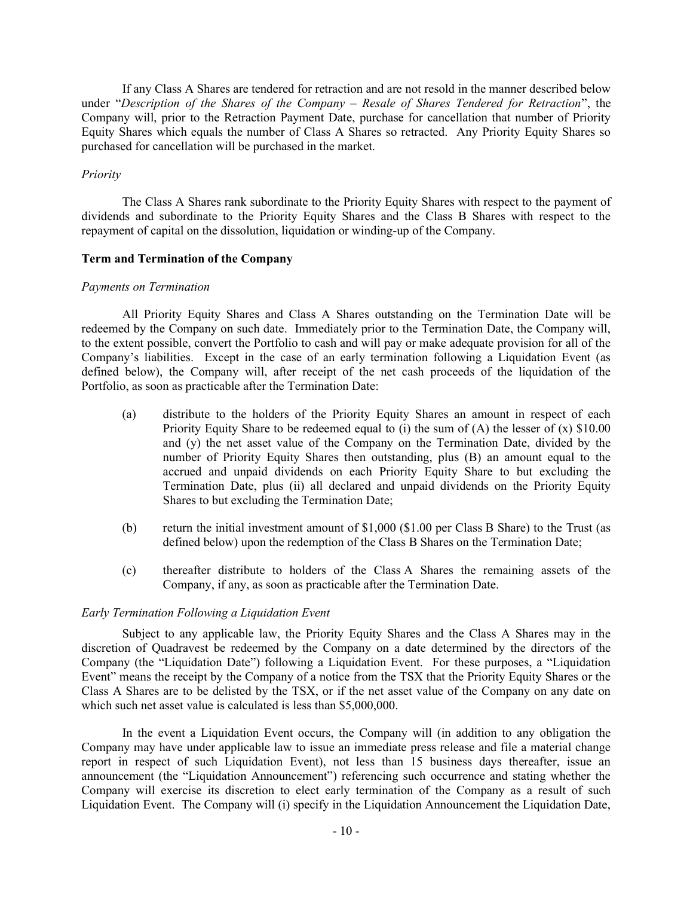If any Class A Shares are tendered for retraction and are not resold in the manner described below under "*Description of the Shares of the Company – Resale of Shares Tendered for Retraction*", the Company will, prior to the Retraction Payment Date, purchase for cancellation that number of Priority Equity Shares which equals the number of Class A Shares so retracted. Any Priority Equity Shares so purchased for cancellation will be purchased in the market.

*Priority*

The Class A Shares rank subordinate to the Priority Equity Shares with respect to the payment of dividends and subordinate to the Priority Equity Shares and the Class B Shares with respect to the repayment of capital on the dissolution, liquidation or winding-up of the Company.

**Term and Termination of the Company**

*Payments on Termination*

All Priority Equity Shares and Class A Shares outstanding on the Termination Date will be redeemed by the Company on such date. Immediately prior to the Termination Date, the Company will, to the extent possible, convert the Portfolio to cash and will pay or make adequate provision for all of the Company's liabilities. Except in the case of an early termination following a Liquidation Event (as defined below), the Company will, after receipt of the net cash proceeds of the liquidation of the Portfolio, as soon as practicable after the Termination Date:

(a) distribute to the holders of the Priority Equity Shares an amount in respect of each Priority Equity Share to be redeemed equal to (i) the sum of (A) the lesser of (x) $10.00 and (y) the net asset value of the Company on the Termination Date, divided by the number of Priority Equity Shares then outstanding, plus (B) an amount equal to the accrued and unpaid dividends on each Priority Equity Share to but excluding the Termination Date, plus (ii) all declared and unpaid dividends on the Priority Equity Shares to but excluding the Termination Date;

(b) return the initial investment amount of $1,000 ($1.00 per Class B Share) to the Trust (as defined below) upon the redemption of the Class B Shares on the Termination Date;

(c) thereafter distribute to holders of the Class A Shares the remaining assets of the Company, if any, as soon as practicable after the Termination Date.

*Early Termination Following a Liquidation Event*

Subject to any applicable law, the Priority Equity Shares and the Class A Shares may in the discretion of Quadravest be redeemed by the Company on a date determined by the directors of the Company (the "Liquidation Date") following a Liquidation Event. For these purposes, a "Liquidation Event" means the receipt by the Company of a notice from the TSX that the Priority Equity Shares or the Class A Shares are to be delisted by the TSX, or if the net asset value of the Company on any date on which such net asset value is calculated is less than $5,000,000.

In the event a Liquidation Event occurs, the Company will (in addition to any obligation the Company may have under applicable law to issue an immediate press release and file a material change report in respect of such Liquidation Event), not less than 15 business days thereafter, issue an announcement (the "Liquidation Announcement") referencing such occurrence and stating whether the Company will exercise its discretion to elect early termination of the Company as a result of such Liquidation Event. The Company will (i) specify in the Liquidation Announcement the Liquidation Date,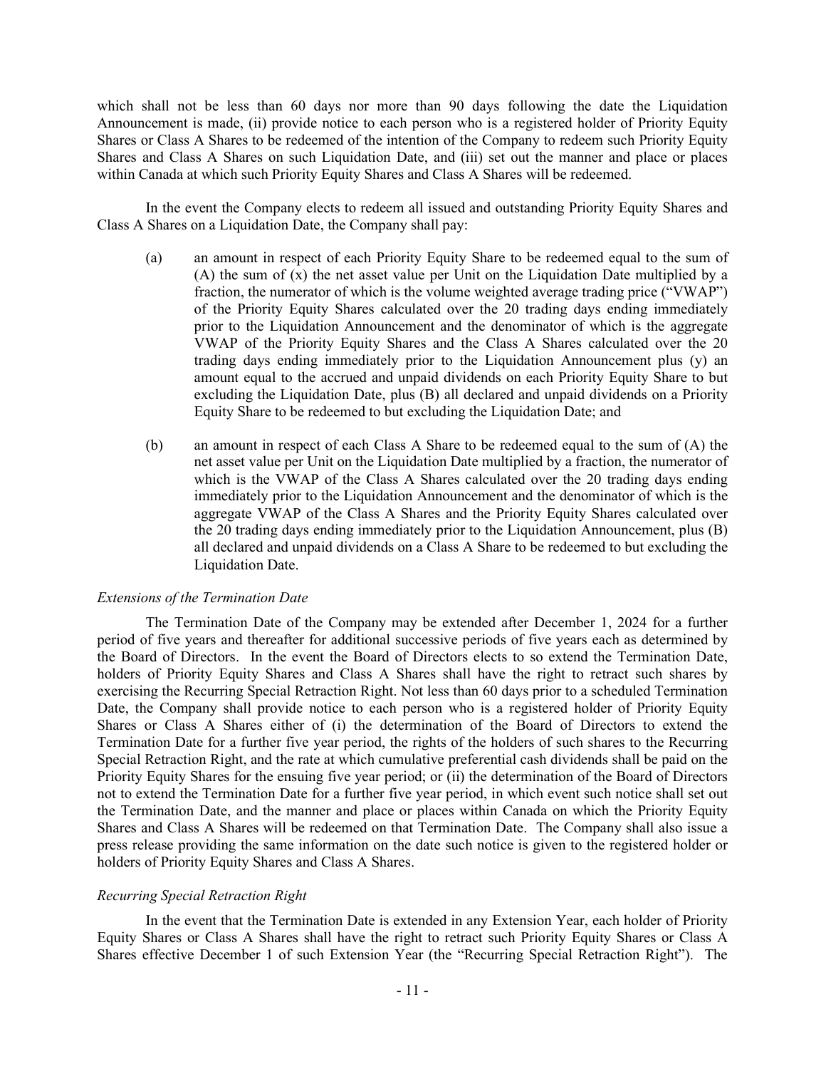which shall not be less than 60 days nor more than 90 days following the date the Liquidation Announcement is made, (ii) provide notice to each person who is a registered holder of Priority Equity Shares or Class A Shares to be redeemed of the intention of the Company to redeem such Priority Equity Shares and Class A Shares on such Liquidation Date, and (iii) set out the manner and place or places within Canada at which such Priority Equity Shares and Class A Shares will be redeemed.

In the event the Company elects to redeem all issued and outstanding Priority Equity Shares and Class A Shares on a Liquidation Date, the Company shall pay:

(a) an amount in respect of each Priority Equity Share to be redeemed equal to the sum of (A) the sum of (x) the net asset value per Unit on the Liquidation Date multiplied by a fraction, the numerator of which is the volume weighted average trading price ("VWAP") of the Priority Equity Shares calculated over the 20 trading days ending immediately prior to the Liquidation Announcement and the denominator of which is the aggregate VWAP of the Priority Equity Shares and the Class A Shares calculated over the 20 trading days ending immediately prior to the Liquidation Announcement plus (y) an amount equal to the accrued and unpaid dividends on each Priority Equity Share to but excluding the Liquidation Date, plus (B) all declared and unpaid dividends on a Priority Equity Share to be redeemed to but excluding the Liquidation Date; and

(b) an amount in respect of each Class A Share to be redeemed equal to the sum of (A) the net asset value per Unit on the Liquidation Date multiplied by a fraction, the numerator of which is the VWAP of the Class A Shares calculated over the 20 trading days ending immediately prior to the Liquidation Announcement and the denominator of which is the aggregate VWAP of the Class A Shares and the Priority Equity Shares calculated over the 20 trading days ending immediately prior to the Liquidation Announcement, plus (B) all declared and unpaid dividends on a Class A Share to be redeemed to but excluding the Liquidation Date.

*Extensions of the Termination Date*

The Termination Date of the Company may be extended after December 1, 2024 for a further period of five years and thereafter for additional successive periods of five years each as determined by the Board of Directors. In the event the Board of Directors elects to so extend the Termination Date, holders of Priority Equity Shares and Class A Shares shall have the right to retract such shares by exercising the Recurring Special Retraction Right. Not less than 60 days prior to a scheduled Termination Date, the Company shall provide notice to each person who is a registered holder of Priority Equity Shares or Class A Shares either of (i) the determination of the Board of Directors to extend the Termination Date for a further five year period, the rights of the holders of such shares to the Recurring Special Retraction Right, and the rate at which cumulative preferential cash dividends shall be paid on the Priority Equity Shares for the ensuing five year period; or (ii) the determination of the Board of Directors not to extend the Termination Date for a further five year period, in which event such notice shall set out the Termination Date, and the manner and place or places within Canada on which the Priority Equity Shares and Class A Shares will be redeemed on that Termination Date. The Company shall also issue a press release providing the same information on the date such notice is given to the registered holder or holders of Priority Equity Shares and Class A Shares.

*Recurring Special Retraction Right*

In the event that the Termination Date is extended in any Extension Year, each holder of Priority Equity Shares or Class A Shares shall have the right to retract such Priority Equity Shares or Class A Shares effective December 1 of such Extension Year (the "Recurring Special Retraction Right"). The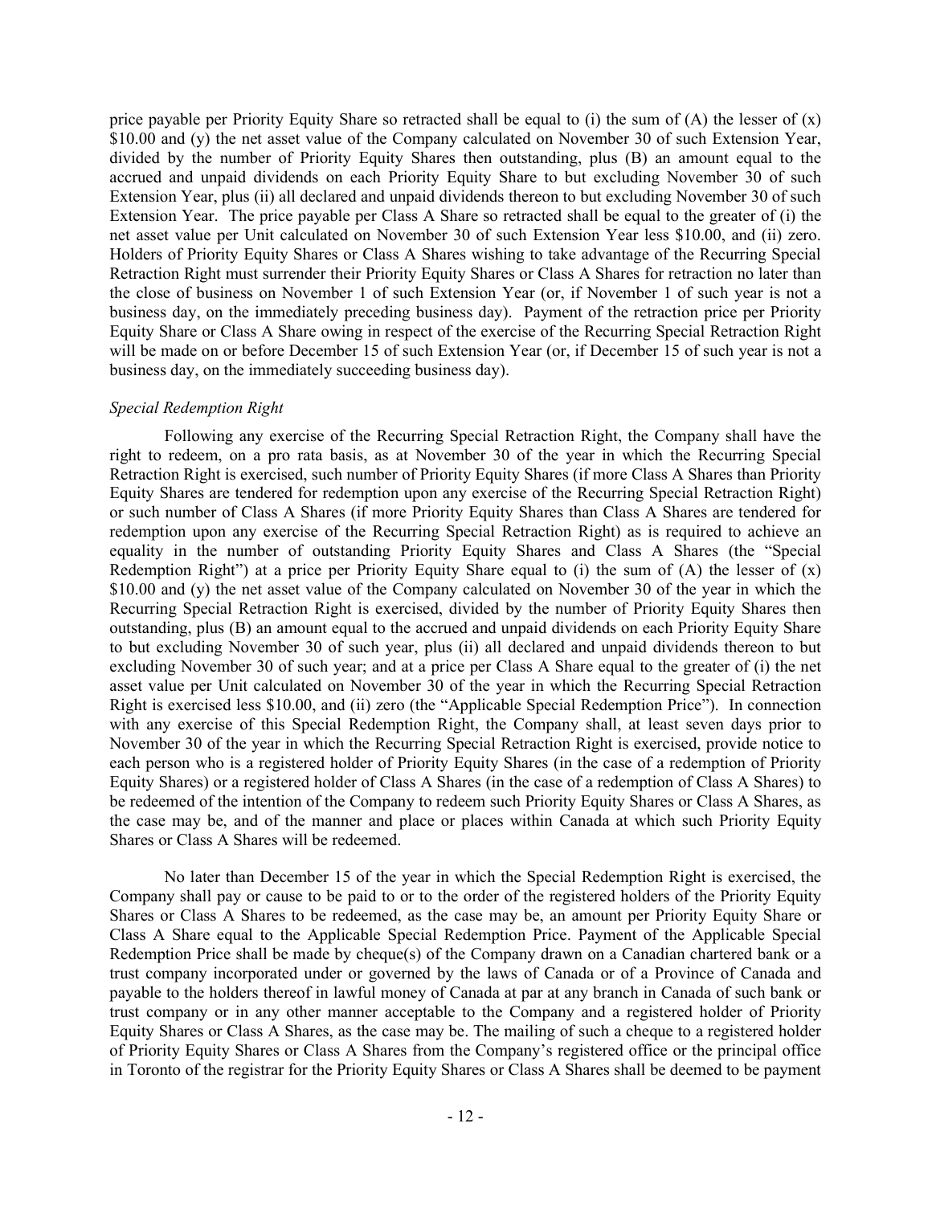price payable per Priority Equity Share so retracted shall be equal to (i) the sum of (A) the lesser of (x) $10.00 and (y) the net asset value of the Company calculated on November 30 of such Extension Year, divided by the number of Priority Equity Shares then outstanding, plus (B) an amount equal to the accrued and unpaid dividends on each Priority Equity Share to but excluding November 30 of such Extension Year, plus (ii) all declared and unpaid dividends thereon to but excluding November 30 of such Extension Year. The price payable per Class A Share so retracted shall be equal to the greater of (i) the net asset value per Unit calculated on November 30 of such Extension Year less $10.00, and (ii) zero. Holders of Priority Equity Shares or Class A Shares wishing to take advantage of the Recurring Special Retraction Right must surrender their Priority Equity Shares or Class A Shares for retraction no later than the close of business on November 1 of such Extension Year (or, if November 1 of such year is not a business day, on the immediately preceding business day). Payment of the retraction price per Priority Equity Share or Class A Share owing in respect of the exercise of the Recurring Special Retraction Right will be made on or before December 15 of such Extension Year (or, if December 15 of such year is not a business day, on the immediately succeeding business day).

*Special Redemption Right*

Following any exercise of the Recurring Special Retraction Right, the Company shall have the right to redeem, on a pro rata basis, as at November 30 of the year in which the Recurring Special Retraction Right is exercised, such number of Priority Equity Shares (if more Class A Shares than Priority Equity Shares are tendered for redemption upon any exercise of the Recurring Special Retraction Right) or such number of Class A Shares (if more Priority Equity Shares than Class A Shares are tendered for redemption upon any exercise of the Recurring Special Retraction Right) as is required to achieve an equality in the number of outstanding Priority Equity Shares and Class A Shares (the "Special Redemption Right") at a price per Priority Equity Share equal to (i) the sum of (A) the lesser of (x) $10.00 and (y) the net asset value of the Company calculated on November 30 of the year in which the Recurring Special Retraction Right is exercised, divided by the number of Priority Equity Shares then outstanding, plus (B) an amount equal to the accrued and unpaid dividends on each Priority Equity Share to but excluding November 30 of such year, plus (ii) all declared and unpaid dividends thereon to but excluding November 30 of such year; and at a price per Class A Share equal to the greater of (i) the net asset value per Unit calculated on November 30 of the year in which the Recurring Special Retraction Right is exercised less $10.00, and (ii) zero (the "Applicable Special Redemption Price"). In connection with any exercise of this Special Redemption Right, the Company shall, at least seven days prior to November 30 of the year in which the Recurring Special Retraction Right is exercised, provide notice to each person who is a registered holder of Priority Equity Shares (in the case of a redemption of Priority Equity Shares) or a registered holder of Class A Shares (in the case of a redemption of Class A Shares) to be redeemed of the intention of the Company to redeem such Priority Equity Shares or Class A Shares, as the case may be, and of the manner and place or places within Canada at which such Priority Equity Shares or Class A Shares will be redeemed.

No later than December 15 of the year in which the Special Redemption Right is exercised, the Company shall pay or cause to be paid to or to the order of the registered holders of the Priority Equity Shares or Class A Shares to be redeemed, as the case may be, an amount per Priority Equity Share or Class A Share equal to the Applicable Special Redemption Price. Payment of the Applicable Special Redemption Price shall be made by cheque(s) of the Company drawn on a Canadian chartered bank or a trust company incorporated under or governed by the laws of Canada or of a Province of Canada and payable to the holders thereof in lawful money of Canada at par at any branch in Canada of such bank or trust company or in any other manner acceptable to the Company and a registered holder of Priority Equity Shares or Class A Shares, as the case may be. The mailing of such a cheque to a registered holder of Priority Equity Shares or Class A Shares from the Company's registered office or the principal office in Toronto of the registrar for the Priority Equity Shares or Class A Shares shall be deemed to be payment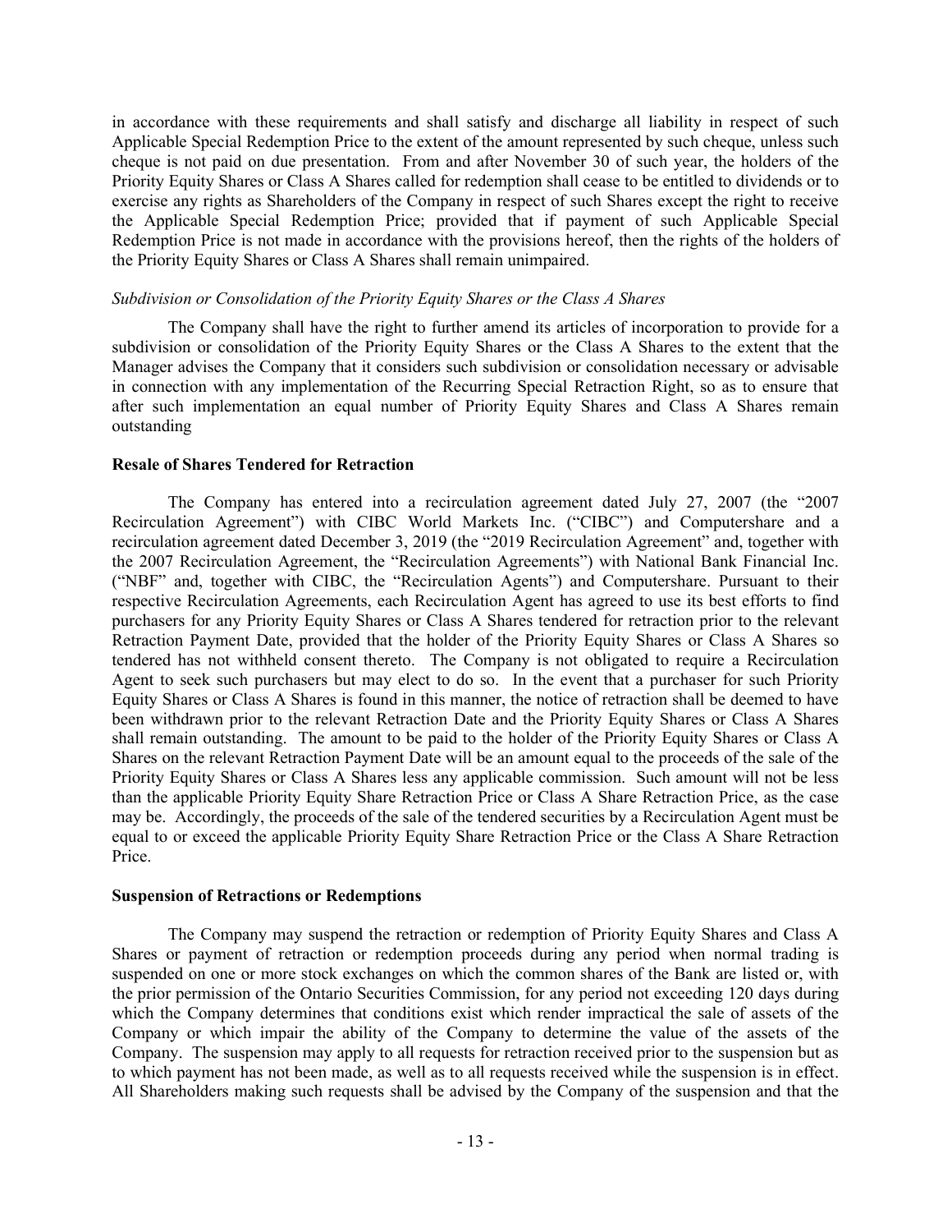in accordance with these requirements and shall satisfy and discharge all liability in respect of such Applicable Special Redemption Price to the extent of the amount represented by such cheque, unless such cheque is not paid on due presentation. From and after November 30 of such year, the holders of the Priority Equity Shares or Class A Shares called for redemption shall cease to be entitled to dividends or to exercise any rights as Shareholders of the Company in respect of such Shares except the right to receive the Applicable Special Redemption Price; provided that if payment of such Applicable Special Redemption Price is not made in accordance with the provisions hereof, then the rights of the holders of the Priority Equity Shares or Class A Shares shall remain unimpaired.

*Subdivision or Consolidation of the Priority Equity Shares or the Class A Shares*

The Company shall have the right to further amend its articles of incorporation to provide for a subdivision or consolidation of the Priority Equity Shares or the Class A Shares to the extent that the Manager advises the Company that it considers such subdivision or consolidation necessary or advisable in connection with any implementation of the Recurring Special Retraction Right, so as to ensure that after such implementation an equal number of Priority Equity Shares and Class A Shares remain outstanding

**Resale of Shares Tendered for Retraction**

The Company has entered into a recirculation agreement dated July 27, 2007 (the "2007 Recirculation Agreement") with CIBC World Markets Inc. ("CIBC") and Computershare and a recirculation agreement dated December 3, 2019 (the "2019 Recirculation Agreement" and, together with the 2007 Recirculation Agreement, the "Recirculation Agreements") with National Bank Financial Inc. ("NBF" and, together with CIBC, the "Recirculation Agents") and Computershare. Pursuant to their respective Recirculation Agreements, each Recirculation Agent has agreed to use its best efforts to find purchasers for any Priority Equity Shares or Class A Shares tendered for retraction prior to the relevant Retraction Payment Date, provided that the holder of the Priority Equity Shares or Class A Shares so tendered has not withheld consent thereto. The Company is not obligated to require a Recirculation Agent to seek such purchasers but may elect to do so. In the event that a purchaser for such Priority Equity Shares or Class A Shares is found in this manner, the notice of retraction shall be deemed to have been withdrawn prior to the relevant Retraction Date and the Priority Equity Shares or Class A Shares shall remain outstanding. The amount to be paid to the holder of the Priority Equity Shares or Class A Shares on the relevant Retraction Payment Date will be an amount equal to the proceeds of the sale of the Priority Equity Shares or Class A Shares less any applicable commission. Such amount will not be less than the applicable Priority Equity Share Retraction Price or Class A Share Retraction Price, as the case may be. Accordingly, the proceeds of the sale of the tendered securities by a Recirculation Agent must be equal to or exceed the applicable Priority Equity Share Retraction Price or the Class A Share Retraction Price.

**Suspension of Retractions or Redemptions**

The Company may suspend the retraction or redemption of Priority Equity Shares and Class A Shares or payment of retraction or redemption proceeds during any period when normal trading is suspended on one or more stock exchanges on which the common shares of the Bank are listed or, with the prior permission of the Ontario Securities Commission, for any period not exceeding 120 days during which the Company determines that conditions exist which render impractical the sale of assets of the Company or which impair the ability of the Company to determine the value of the assets of the Company. The suspension may apply to all requests for retraction received prior to the suspension but as to which payment has not been made, as well as to all requests received while the suspension is in effect. All Shareholders making such requests shall be advised by the Company of the suspension and that the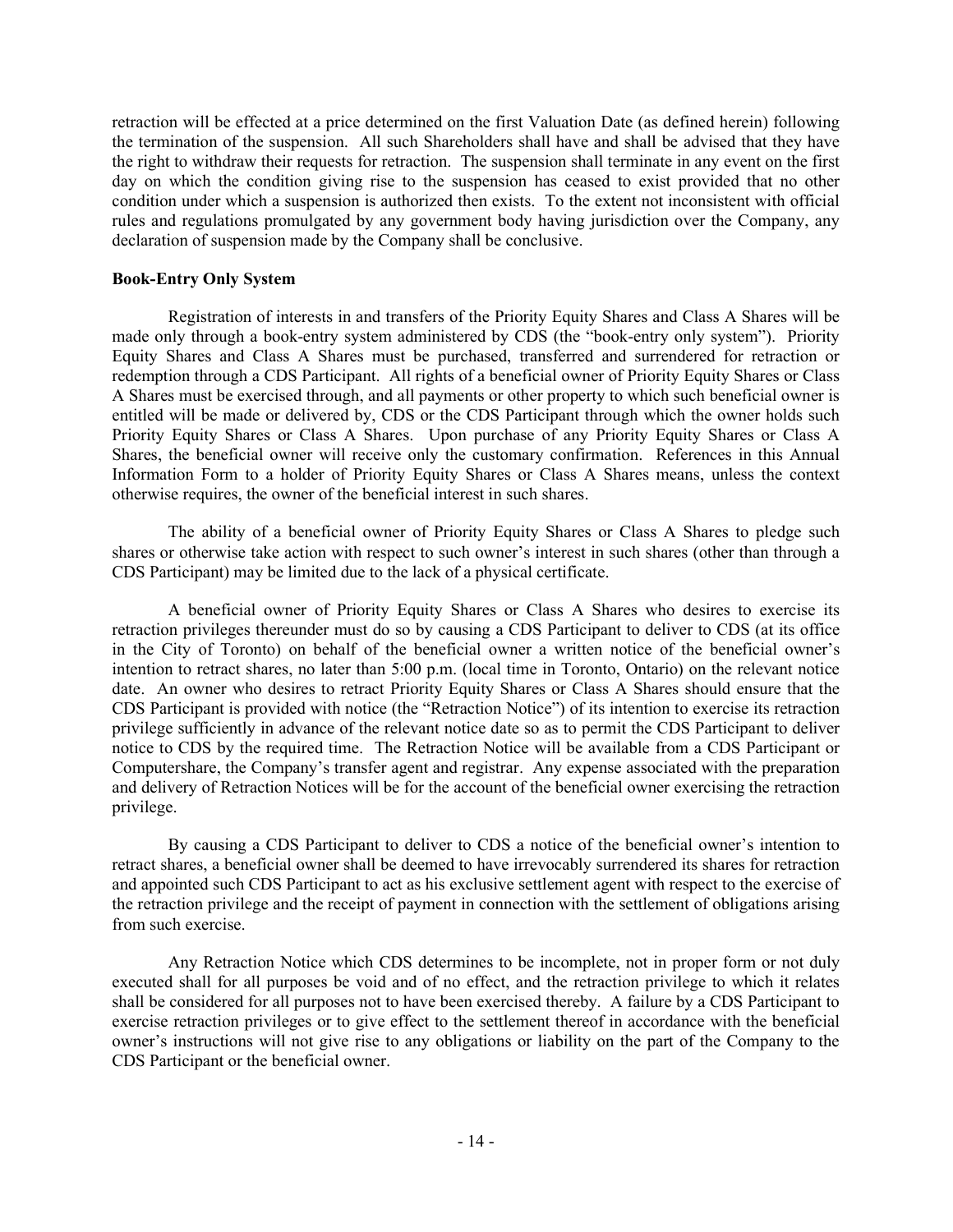retraction will be effected at a price determined on the first Valuation Date (as defined herein) following the termination of the suspension. All such Shareholders shall have and shall be advised that they have the right to withdraw their requests for retraction. The suspension shall terminate in any event on the first day on which the condition giving rise to the suspension has ceased to exist provided that no other condition under which a suspension is authorized then exists. To the extent not inconsistent with official rules and regulations promulgated by any government body having jurisdiction over the Company, any declaration of suspension made by the Company shall be conclusive.

**Book-Entry Only System**

Registration of interests in and transfers of the Priority Equity Shares and Class A Shares will be made only through a book-entry system administered by CDS (the "book-entry only system"). Priority Equity Shares and Class A Shares must be purchased, transferred and surrendered for retraction or redemption through a CDS Participant. All rights of a beneficial owner of Priority Equity Shares or Class A Shares must be exercised through, and all payments or other property to which such beneficial owner is entitled will be made or delivered by, CDS or the CDS Participant through which the owner holds such Priority Equity Shares or Class A Shares. Upon purchase of any Priority Equity Shares or Class A Shares, the beneficial owner will receive only the customary confirmation. References in this Annual Information Form to a holder of Priority Equity Shares or Class A Shares means, unless the context otherwise requires, the owner of the beneficial interest in such shares.

The ability of a beneficial owner of Priority Equity Shares or Class A Shares to pledge such shares or otherwise take action with respect to such owner's interest in such shares (other than through a CDS Participant) may be limited due to the lack of a physical certificate.

A beneficial owner of Priority Equity Shares or Class A Shares who desires to exercise its retraction privileges thereunder must do so by causing a CDS Participant to deliver to CDS (at its office in the City of Toronto) on behalf of the beneficial owner a written notice of the beneficial owner's intention to retract shares, no later than 5:00 p.m. (local time in Toronto, Ontario) on the relevant notice date. An owner who desires to retract Priority Equity Shares or Class A Shares should ensure that the CDS Participant is provided with notice (the "Retraction Notice") of its intention to exercise its retraction privilege sufficiently in advance of the relevant notice date so as to permit the CDS Participant to deliver notice to CDS by the required time. The Retraction Notice will be available from a CDS Participant or Computershare, the Company's transfer agent and registrar. Any expense associated with the preparation and delivery of Retraction Notices will be for the account of the beneficial owner exercising the retraction privilege.

By causing a CDS Participant to deliver to CDS a notice of the beneficial owner's intention to retract shares, a beneficial owner shall be deemed to have irrevocably surrendered its shares for retraction and appointed such CDS Participant to act as his exclusive settlement agent with respect to the exercise of the retraction privilege and the receipt of payment in connection with the settlement of obligations arising from such exercise.

Any Retraction Notice which CDS determines to be incomplete, not in proper form or not duly executed shall for all purposes be void and of no effect, and the retraction privilege to which it relates shall be considered for all purposes not to have been exercised thereby. A failure by a CDS Participant to exercise retraction privileges or to give effect to the settlement thereof in accordance with the beneficial owner's instructions will not give rise to any obligations or liability on the part of the Company to the CDS Participant or the beneficial owner.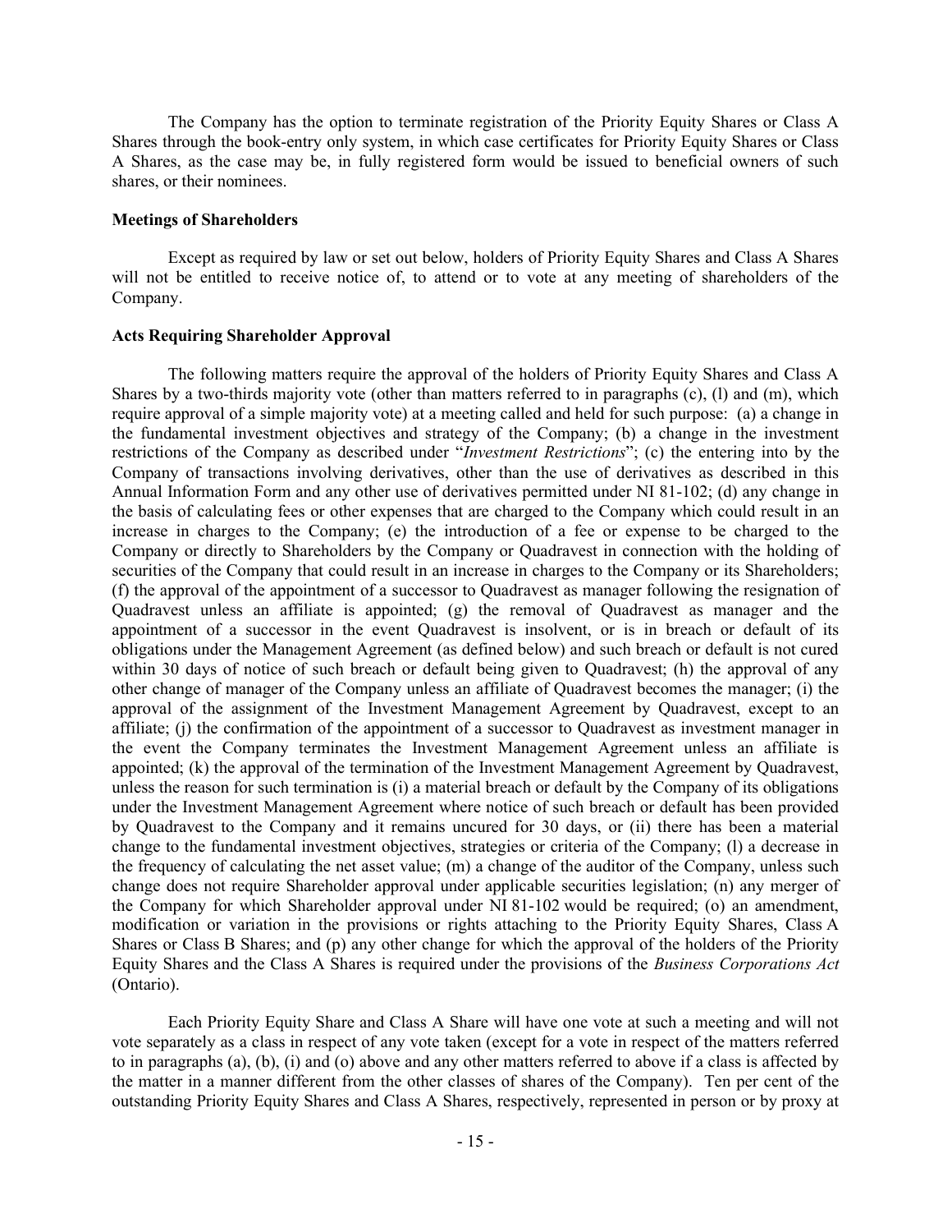The Company has the option to terminate registration of the Priority Equity Shares or Class A Shares through the book-entry only system, in which case certificates for Priority Equity Shares or Class A Shares, as the case may be, in fully registered form would be issued to beneficial owners of such shares, or their nominees.

**Meetings of Shareholders**

Except as required by law or set out below, holders of Priority Equity Shares and Class A Shares will not be entitled to receive notice of, to attend or to vote at any meeting of shareholders of the Company.

**Acts Requiring Shareholder Approval**

The following matters require the approval of the holders of Priority Equity Shares and Class A Shares by a two-thirds majority vote (other than matters referred to in paragraphs (c), (l) and (m), which require approval of a simple majority vote) at a meeting called and held for such purpose: (a) a change in the fundamental investment objectives and strategy of the Company; (b) a change in the investment restrictions of the Company as described under "*Investment Restrictions*"; (c) the entering into by the Company of transactions involving derivatives, other than the use of derivatives as described in this Annual Information Form and any other use of derivatives permitted under NI 81-102; (d) any change in the basis of calculating fees or other expenses that are charged to the Company which could result in an increase in charges to the Company; (e) the introduction of a fee or expense to be charged to the Company or directly to Shareholders by the Company or Quadravest in connection with the holding of securities of the Company that could result in an increase in charges to the Company or its Shareholders; (f) the approval of the appointment of a successor to Quadravest as manager following the resignation of Quadravest unless an affiliate is appointed; (g) the removal of Quadravest as manager and the appointment of a successor in the event Quadravest is insolvent, or is in breach or default of its obligations under the Management Agreement (as defined below) and such breach or default is not cured within 30 days of notice of such breach or default being given to Quadravest; (h) the approval of any other change of manager of the Company unless an affiliate of Quadravest becomes the manager; (i) the approval of the assignment of the Investment Management Agreement by Quadravest, except to an affiliate; (j) the confirmation of the appointment of a successor to Quadravest as investment manager in the event the Company terminates the Investment Management Agreement unless an affiliate is appointed; (k) the approval of the termination of the Investment Management Agreement by Quadravest, unless the reason for such termination is (i) a material breach or default by the Company of its obligations under the Investment Management Agreement where notice of such breach or default has been provided by Quadravest to the Company and it remains uncured for 30 days, or (ii) there has been a material change to the fundamental investment objectives, strategies or criteria of the Company; (l) a decrease in the frequency of calculating the net asset value; (m) a change of the auditor of the Company, unless such change does not require Shareholder approval under applicable securities legislation; (n) any merger of the Company for which Shareholder approval under NI 81-102 would be required; (o) an amendment, modification or variation in the provisions or rights attaching to the Priority Equity Shares, Class A Shares or Class B Shares; and (p) any other change for which the approval of the holders of the Priority Equity Shares and the Class A Shares is required under the provisions of the *Business Corporations Act* (Ontario).

Each Priority Equity Share and Class A Share will have one vote at such a meeting and will not vote separately as a class in respect of any vote taken (except for a vote in respect of the matters referred to in paragraphs (a), (b), (i) and (o) above and any other matters referred to above if a class is affected by the matter in a manner different from the other classes of shares of the Company). Ten per cent of the outstanding Priority Equity Shares and Class A Shares, respectively, represented in person or by proxy at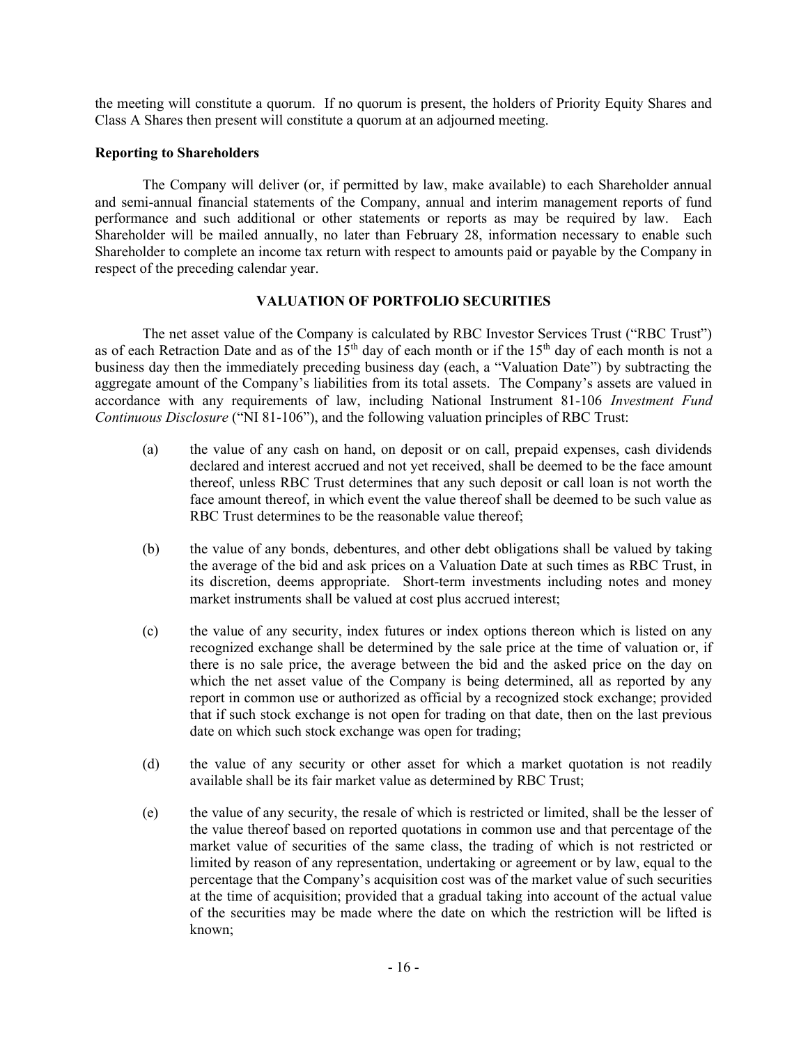the meeting will constitute a quorum. If no quorum is present, the holders of Priority Equity Shares and Class A Shares then present will constitute a quorum at an adjourned meeting.

**Reporting to Shareholders**

The Company will deliver (or, if permitted by law, make available) to each Shareholder annual and semi-annual financial statements of the Company, annual and interim management reports of fund performance and such additional or other statements or reports as may be required by law. Each Shareholder will be mailed annually, no later than February 28, information necessary to enable such Shareholder to complete an income tax return with respect to amounts paid or payable by the Company in respect of the preceding calendar year.

## VALUATION OF PORTFOLIO SECURITIES

The net asset value of the Company is calculated by RBC Investor Services Trust ("RBC Trust") as of each Retraction Date and as of the 15th day of each month or if the 15th day of each month is not a business day then the immediately preceding business day (each, a "Valuation Date") by subtracting the aggregate amount of the Company's liabilities from its total assets. The Company's assets are valued in accordance with any requirements of law, including National Instrument 81-106 *Investment Fund Continuous Disclosure* ("NI 81-106"), and the following valuation principles of RBC Trust:

(a) the value of any cash on hand, on deposit or on call, prepaid expenses, cash dividends declared and interest accrued and not yet received, shall be deemed to be the face amount thereof, unless RBC Trust determines that any such deposit or call loan is not worth the face amount thereof, in which event the value thereof shall be deemed to be such value as RBC Trust determines to be the reasonable value thereof;

(b) the value of any bonds, debentures, and other debt obligations shall be valued by taking the average of the bid and ask prices on a Valuation Date at such times as RBC Trust, in its discretion, deems appropriate. Short-term investments including notes and money market instruments shall be valued at cost plus accrued interest;

(c) the value of any security, index futures or index options thereon which is listed on any recognized exchange shall be determined by the sale price at the time of valuation or, if there is no sale price, the average between the bid and the asked price on the day on which the net asset value of the Company is being determined, all as reported by any report in common use or authorized as official by a recognized stock exchange; provided that if such stock exchange is not open for trading on that date, then on the last previous date on which such stock exchange was open for trading;

(d) the value of any security or other asset for which a market quotation is not readily available shall be its fair market value as determined by RBC Trust;

(e) the value of any security, the resale of which is restricted or limited, shall be the lesser of the value thereof based on reported quotations in common use and that percentage of the market value of securities of the same class, the trading of which is not restricted or limited by reason of any representation, undertaking or agreement or by law, equal to the percentage that the Company's acquisition cost was of the market value of such securities at the time of acquisition; provided that a gradual taking into account of the actual value of the securities may be made where the date on which the restriction will be lifted is known;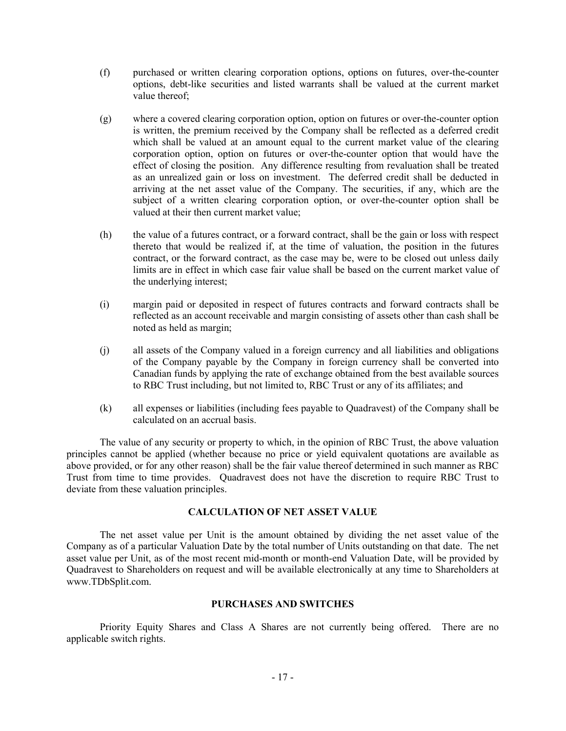(f) purchased or written clearing corporation options, options on futures, over-the-counter options, debt-like securities and listed warrants shall be valued at the current market value thereof;

(g) where a covered clearing corporation option, option on futures or over-the-counter option is written, the premium received by the Company shall be reflected as a deferred credit which shall be valued at an amount equal to the current market value of the clearing corporation option, option on futures or over-the-counter option that would have the effect of closing the position. Any difference resulting from revaluation shall be treated as an unrealized gain or loss on investment. The deferred credit shall be deducted in arriving at the net asset value of the Company. The securities, if any, which are the subject of a written clearing corporation option, or over-the-counter option shall be valued at their then current market value;

(h) the value of a futures contract, or a forward contract, shall be the gain or loss with respect thereto that would be realized if, at the time of valuation, the position in the futures contract, or the forward contract, as the case may be, were to be closed out unless daily limits are in effect in which case fair value shall be based on the current market value of the underlying interest;

(i) margin paid or deposited in respect of futures contracts and forward contracts shall be reflected as an account receivable and margin consisting of assets other than cash shall be noted as held as margin;

(j) all assets of the Company valued in a foreign currency and all liabilities and obligations of the Company payable by the Company in foreign currency shall be converted into Canadian funds by applying the rate of exchange obtained from the best available sources to RBC Trust including, but not limited to, RBC Trust or any of its affiliates; and

(k) all expenses or liabilities (including fees payable to Quadravest) of the Company shall be calculated on an accrual basis.

The value of any security or property to which, in the opinion of RBC Trust, the above valuation principles cannot be applied (whether because no price or yield equivalent quotations are available as above provided, or for any other reason) shall be the fair value thereof determined in such manner as RBC Trust from time to time provides. Quadravest does not have the discretion to require RBC Trust to deviate from these valuation principles.

## CALCULATION OF NET ASSET VALUE

The net asset value per Unit is the amount obtained by dividing the net asset value of the Company as of a particular Valuation Date by the total number of Units outstanding on that date. The net asset value per Unit, as of the most recent mid-month or month-end Valuation Date, will be provided by Quadravest to Shareholders on request and will be available electronically at any time to Shareholders at www.TDbSplit.com.

## PURCHASES AND SWITCHES

Priority Equity Shares and Class A Shares are not currently being offered. There are no applicable switch rights.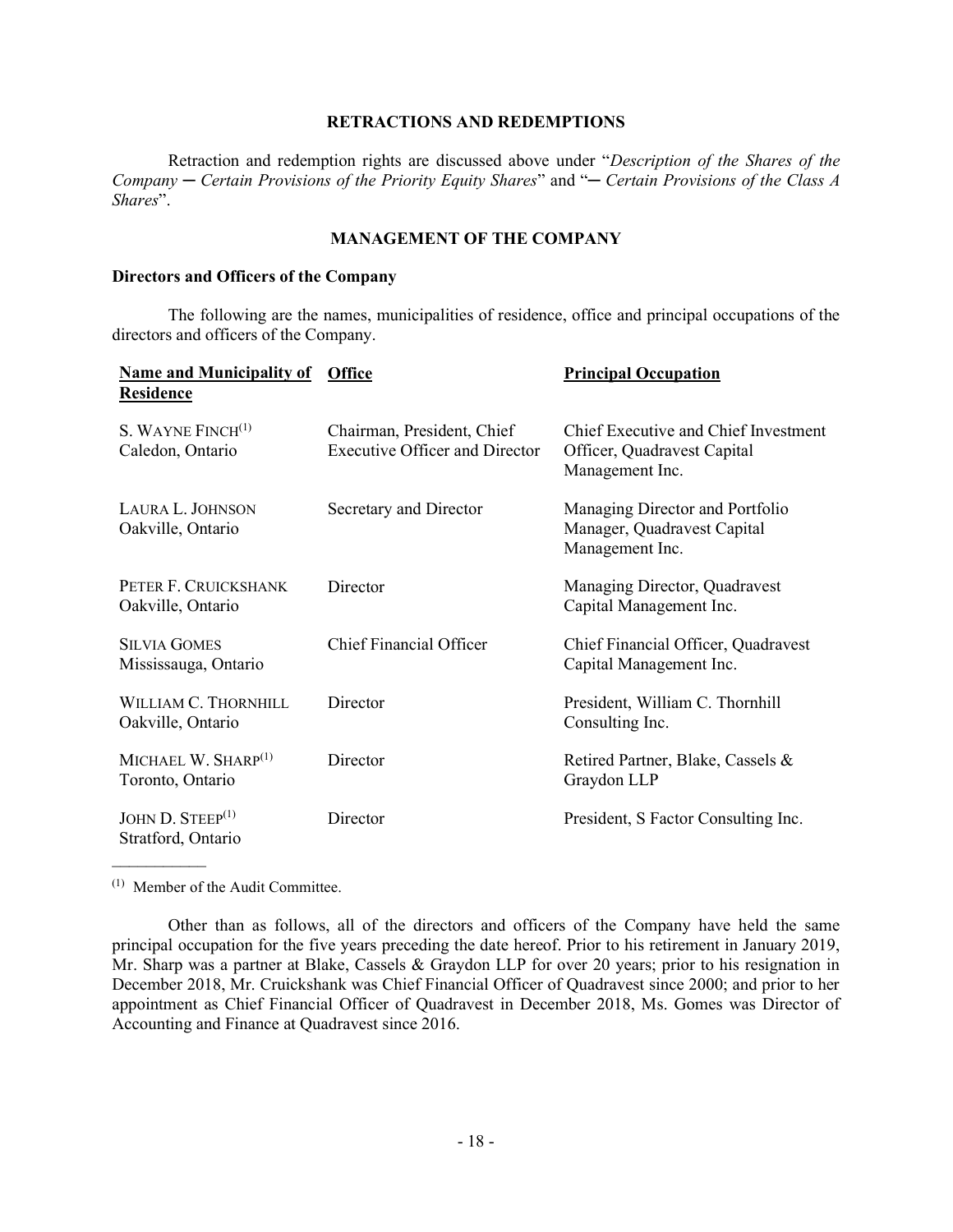## RETRACTIONS AND REDEMPTIONS

Retraction and redemption rights are discussed above under "*Description of the Shares of the Company ─ Certain Provisions of the Priority Equity Shares*" and "*─ Certain Provisions of the Class A Shares*".

## MANAGEMENT OF THE COMPANY

### Directors and Officers of the Company

The following are the names, municipalities of residence, office and principal occupations of the directors and officers of the Company.

| Name and Municipality of Residence | Office | Principal Occupation |
|---|---|---|
| S. WAYNE FINCH[(1)] Caledon, Ontario | Chairman, President, Chief Executive Officer and Director | Chief Executive and Chief Investment Officer, Quadravest Capital Management Inc. |
| LAURA L. JOHNSON Oakville, Ontario | Secretary and Director | Managing Director and Portfolio Manager, Quadravest Capital Management Inc. |
| PETER F. CRUICKSHANK Oakville, Ontario | Director | Managing Director, Quadravest Capital Management Inc. |
| SILVIA GOMES Mississauga, Ontario | Chief Financial Officer | Chief Financial Officer, Quadravest Capital Management Inc. |
| WILLIAM C. THORNHILL Oakville, Ontario | Director | President, William C. Thornhill Consulting Inc. |
| MICHAEL W. SHARP[(1)] Toronto, Ontario | Director | Retired Partner, Blake, Cassels & Graydon LLP |
| JOHN D. STEEP[(1)] Stratford, Ontario | Director | President, S Factor Consulting Inc. |

(1) Member of the Audit Committee.

Other than as follows, all of the directors and officers of the Company have held the same principal occupation for the five years preceding the date hereof. Prior to his retirement in January 2019, Mr. Sharp was a partner at Blake, Cassels & Graydon LLP for over 20 years; prior to his resignation in December 2018, Mr. Cruickshank was Chief Financial Officer of Quadravest since 2000; and prior to her appointment as Chief Financial Officer of Quadravest in December 2018, Ms. Gomes was Director of Accounting and Finance at Quadravest since 2016.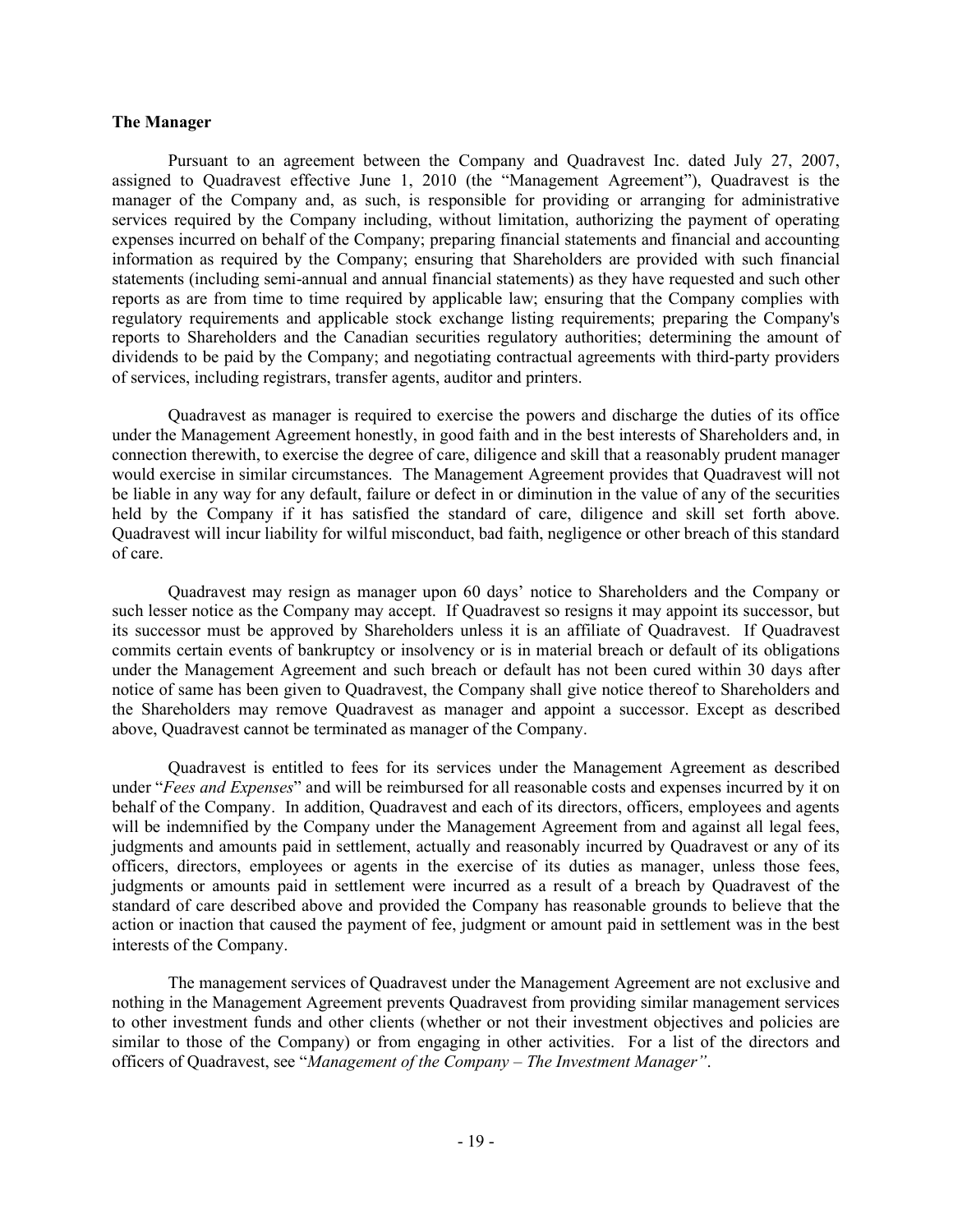### The Manager

Pursuant to an agreement between the Company and Quadravest Inc. dated July 27, 2007, assigned to Quadravest effective June 1, 2010 (the "Management Agreement"), Quadravest is the manager of the Company and, as such, is responsible for providing or arranging for administrative services required by the Company including, without limitation, authorizing the payment of operating expenses incurred on behalf of the Company; preparing financial statements and financial and accounting information as required by the Company; ensuring that Shareholders are provided with such financial statements (including semi-annual and annual financial statements) as they have requested and such other reports as are from time to time required by applicable law; ensuring that the Company complies with regulatory requirements and applicable stock exchange listing requirements; preparing the Company's reports to Shareholders and the Canadian securities regulatory authorities; determining the amount of dividends to be paid by the Company; and negotiating contractual agreements with third-party providers of services, including registrars, transfer agents, auditor and printers.

Quadravest as manager is required to exercise the powers and discharge the duties of its office under the Management Agreement honestly, in good faith and in the best interests of Shareholders and, in connection therewith, to exercise the degree of care, diligence and skill that a reasonably prudent manager would exercise in similar circumstances. The Management Agreement provides that Quadravest will not be liable in any way for any default, failure or defect in or diminution in the value of any of the securities held by the Company if it has satisfied the standard of care, diligence and skill set forth above. Quadravest will incur liability for wilful misconduct, bad faith, negligence or other breach of this standard of care.

Quadravest may resign as manager upon 60 days' notice to Shareholders and the Company or such lesser notice as the Company may accept. If Quadravest so resigns it may appoint its successor, but its successor must be approved by Shareholders unless it is an affiliate of Quadravest. If Quadravest commits certain events of bankruptcy or insolvency or is in material breach or default of its obligations under the Management Agreement and such breach or default has not been cured within 30 days after notice of same has been given to Quadravest, the Company shall give notice thereof to Shareholders and the Shareholders may remove Quadravest as manager and appoint a successor. Except as described above, Quadravest cannot be terminated as manager of the Company.

Quadravest is entitled to fees for its services under the Management Agreement as described under "*Fees and Expenses*" and will be reimbursed for all reasonable costs and expenses incurred by it on behalf of the Company. In addition, Quadravest and each of its directors, officers, employees and agents will be indemnified by the Company under the Management Agreement from and against all legal fees, judgments and amounts paid in settlement, actually and reasonably incurred by Quadravest or any of its officers, directors, employees or agents in the exercise of its duties as manager, unless those fees, judgments or amounts paid in settlement were incurred as a result of a breach by Quadravest of the standard of care described above and provided the Company has reasonable grounds to believe that the action or inaction that caused the payment of fee, judgment or amount paid in settlement was in the best interests of the Company.

The management services of Quadravest under the Management Agreement are not exclusive and nothing in the Management Agreement prevents Quadravest from providing similar management services to other investment funds and other clients (whether or not their investment objectives and policies are similar to those of the Company) or from engaging in other activities. For a list of the directors and officers of Quadravest, see "*Management of the Company – The Investment Manager*".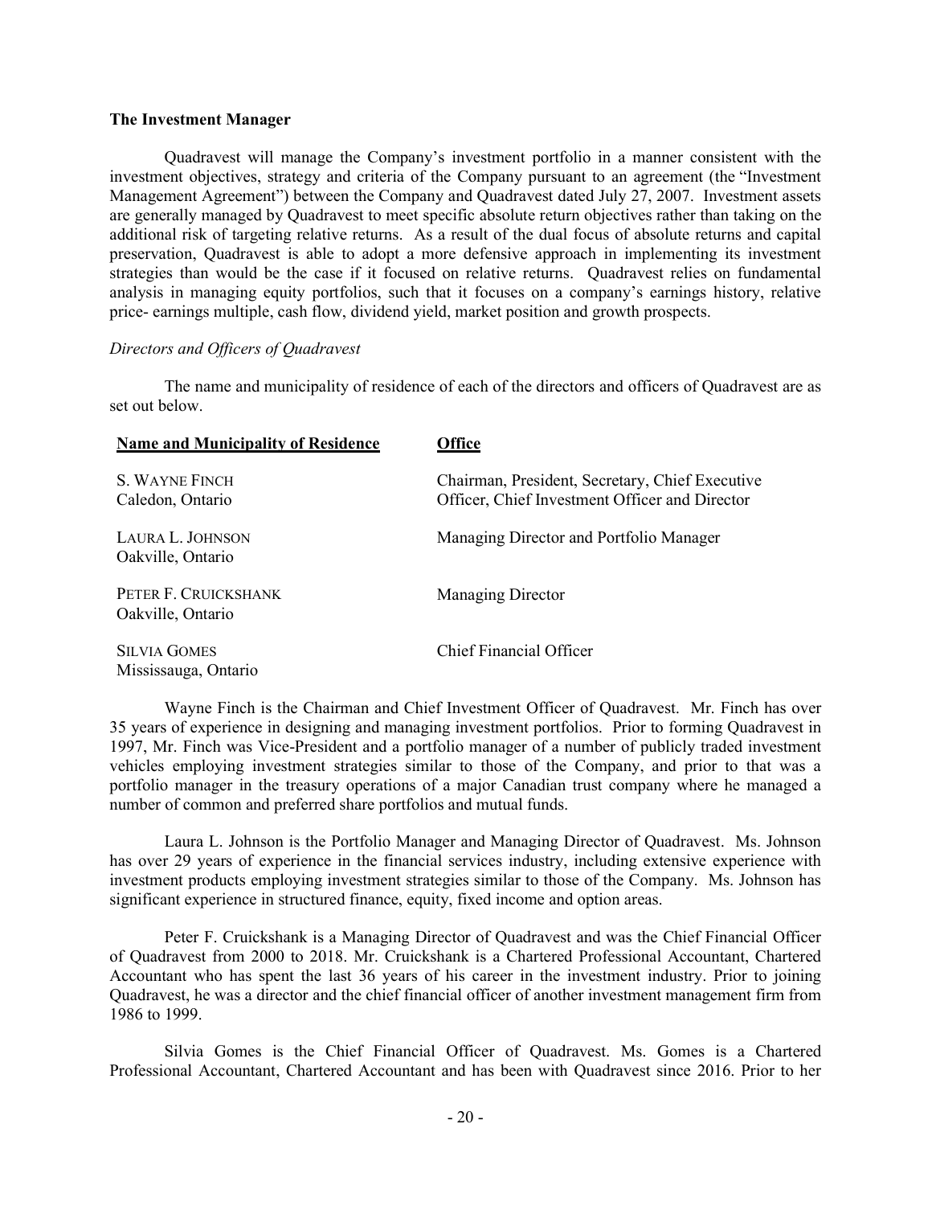**The Investment Manager**

Quadravest will manage the Company's investment portfolio in a manner consistent with the investment objectives, strategy and criteria of the Company pursuant to an agreement (the "Investment Management Agreement") between the Company and Quadravest dated July 27, 2007. Investment assets are generally managed by Quadravest to meet specific absolute return objectives rather than taking on the additional risk of targeting relative returns. As a result of the dual focus of absolute returns and capital preservation, Quadravest is able to adopt a more defensive approach in implementing its investment strategies than would be the case if it focused on relative returns. Quadravest relies on fundamental analysis in managing equity portfolios, such that it focuses on a company's earnings history, relative price- earnings multiple, cash flow, dividend yield, market position and growth prospects.

*Directors and Officers of Quadravest*

The name and municipality of residence of each of the directors and officers of Quadravest are as set out below.

| **Name and Municipality of Residence** | **Office** |
|---|---|
| S. WAYNE FINCH<br>Caledon, Ontario | Chairman, President, Secretary, Chief Executive Officer, Chief Investment Officer and Director |
| LAURA L. JOHNSON<br>Oakville, Ontario | Managing Director and Portfolio Manager |
| PETER F. CRUICKSHANK<br>Oakville, Ontario | Managing Director |
| SILVIA GOMES<br>Mississauga, Ontario | Chief Financial Officer |

Wayne Finch is the Chairman and Chief Investment Officer of Quadravest. Mr. Finch has over 35 years of experience in designing and managing investment portfolios. Prior to forming Quadravest in 1997, Mr. Finch was Vice-President and a portfolio manager of a number of publicly traded investment vehicles employing investment strategies similar to those of the Company, and prior to that was a portfolio manager in the treasury operations of a major Canadian trust company where he managed a number of common and preferred share portfolios and mutual funds.

Laura L. Johnson is the Portfolio Manager and Managing Director of Quadravest. Ms. Johnson has over 29 years of experience in the financial services industry, including extensive experience with investment products employing investment strategies similar to those of the Company. Ms. Johnson has significant experience in structured finance, equity, fixed income and option areas.

Peter F. Cruickshank is a Managing Director of Quadravest and was the Chief Financial Officer of Quadravest from 2000 to 2018. Mr. Cruickshank is a Chartered Professional Accountant, Chartered Accountant who has spent the last 36 years of his career in the investment industry. Prior to joining Quadravest, he was a director and the chief financial officer of another investment management firm from 1986 to 1999.

Silvia Gomes is the Chief Financial Officer of Quadravest. Ms. Gomes is a Chartered Professional Accountant, Chartered Accountant and has been with Quadravest since 2016. Prior to her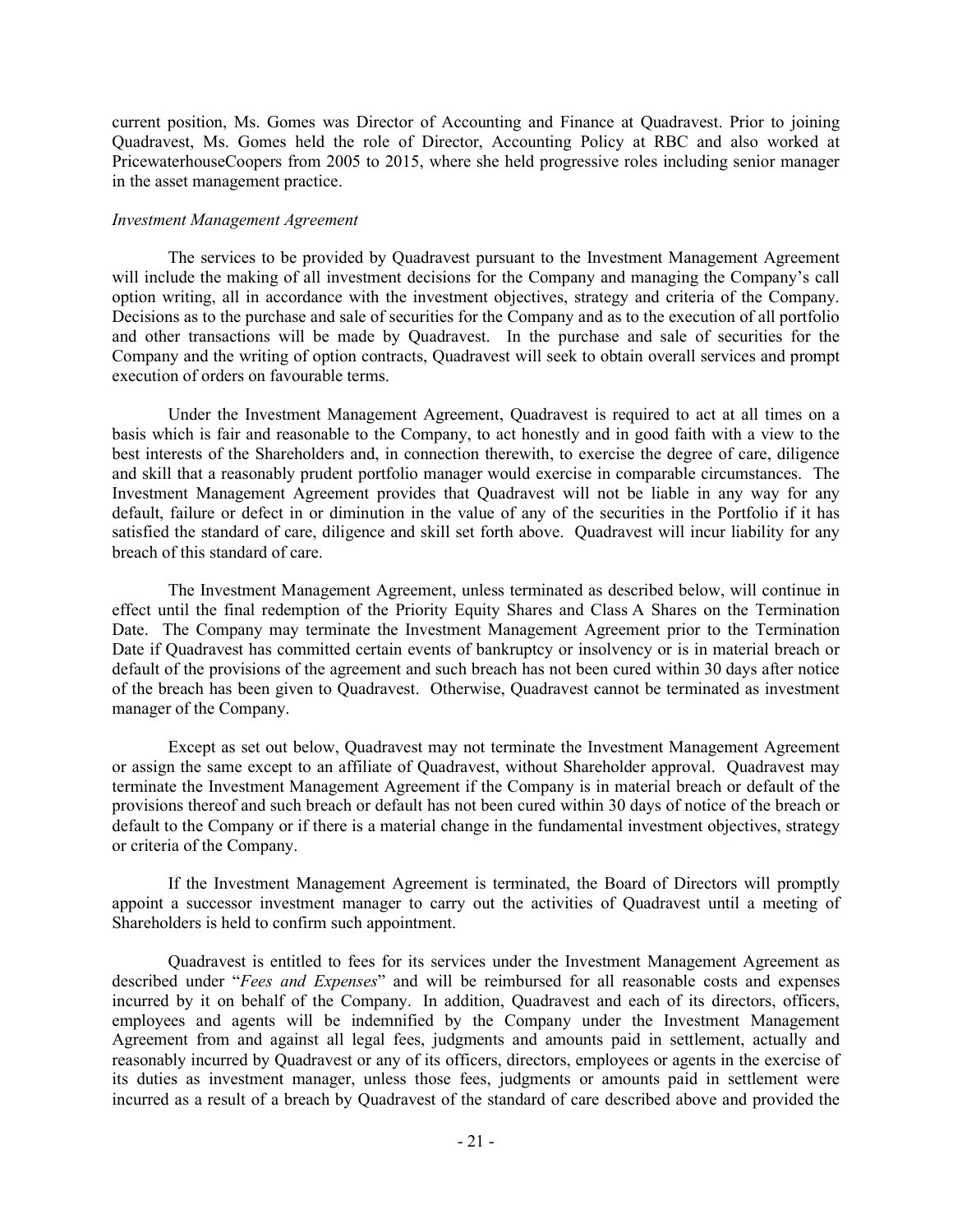current position, Ms. Gomes was Director of Accounting and Finance at Quadravest. Prior to joining Quadravest, Ms. Gomes held the role of Director, Accounting Policy at RBC and also worked at PricewaterhouseCoopers from 2005 to 2015, where she held progressive roles including senior manager in the asset management practice.

*Investment Management Agreement*

The services to be provided by Quadravest pursuant to the Investment Management Agreement will include the making of all investment decisions for the Company and managing the Company's call option writing, all in accordance with the investment objectives, strategy and criteria of the Company. Decisions as to the purchase and sale of securities for the Company and as to the execution of all portfolio and other transactions will be made by Quadravest. In the purchase and sale of securities for the Company and the writing of option contracts, Quadravest will seek to obtain overall services and prompt execution of orders on favourable terms.

Under the Investment Management Agreement, Quadravest is required to act at all times on a basis which is fair and reasonable to the Company, to act honestly and in good faith with a view to the best interests of the Shareholders and, in connection therewith, to exercise the degree of care, diligence and skill that a reasonably prudent portfolio manager would exercise in comparable circumstances. The Investment Management Agreement provides that Quadravest will not be liable in any way for any default, failure or defect in or diminution in the value of any of the securities in the Portfolio if it has satisfied the standard of care, diligence and skill set forth above. Quadravest will incur liability for any breach of this standard of care.

The Investment Management Agreement, unless terminated as described below, will continue in effect until the final redemption of the Priority Equity Shares and Class A Shares on the Termination Date. The Company may terminate the Investment Management Agreement prior to the Termination Date if Quadravest has committed certain events of bankruptcy or insolvency or is in material breach or default of the provisions of the agreement and such breach has not been cured within 30 days after notice of the breach has been given to Quadravest. Otherwise, Quadravest cannot be terminated as investment manager of the Company.

Except as set out below, Quadravest may not terminate the Investment Management Agreement or assign the same except to an affiliate of Quadravest, without Shareholder approval. Quadravest may terminate the Investment Management Agreement if the Company is in material breach or default of the provisions thereof and such breach or default has not been cured within 30 days of notice of the breach or default to the Company or if there is a material change in the fundamental investment objectives, strategy or criteria of the Company.

If the Investment Management Agreement is terminated, the Board of Directors will promptly appoint a successor investment manager to carry out the activities of Quadravest until a meeting of Shareholders is held to confirm such appointment.

Quadravest is entitled to fees for its services under the Investment Management Agreement as described under "*Fees and Expenses*" and will be reimbursed for all reasonable costs and expenses incurred by it on behalf of the Company. In addition, Quadravest and each of its directors, officers, employees and agents will be indemnified by the Company under the Investment Management Agreement from and against all legal fees, judgments and amounts paid in settlement, actually and reasonably incurred by Quadravest or any of its officers, directors, employees or agents in the exercise of its duties as investment manager, unless those fees, judgments or amounts paid in settlement were incurred as a result of a breach by Quadravest of the standard of care described above and provided the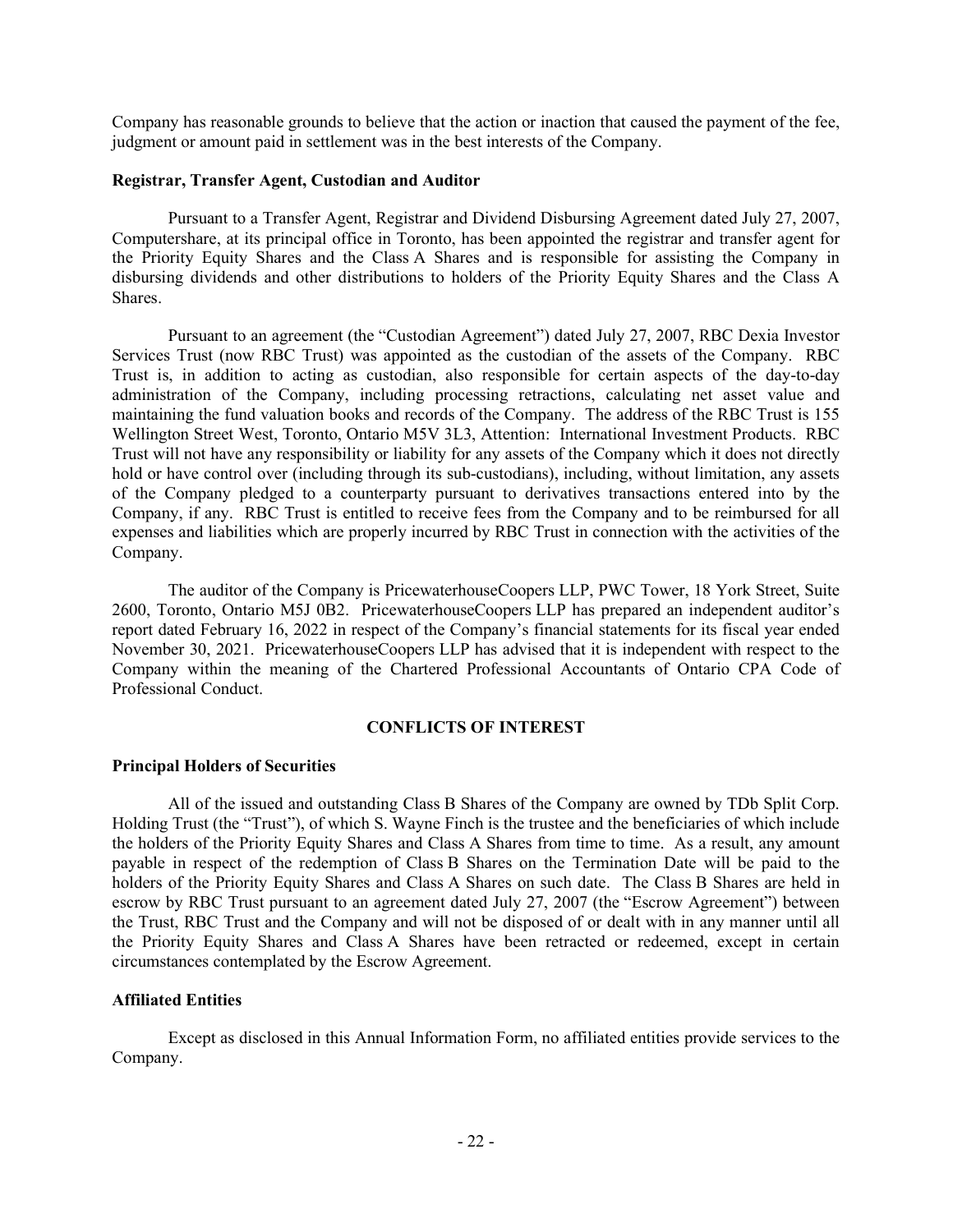Company has reasonable grounds to believe that the action or inaction that caused the payment of the fee, judgment or amount paid in settlement was in the best interests of the Company.

### Registrar, Transfer Agent, Custodian and Auditor

Pursuant to a Transfer Agent, Registrar and Dividend Disbursing Agreement dated July 27, 2007, Computershare, at its principal office in Toronto, has been appointed the registrar and transfer agent for the Priority Equity Shares and the Class A Shares and is responsible for assisting the Company in disbursing dividends and other distributions to holders of the Priority Equity Shares and the Class A Shares.

Pursuant to an agreement (the "Custodian Agreement") dated July 27, 2007, RBC Dexia Investor Services Trust (now RBC Trust) was appointed as the custodian of the assets of the Company. RBC Trust is, in addition to acting as custodian, also responsible for certain aspects of the day-to-day administration of the Company, including processing retractions, calculating net asset value and maintaining the fund valuation books and records of the Company. The address of the RBC Trust is 155 Wellington Street West, Toronto, Ontario M5V 3L3, Attention: International Investment Products. RBC Trust will not have any responsibility or liability for any assets of the Company which it does not directly hold or have control over (including through its sub-custodians), including, without limitation, any assets of the Company pledged to a counterparty pursuant to derivatives transactions entered into by the Company, if any. RBC Trust is entitled to receive fees from the Company and to be reimbursed for all expenses and liabilities which are properly incurred by RBC Trust in connection with the activities of the Company.

The auditor of the Company is PricewaterhouseCoopers LLP, PWC Tower, 18 York Street, Suite 2600, Toronto, Ontario M5J 0B2. PricewaterhouseCoopers LLP has prepared an independent auditor's report dated February 16, 2022 in respect of the Company's financial statements for its fiscal year ended November 30, 2021. PricewaterhouseCoopers LLP has advised that it is independent with respect to the Company within the meaning of the Chartered Professional Accountants of Ontario CPA Code of Professional Conduct.

## CONFLICTS OF INTEREST

### Principal Holders of Securities

All of the issued and outstanding Class B Shares of the Company are owned by TDb Split Corp. Holding Trust (the "Trust"), of which S. Wayne Finch is the trustee and the beneficiaries of which include the holders of the Priority Equity Shares and Class A Shares from time to time. As a result, any amount payable in respect of the redemption of Class B Shares on the Termination Date will be paid to the holders of the Priority Equity Shares and Class A Shares on such date. The Class B Shares are held in escrow by RBC Trust pursuant to an agreement dated July 27, 2007 (the "Escrow Agreement") between the Trust, RBC Trust and the Company and will not be disposed of or dealt with in any manner until all the Priority Equity Shares and Class A Shares have been retracted or redeemed, except in certain circumstances contemplated by the Escrow Agreement.

### Affiliated Entities

Except as disclosed in this Annual Information Form, no affiliated entities provide services to the Company.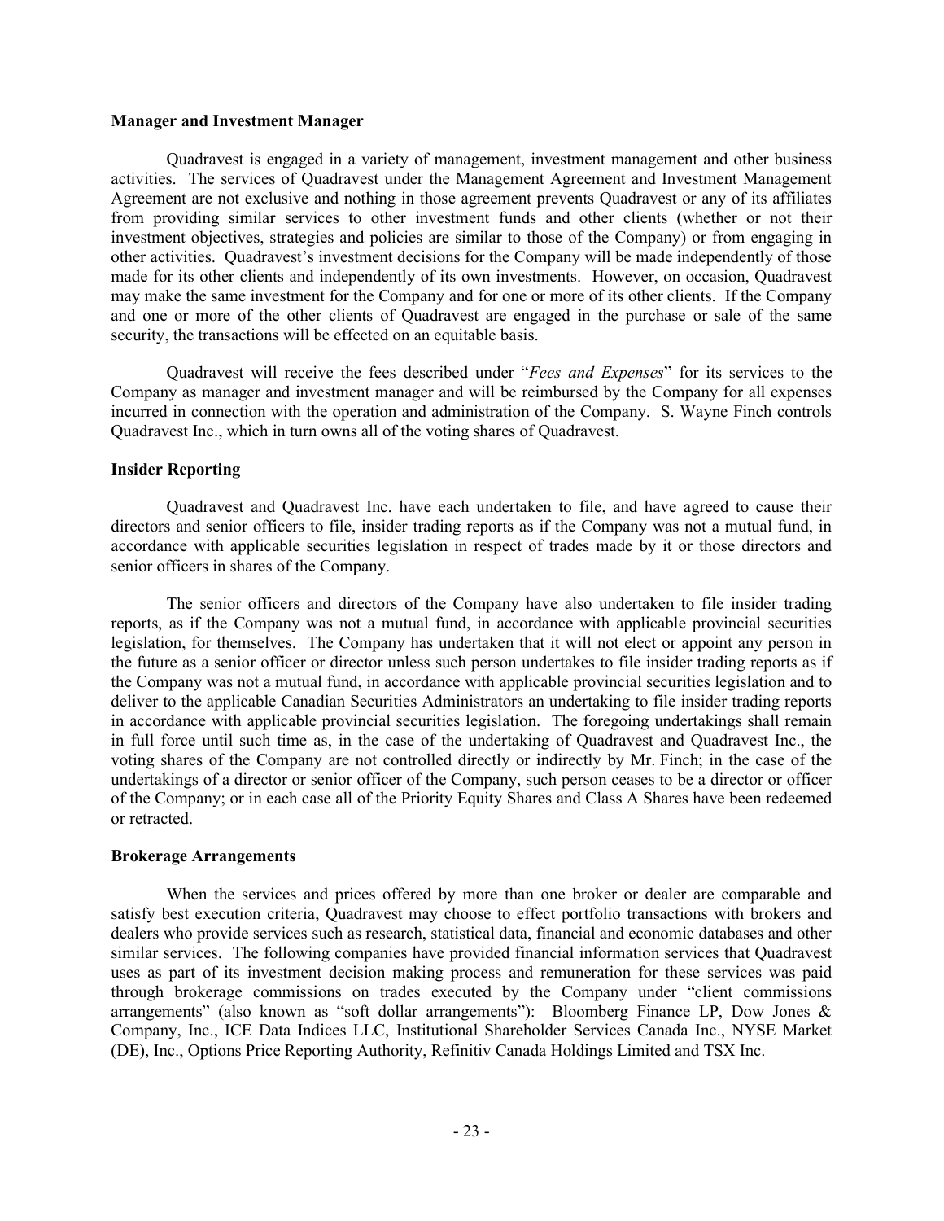### Manager and Investment Manager

Quadravest is engaged in a variety of management, investment management and other business activities. The services of Quadravest under the Management Agreement and Investment Management Agreement are not exclusive and nothing in those agreement prevents Quadravest or any of its affiliates from providing similar services to other investment funds and other clients (whether or not their investment objectives, strategies and policies are similar to those of the Company) or from engaging in other activities. Quadravest's investment decisions for the Company will be made independently of those made for its other clients and independently of its own investments. However, on occasion, Quadravest may make the same investment for the Company and for one or more of its other clients. If the Company and one or more of the other clients of Quadravest are engaged in the purchase or sale of the same security, the transactions will be effected on an equitable basis.

Quadravest will receive the fees described under "*Fees and Expenses*" for its services to the Company as manager and investment manager and will be reimbursed by the Company for all expenses incurred in connection with the operation and administration of the Company. S. Wayne Finch controls Quadravest Inc., which in turn owns all of the voting shares of Quadravest.

### Insider Reporting

Quadravest and Quadravest Inc. have each undertaken to file, and have agreed to cause their directors and senior officers to file, insider trading reports as if the Company was not a mutual fund, in accordance with applicable securities legislation in respect of trades made by it or those directors and senior officers in shares of the Company.

The senior officers and directors of the Company have also undertaken to file insider trading reports, as if the Company was not a mutual fund, in accordance with applicable provincial securities legislation, for themselves. The Company has undertaken that it will not elect or appoint any person in the future as a senior officer or director unless such person undertakes to file insider trading reports as if the Company was not a mutual fund, in accordance with applicable provincial securities legislation and to deliver to the applicable Canadian Securities Administrators an undertaking to file insider trading reports in accordance with applicable provincial securities legislation. The foregoing undertakings shall remain in full force until such time as, in the case of the undertaking of Quadravest and Quadravest Inc., the voting shares of the Company are not controlled directly or indirectly by Mr. Finch; in the case of the undertakings of a director or senior officer of the Company, such person ceases to be a director or officer of the Company; or in each case all of the Priority Equity Shares and Class A Shares have been redeemed or retracted.

### Brokerage Arrangements

When the services and prices offered by more than one broker or dealer are comparable and satisfy best execution criteria, Quadravest may choose to effect portfolio transactions with brokers and dealers who provide services such as research, statistical data, financial and economic databases and other similar services. The following companies have provided financial information services that Quadravest uses as part of its investment decision making process and remuneration for these services was paid through brokerage commissions on trades executed by the Company under "client commissions arrangements" (also known as "soft dollar arrangements"): Bloomberg Finance LP, Dow Jones & Company, Inc., ICE Data Indices LLC, Institutional Shareholder Services Canada Inc., NYSE Market (DE), Inc., Options Price Reporting Authority, Refinitiv Canada Holdings Limited and TSX Inc.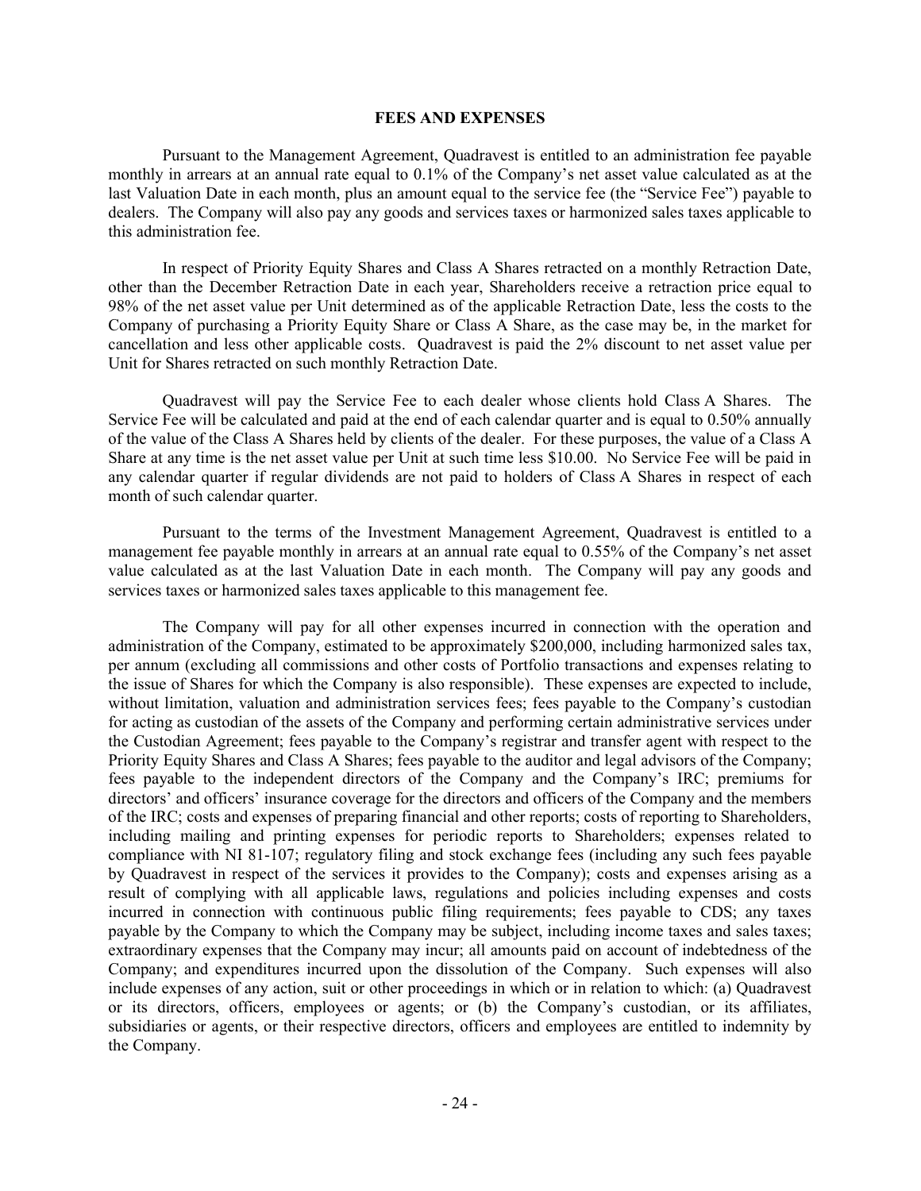## FEES AND EXPENSES

Pursuant to the Management Agreement, Quadravest is entitled to an administration fee payable monthly in arrears at an annual rate equal to 0.1% of the Company's net asset value calculated as at the last Valuation Date in each month, plus an amount equal to the service fee (the "Service Fee") payable to dealers. The Company will also pay any goods and services taxes or harmonized sales taxes applicable to this administration fee.

In respect of Priority Equity Shares and Class A Shares retracted on a monthly Retraction Date, other than the December Retraction Date in each year, Shareholders receive a retraction price equal to 98% of the net asset value per Unit determined as of the applicable Retraction Date, less the costs to the Company of purchasing a Priority Equity Share or Class A Share, as the case may be, in the market for cancellation and less other applicable costs. Quadravest is paid the 2% discount to net asset value per Unit for Shares retracted on such monthly Retraction Date.

Quadravest will pay the Service Fee to each dealer whose clients hold Class A Shares. The Service Fee will be calculated and paid at the end of each calendar quarter and is equal to 0.50% annually of the value of the Class A Shares held by clients of the dealer. For these purposes, the value of a Class A Share at any time is the net asset value per Unit at such time less $10.00. No Service Fee will be paid in any calendar quarter if regular dividends are not paid to holders of Class A Shares in respect of each month of such calendar quarter.

Pursuant to the terms of the Investment Management Agreement, Quadravest is entitled to a management fee payable monthly in arrears at an annual rate equal to 0.55% of the Company's net asset value calculated as at the last Valuation Date in each month. The Company will pay any goods and services taxes or harmonized sales taxes applicable to this management fee.

The Company will pay for all other expenses incurred in connection with the operation and administration of the Company, estimated to be approximately $200,000, including harmonized sales tax, per annum (excluding all commissions and other costs of Portfolio transactions and expenses relating to the issue of Shares for which the Company is also responsible). These expenses are expected to include, without limitation, valuation and administration services fees; fees payable to the Company's custodian for acting as custodian of the assets of the Company and performing certain administrative services under the Custodian Agreement; fees payable to the Company's registrar and transfer agent with respect to the Priority Equity Shares and Class A Shares; fees payable to the auditor and legal advisors of the Company; fees payable to the independent directors of the Company and the Company's IRC; premiums for directors' and officers' insurance coverage for the directors and officers of the Company and the members of the IRC; costs and expenses of preparing financial and other reports; costs of reporting to Shareholders, including mailing and printing expenses for periodic reports to Shareholders; expenses related to compliance with NI 81-107; regulatory filing and stock exchange fees (including any such fees payable by Quadravest in respect of the services it provides to the Company); costs and expenses arising as a result of complying with all applicable laws, regulations and policies including expenses and costs incurred in connection with continuous public filing requirements; fees payable to CDS; any taxes payable by the Company to which the Company may be subject, including income taxes and sales taxes; extraordinary expenses that the Company may incur; all amounts paid on account of indebtedness of the Company; and expenditures incurred upon the dissolution of the Company. Such expenses will also include expenses of any action, suit or other proceedings in which or in relation to which: (a) Quadravest or its directors, officers, employees or agents; or (b) the Company's custodian, or its affiliates, subsidiaries or agents, or their respective directors, officers and employees are entitled to indemnity by the Company.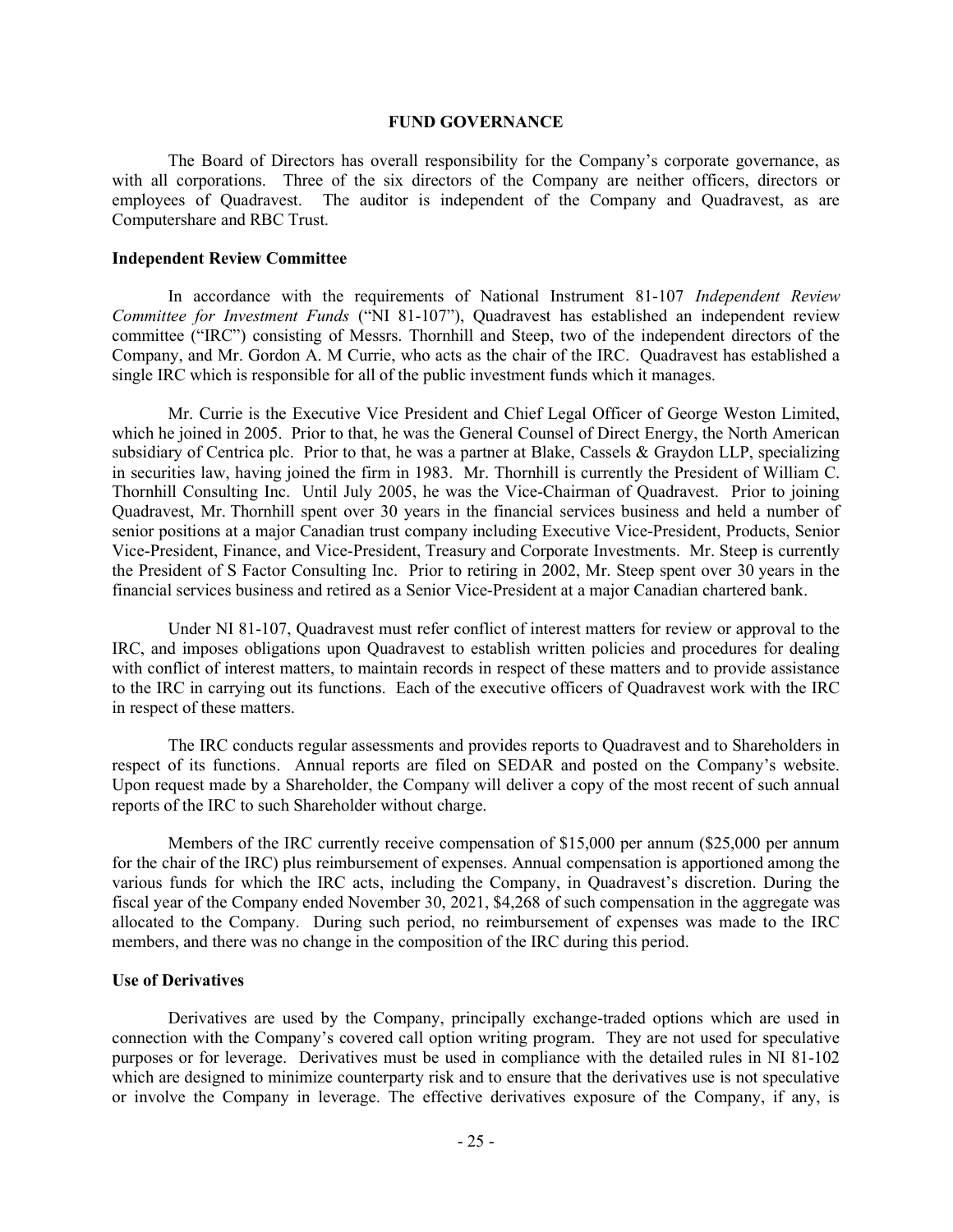## FUND GOVERNANCE

The Board of Directors has overall responsibility for the Company's corporate governance, as with all corporations. Three of the six directors of the Company are neither officers, directors or employees of Quadravest. The auditor is independent of the Company and Quadravest, as are Computershare and RBC Trust.

### Independent Review Committee

In accordance with the requirements of National Instrument 81-107 *Independent Review Committee for Investment Funds* ("NI 81-107"), Quadravest has established an independent review committee ("IRC") consisting of Messrs. Thornhill and Steep, two of the independent directors of the Company, and Mr. Gordon A. M Currie, who acts as the chair of the IRC. Quadravest has established a single IRC which is responsible for all of the public investment funds which it manages.

Mr. Currie is the Executive Vice President and Chief Legal Officer of George Weston Limited, which he joined in 2005. Prior to that, he was the General Counsel of Direct Energy, the North American subsidiary of Centrica plc. Prior to that, he was a partner at Blake, Cassels & Graydon LLP, specializing in securities law, having joined the firm in 1983. Mr. Thornhill is currently the President of William C. Thornhill Consulting Inc. Until July 2005, he was the Vice-Chairman of Quadravest. Prior to joining Quadravest, Mr. Thornhill spent over 30 years in the financial services business and held a number of senior positions at a major Canadian trust company including Executive Vice-President, Products, Senior Vice-President, Finance, and Vice-President, Treasury and Corporate Investments. Mr. Steep is currently the President of S Factor Consulting Inc. Prior to retiring in 2002, Mr. Steep spent over 30 years in the financial services business and retired as a Senior Vice-President at a major Canadian chartered bank.

Under NI 81-107, Quadravest must refer conflict of interest matters for review or approval to the IRC, and imposes obligations upon Quadravest to establish written policies and procedures for dealing with conflict of interest matters, to maintain records in respect of these matters and to provide assistance to the IRC in carrying out its functions. Each of the executive officers of Quadravest work with the IRC in respect of these matters.

The IRC conducts regular assessments and provides reports to Quadravest and to Shareholders in respect of its functions. Annual reports are filed on SEDAR and posted on the Company's website. Upon request made by a Shareholder, the Company will deliver a copy of the most recent of such annual reports of the IRC to such Shareholder without charge.

Members of the IRC currently receive compensation of $15,000 per annum ($25,000 per annum for the chair of the IRC) plus reimbursement of expenses. Annual compensation is apportioned among the various funds for which the IRC acts, including the Company, in Quadravest's discretion. During the fiscal year of the Company ended November 30, 2021, $4,268 of such compensation in the aggregate was allocated to the Company. During such period, no reimbursement of expenses was made to the IRC members, and there was no change in the composition of the IRC during this period.

### Use of Derivatives

Derivatives are used by the Company, principally exchange-traded options which are used in connection with the Company's covered call option writing program. They are not used for speculative purposes or for leverage. Derivatives must be used in compliance with the detailed rules in NI 81-102 which are designed to minimize counterparty risk and to ensure that the derivatives use is not speculative or involve the Company in leverage. The effective derivatives exposure of the Company, if any, is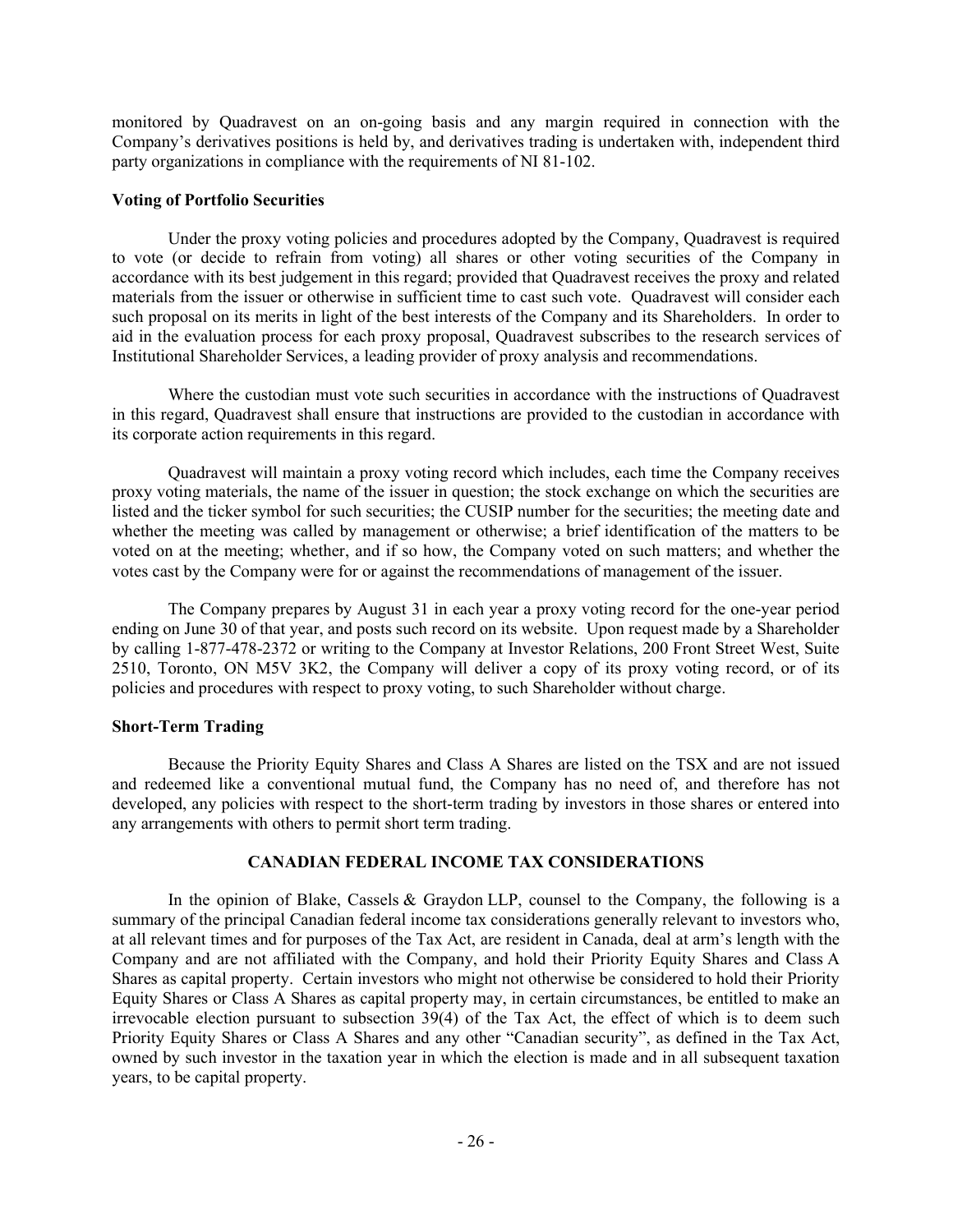monitored by Quadravest on an on-going basis and any margin required in connection with the Company's derivatives positions is held by, and derivatives trading is undertaken with, independent third party organizations in compliance with the requirements of NI 81-102.

**Voting of Portfolio Securities**

Under the proxy voting policies and procedures adopted by the Company, Quadravest is required to vote (or decide to refrain from voting) all shares or other voting securities of the Company in accordance with its best judgement in this regard; provided that Quadravest receives the proxy and related materials from the issuer or otherwise in sufficient time to cast such vote. Quadravest will consider each such proposal on its merits in light of the best interests of the Company and its Shareholders. In order to aid in the evaluation process for each proxy proposal, Quadravest subscribes to the research services of Institutional Shareholder Services, a leading provider of proxy analysis and recommendations.

Where the custodian must vote such securities in accordance with the instructions of Quadravest in this regard, Quadravest shall ensure that instructions are provided to the custodian in accordance with its corporate action requirements in this regard.

Quadravest will maintain a proxy voting record which includes, each time the Company receives proxy voting materials, the name of the issuer in question; the stock exchange on which the securities are listed and the ticker symbol for such securities; the CUSIP number for the securities; the meeting date and whether the meeting was called by management or otherwise; a brief identification of the matters to be voted on at the meeting; whether, and if so how, the Company voted on such matters; and whether the votes cast by the Company were for or against the recommendations of management of the issuer.

The Company prepares by August 31 in each year a proxy voting record for the one-year period ending on June 30 of that year, and posts such record on its website. Upon request made by a Shareholder by calling 1-877-478-2372 or writing to the Company at Investor Relations, 200 Front Street West, Suite 2510, Toronto, ON M5V 3K2, the Company will deliver a copy of its proxy voting record, or of its policies and procedures with respect to proxy voting, to such Shareholder without charge.

**Short-Term Trading**

Because the Priority Equity Shares and Class A Shares are listed on the TSX and are not issued and redeemed like a conventional mutual fund, the Company has no need of, and therefore has not developed, any policies with respect to the short-term trading by investors in those shares or entered into any arrangements with others to permit short term trading.

## CANADIAN FEDERAL INCOME TAX CONSIDERATIONS

In the opinion of Blake, Cassels & Graydon LLP, counsel to the Company, the following is a summary of the principal Canadian federal income tax considerations generally relevant to investors who, at all relevant times and for purposes of the Tax Act, are resident in Canada, deal at arm's length with the Company and are not affiliated with the Company, and hold their Priority Equity Shares and Class A Shares as capital property. Certain investors who might not otherwise be considered to hold their Priority Equity Shares or Class A Shares as capital property may, in certain circumstances, be entitled to make an irrevocable election pursuant to subsection 39(4) of the Tax Act, the effect of which is to deem such Priority Equity Shares or Class A Shares and any other "Canadian security", as defined in the Tax Act, owned by such investor in the taxation year in which the election is made and in all subsequent taxation years, to be capital property.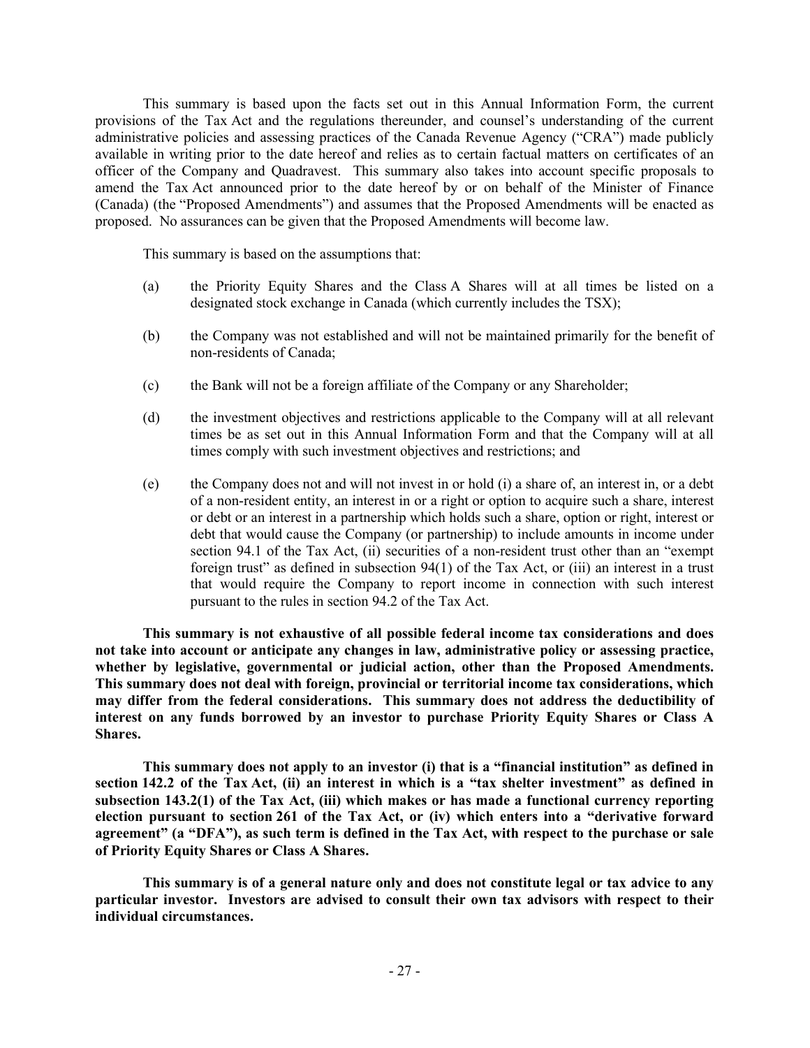This summary is based upon the facts set out in this Annual Information Form, the current provisions of the Tax Act and the regulations thereunder, and counsel's understanding of the current administrative policies and assessing practices of the Canada Revenue Agency ("CRA") made publicly available in writing prior to the date hereof and relies as to certain factual matters on certificates of an officer of the Company and Quadravest. This summary also takes into account specific proposals to amend the Tax Act announced prior to the date hereof by or on behalf of the Minister of Finance (Canada) (the "Proposed Amendments") and assumes that the Proposed Amendments will be enacted as proposed. No assurances can be given that the Proposed Amendments will become law.

This summary is based on the assumptions that:

(a) the Priority Equity Shares and the Class A Shares will at all times be listed on a designated stock exchange in Canada (which currently includes the TSX);

(b) the Company was not established and will not be maintained primarily for the benefit of non-residents of Canada;

(c) the Bank will not be a foreign affiliate of the Company or any Shareholder;

(d) the investment objectives and restrictions applicable to the Company will at all relevant times be as set out in this Annual Information Form and that the Company will at all times comply with such investment objectives and restrictions; and

(e) the Company does not and will not invest in or hold (i) a share of, an interest in, or a debt of a non-resident entity, an interest in or a right or option to acquire such a share, interest or debt or an interest in a partnership which holds such a share, option or right, interest or debt that would cause the Company (or partnership) to include amounts in income under section 94.1 of the Tax Act, (ii) securities of a non-resident trust other than an "exempt foreign trust" as defined in subsection 94(1) of the Tax Act, or (iii) an interest in a trust that would require the Company to report income in connection with such interest pursuant to the rules in section 94.2 of the Tax Act.

**This summary is not exhaustive of all possible federal income tax considerations and does not take into account or anticipate any changes in law, administrative policy or assessing practice, whether by legislative, governmental or judicial action, other than the Proposed Amendments. This summary does not deal with foreign, provincial or territorial income tax considerations, which may differ from the federal considerations. This summary does not address the deductibility of interest on any funds borrowed by an investor to purchase Priority Equity Shares or Class A Shares.**

**This summary does not apply to an investor (i) that is a "financial institution" as defined in section 142.2 of the Tax Act, (ii) an interest in which is a "tax shelter investment" as defined in subsection 143.2(1) of the Tax Act, (iii) which makes or has made a functional currency reporting election pursuant to section 261 of the Tax Act, or (iv) which enters into a "derivative forward agreement" (a "DFA"), as such term is defined in the Tax Act, with respect to the purchase or sale of Priority Equity Shares or Class A Shares.**

**This summary is of a general nature only and does not constitute legal or tax advice to any particular investor. Investors are advised to consult their own tax advisors with respect to their individual circumstances.**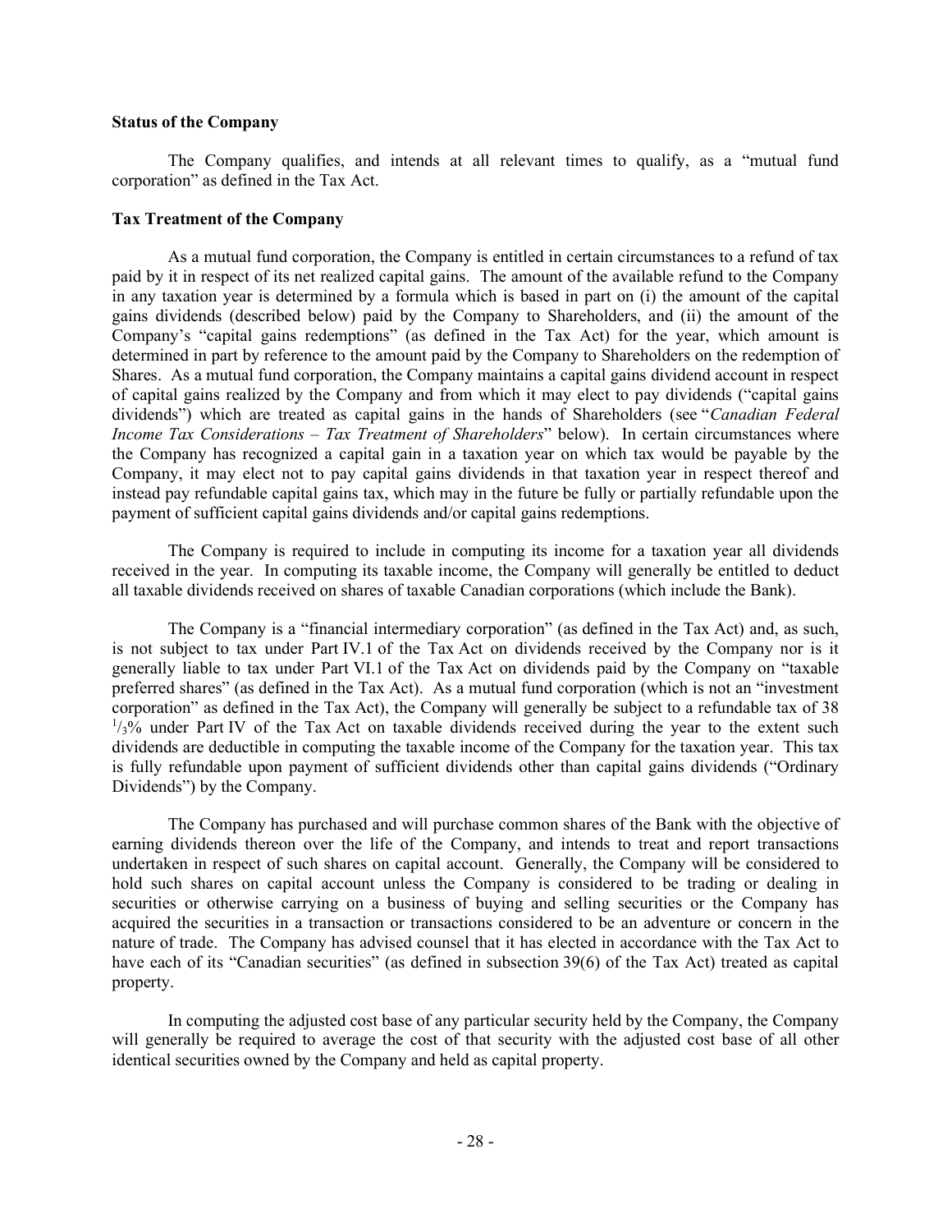**Status of the Company**

The Company qualifies, and intends at all relevant times to qualify, as a "mutual fund corporation" as defined in the Tax Act.

**Tax Treatment of the Company**

As a mutual fund corporation, the Company is entitled in certain circumstances to a refund of tax paid by it in respect of its net realized capital gains. The amount of the available refund to the Company in any taxation year is determined by a formula which is based in part on (i) the amount of the capital gains dividends (described below) paid by the Company to Shareholders, and (ii) the amount of the Company's "capital gains redemptions" (as defined in the Tax Act) for the year, which amount is determined in part by reference to the amount paid by the Company to Shareholders on the redemption of Shares. As a mutual fund corporation, the Company maintains a capital gains dividend account in respect of capital gains realized by the Company and from which it may elect to pay dividends ("capital gains dividends") which are treated as capital gains in the hands of Shareholders (see "*Canadian Federal Income Tax Considerations – Tax Treatment of Shareholders*" below). In certain circumstances where the Company has recognized a capital gain in a taxation year on which tax would be payable by the Company, it may elect not to pay capital gains dividends in that taxation year in respect thereof and instead pay refundable capital gains tax, which may in the future be fully or partially refundable upon the payment of sufficient capital gains dividends and/or capital gains redemptions.

The Company is required to include in computing its income for a taxation year all dividends received in the year. In computing its taxable income, the Company will generally be entitled to deduct all taxable dividends received on shares of taxable Canadian corporations (which include the Bank).

The Company is a "financial intermediary corporation" (as defined in the Tax Act) and, as such, is not subject to tax under Part IV.1 of the Tax Act on dividends received by the Company nor is it generally liable to tax under Part VI.1 of the Tax Act on dividends paid by the Company on "taxable preferred shares" (as defined in the Tax Act). As a mutual fund corporation (which is not an "investment corporation" as defined in the Tax Act), the Company will generally be subject to a refundable tax of 38 $^{1}/_{3}$% under Part IV of the Tax Act on taxable dividends received during the year to the extent such dividends are deductible in computing the taxable income of the Company for the taxation year. This tax is fully refundable upon payment of sufficient dividends other than capital gains dividends ("Ordinary Dividends") by the Company.

The Company has purchased and will purchase common shares of the Bank with the objective of earning dividends thereon over the life of the Company, and intends to treat and report transactions undertaken in respect of such shares on capital account. Generally, the Company will be considered to hold such shares on capital account unless the Company is considered to be trading or dealing in securities or otherwise carrying on a business of buying and selling securities or the Company has acquired the securities in a transaction or transactions considered to be an adventure or concern in the nature of trade. The Company has advised counsel that it has elected in accordance with the Tax Act to have each of its "Canadian securities" (as defined in subsection 39(6) of the Tax Act) treated as capital property.

In computing the adjusted cost base of any particular security held by the Company, the Company will generally be required to average the cost of that security with the adjusted cost base of all other identical securities owned by the Company and held as capital property.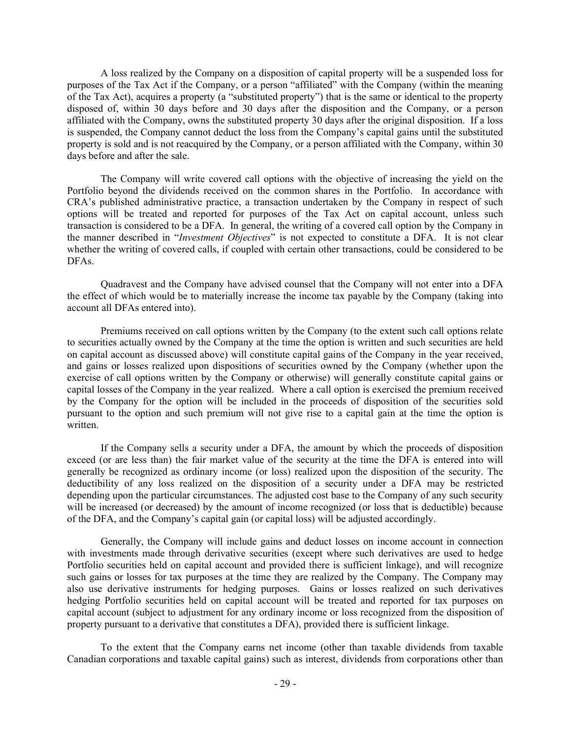A loss realized by the Company on a disposition of capital property will be a suspended loss for purposes of the Tax Act if the Company, or a person "affiliated" with the Company (within the meaning of the Tax Act), acquires a property (a "substituted property") that is the same or identical to the property disposed of, within 30 days before and 30 days after the disposition and the Company, or a person affiliated with the Company, owns the substituted property 30 days after the original disposition. If a loss is suspended, the Company cannot deduct the loss from the Company's capital gains until the substituted property is sold and is not reacquired by the Company, or a person affiliated with the Company, within 30 days before and after the sale.

The Company will write covered call options with the objective of increasing the yield on the Portfolio beyond the dividends received on the common shares in the Portfolio. In accordance with CRA's published administrative practice, a transaction undertaken by the Company in respect of such options will be treated and reported for purposes of the Tax Act on capital account, unless such transaction is considered to be a DFA. In general, the writing of a covered call option by the Company in the manner described in "*Investment Objectives*" is not expected to constitute a DFA. It is not clear whether the writing of covered calls, if coupled with certain other transactions, could be considered to be DFAs.

Quadravest and the Company have advised counsel that the Company will not enter into a DFA the effect of which would be to materially increase the income tax payable by the Company (taking into account all DFAs entered into).

Premiums received on call options written by the Company (to the extent such call options relate to securities actually owned by the Company at the time the option is written and such securities are held on capital account as discussed above) will constitute capital gains of the Company in the year received, and gains or losses realized upon dispositions of securities owned by the Company (whether upon the exercise of call options written by the Company or otherwise) will generally constitute capital gains or capital losses of the Company in the year realized. Where a call option is exercised the premium received by the Company for the option will be included in the proceeds of disposition of the securities sold pursuant to the option and such premium will not give rise to a capital gain at the time the option is written.

If the Company sells a security under a DFA, the amount by which the proceeds of disposition exceed (or are less than) the fair market value of the security at the time the DFA is entered into will generally be recognized as ordinary income (or loss) realized upon the disposition of the security. The deductibility of any loss realized on the disposition of a security under a DFA may be restricted depending upon the particular circumstances. The adjusted cost base to the Company of any such security will be increased (or decreased) by the amount of income recognized (or loss that is deductible) because of the DFA, and the Company's capital gain (or capital loss) will be adjusted accordingly.

Generally, the Company will include gains and deduct losses on income account in connection with investments made through derivative securities (except where such derivatives are used to hedge Portfolio securities held on capital account and provided there is sufficient linkage), and will recognize such gains or losses for tax purposes at the time they are realized by the Company. The Company may also use derivative instruments for hedging purposes. Gains or losses realized on such derivatives hedging Portfolio securities held on capital account will be treated and reported for tax purposes on capital account (subject to adjustment for any ordinary income or loss recognized from the disposition of property pursuant to a derivative that constitutes a DFA), provided there is sufficient linkage.

To the extent that the Company earns net income (other than taxable dividends from taxable Canadian corporations and taxable capital gains) such as interest, dividends from corporations other than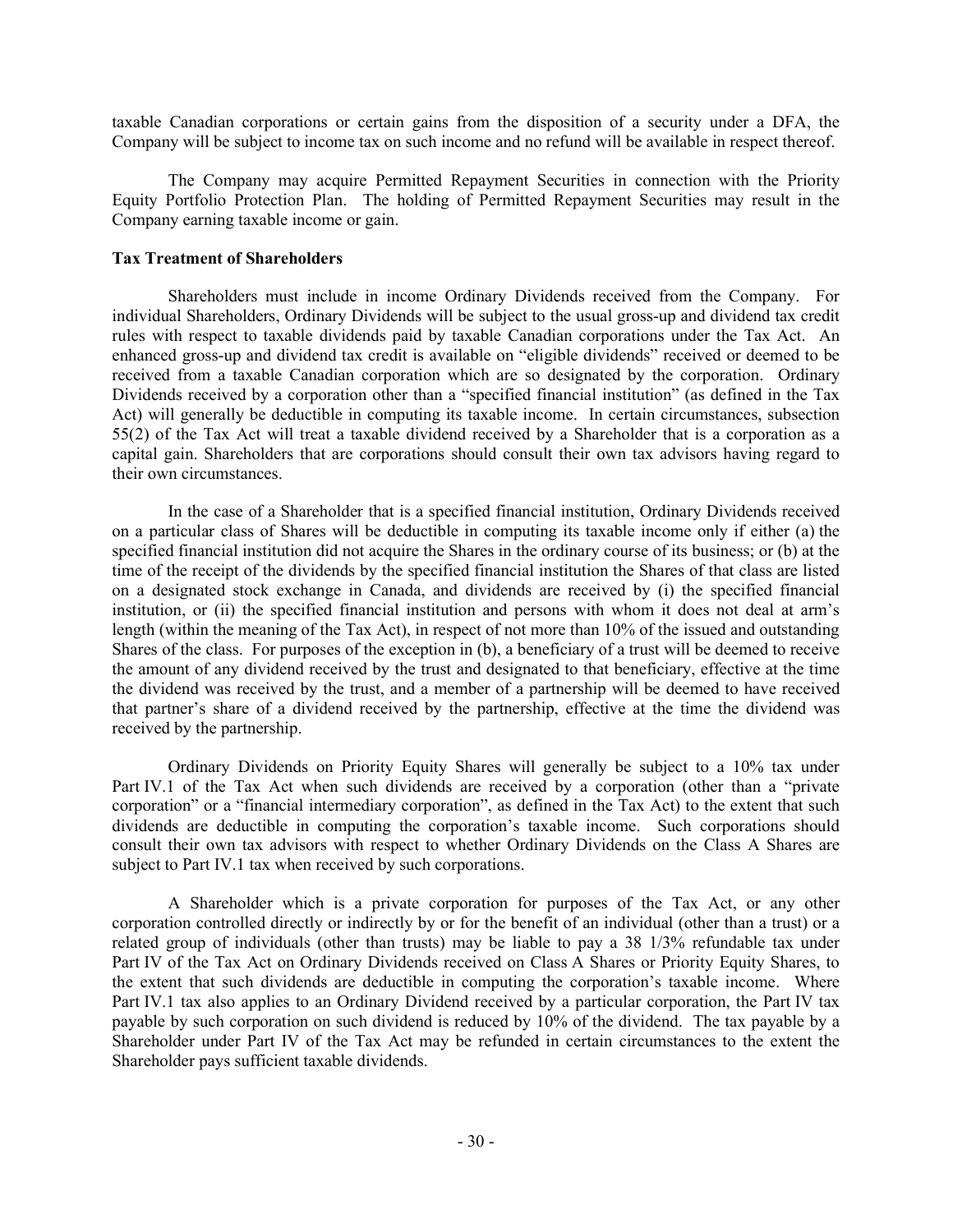taxable Canadian corporations or certain gains from the disposition of a security under a DFA, the Company will be subject to income tax on such income and no refund will be available in respect thereof.

The Company may acquire Permitted Repayment Securities in connection with the Priority Equity Portfolio Protection Plan. The holding of Permitted Repayment Securities may result in the Company earning taxable income or gain.

**Tax Treatment of Shareholders**

Shareholders must include in income Ordinary Dividends received from the Company. For individual Shareholders, Ordinary Dividends will be subject to the usual gross-up and dividend tax credit rules with respect to taxable dividends paid by taxable Canadian corporations under the Tax Act. An enhanced gross-up and dividend tax credit is available on "eligible dividends" received or deemed to be received from a taxable Canadian corporation which are so designated by the corporation. Ordinary Dividends received by a corporation other than a "specified financial institution" (as defined in the Tax Act) will generally be deductible in computing its taxable income. In certain circumstances, subsection 55(2) of the Tax Act will treat a taxable dividend received by a Shareholder that is a corporation as a capital gain. Shareholders that are corporations should consult their own tax advisors having regard to their own circumstances.

In the case of a Shareholder that is a specified financial institution, Ordinary Dividends received on a particular class of Shares will be deductible in computing its taxable income only if either (a) the specified financial institution did not acquire the Shares in the ordinary course of its business; or (b) at the time of the receipt of the dividends by the specified financial institution the Shares of that class are listed on a designated stock exchange in Canada, and dividends are received by (i) the specified financial institution, or (ii) the specified financial institution and persons with whom it does not deal at arm's length (within the meaning of the Tax Act), in respect of not more than 10% of the issued and outstanding Shares of the class. For purposes of the exception in (b), a beneficiary of a trust will be deemed to receive the amount of any dividend received by the trust and designated to that beneficiary, effective at the time the dividend was received by the trust, and a member of a partnership will be deemed to have received that partner's share of a dividend received by the partnership, effective at the time the dividend was received by the partnership.

Ordinary Dividends on Priority Equity Shares will generally be subject to a 10% tax under Part IV.1 of the Tax Act when such dividends are received by a corporation (other than a "private corporation" or a "financial intermediary corporation", as defined in the Tax Act) to the extent that such dividends are deductible in computing the corporation's taxable income. Such corporations should consult their own tax advisors with respect to whether Ordinary Dividends on the Class A Shares are subject to Part IV.1 tax when received by such corporations.

A Shareholder which is a private corporation for purposes of the Tax Act, or any other corporation controlled directly or indirectly by or for the benefit of an individual (other than a trust) or a related group of individuals (other than trusts) may be liable to pay a 38 1/3% refundable tax under Part IV of the Tax Act on Ordinary Dividends received on Class A Shares or Priority Equity Shares, to the extent that such dividends are deductible in computing the corporation's taxable income. Where Part IV.1 tax also applies to an Ordinary Dividend received by a particular corporation, the Part IV tax payable by such corporation on such dividend is reduced by 10% of the dividend. The tax payable by a Shareholder under Part IV of the Tax Act may be refunded in certain circumstances to the extent the Shareholder pays sufficient taxable dividends.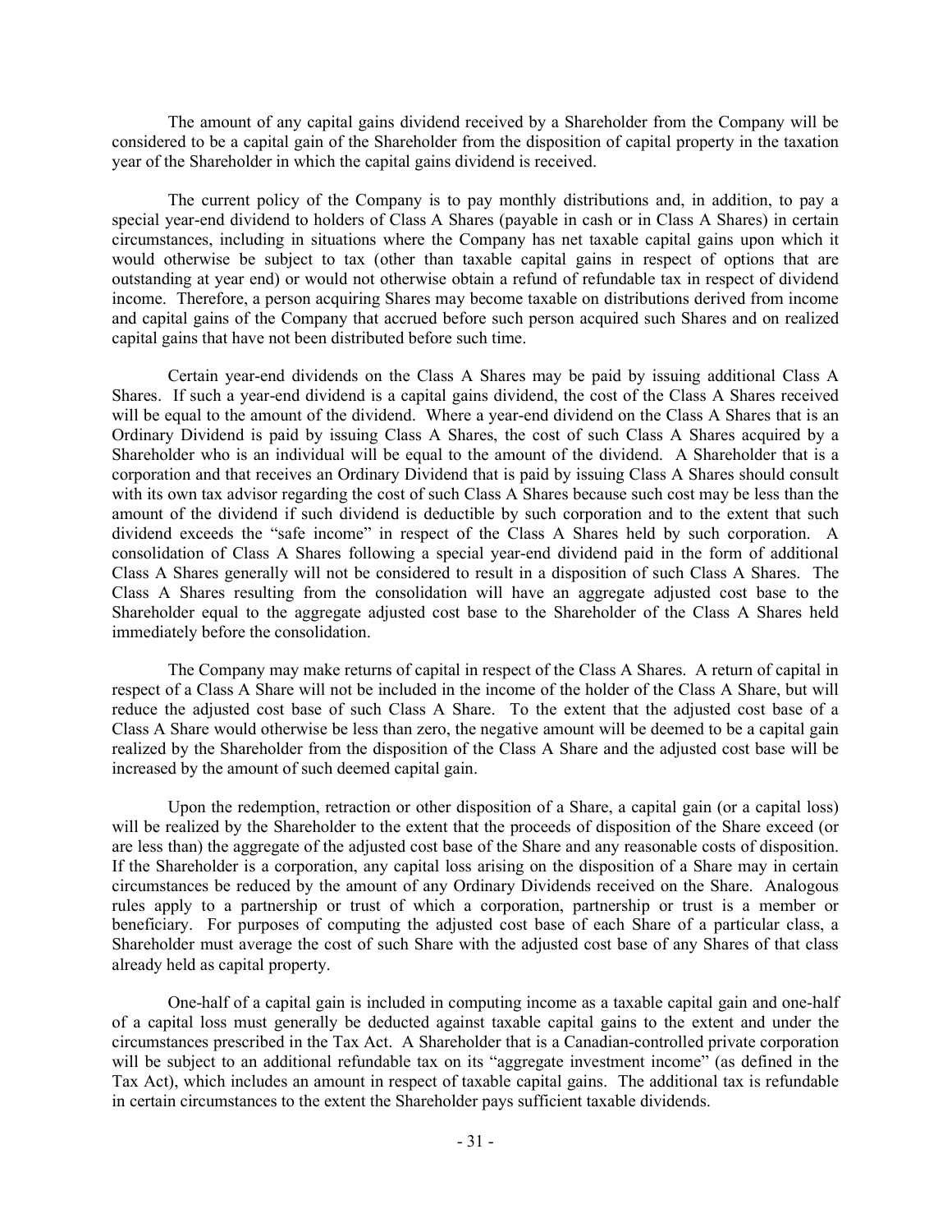The amount of any capital gains dividend received by a Shareholder from the Company will be considered to be a capital gain of the Shareholder from the disposition of capital property in the taxation year of the Shareholder in which the capital gains dividend is received.

The current policy of the Company is to pay monthly distributions and, in addition, to pay a special year-end dividend to holders of Class A Shares (payable in cash or in Class A Shares) in certain circumstances, including in situations where the Company has net taxable capital gains upon which it would otherwise be subject to tax (other than taxable capital gains in respect of options that are outstanding at year end) or would not otherwise obtain a refund of refundable tax in respect of dividend income. Therefore, a person acquiring Shares may become taxable on distributions derived from income and capital gains of the Company that accrued before such person acquired such Shares and on realized capital gains that have not been distributed before such time.

Certain year-end dividends on the Class A Shares may be paid by issuing additional Class A Shares. If such a year-end dividend is a capital gains dividend, the cost of the Class A Shares received will be equal to the amount of the dividend. Where a year-end dividend on the Class A Shares that is an Ordinary Dividend is paid by issuing Class A Shares, the cost of such Class A Shares acquired by a Shareholder who is an individual will be equal to the amount of the dividend. A Shareholder that is a corporation and that receives an Ordinary Dividend that is paid by issuing Class A Shares should consult with its own tax advisor regarding the cost of such Class A Shares because such cost may be less than the amount of the dividend if such dividend is deductible by such corporation and to the extent that such dividend exceeds the "safe income" in respect of the Class A Shares held by such corporation. A consolidation of Class A Shares following a special year-end dividend paid in the form of additional Class A Shares generally will not be considered to result in a disposition of such Class A Shares. The Class A Shares resulting from the consolidation will have an aggregate adjusted cost base to the Shareholder equal to the aggregate adjusted cost base to the Shareholder of the Class A Shares held immediately before the consolidation.

The Company may make returns of capital in respect of the Class A Shares. A return of capital in respect of a Class A Share will not be included in the income of the holder of the Class A Share, but will reduce the adjusted cost base of such Class A Share. To the extent that the adjusted cost base of a Class A Share would otherwise be less than zero, the negative amount will be deemed to be a capital gain realized by the Shareholder from the disposition of the Class A Share and the adjusted cost base will be increased by the amount of such deemed capital gain.

Upon the redemption, retraction or other disposition of a Share, a capital gain (or a capital loss) will be realized by the Shareholder to the extent that the proceeds of disposition of the Share exceed (or are less than) the aggregate of the adjusted cost base of the Share and any reasonable costs of disposition. If the Shareholder is a corporation, any capital loss arising on the disposition of a Share may in certain circumstances be reduced by the amount of any Ordinary Dividends received on the Share. Analogous rules apply to a partnership or trust of which a corporation, partnership or trust is a member or beneficiary. For purposes of computing the adjusted cost base of each Share of a particular class, a Shareholder must average the cost of such Share with the adjusted cost base of any Shares of that class already held as capital property.

One-half of a capital gain is included in computing income as a taxable capital gain and one-half of a capital loss must generally be deducted against taxable capital gains to the extent and under the circumstances prescribed in the Tax Act. A Shareholder that is a Canadian-controlled private corporation will be subject to an additional refundable tax on its "aggregate investment income" (as defined in the Tax Act), which includes an amount in respect of taxable capital gains. The additional tax is refundable in certain circumstances to the extent the Shareholder pays sufficient taxable dividends.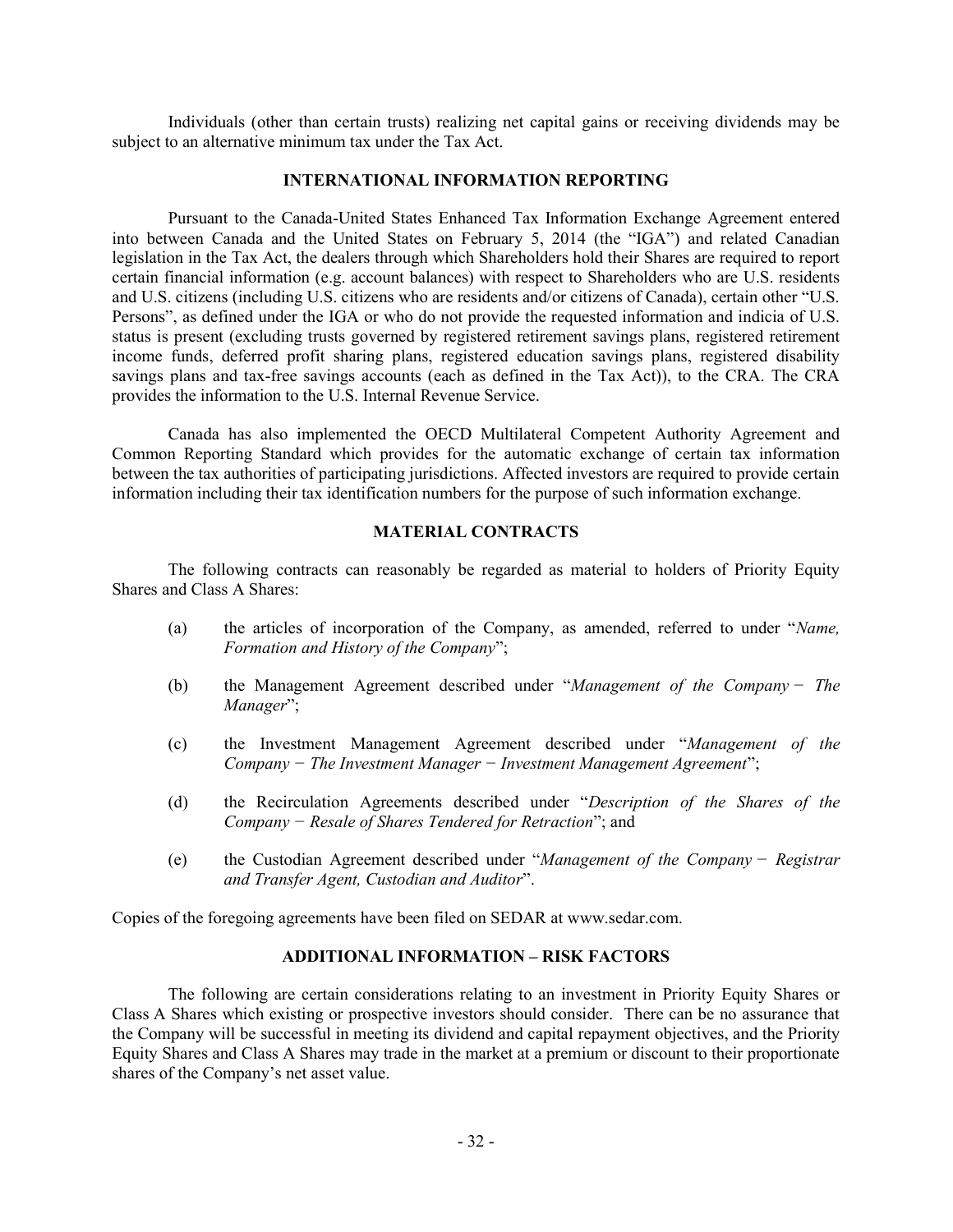Individuals (other than certain trusts) realizing net capital gains or receiving dividends may be subject to an alternative minimum tax under the Tax Act.

## INTERNATIONAL INFORMATION REPORTING

Pursuant to the Canada-United States Enhanced Tax Information Exchange Agreement entered into between Canada and the United States on February 5, 2014 (the "IGA") and related Canadian legislation in the Tax Act, the dealers through which Shareholders hold their Shares are required to report certain financial information (e.g. account balances) with respect to Shareholders who are U.S. residents and U.S. citizens (including U.S. citizens who are residents and/or citizens of Canada), certain other "U.S. Persons", as defined under the IGA or who do not provide the requested information and indicia of U.S. status is present (excluding trusts governed by registered retirement savings plans, registered retirement income funds, deferred profit sharing plans, registered education savings plans, registered disability savings plans and tax-free savings accounts (each as defined in the Tax Act)), to the CRA. The CRA provides the information to the U.S. Internal Revenue Service.

Canada has also implemented the OECD Multilateral Competent Authority Agreement and Common Reporting Standard which provides for the automatic exchange of certain tax information between the tax authorities of participating jurisdictions. Affected investors are required to provide certain information including their tax identification numbers for the purpose of such information exchange.

## MATERIAL CONTRACTS

The following contracts can reasonably be regarded as material to holders of Priority Equity Shares and Class A Shares:

(a) the articles of incorporation of the Company, as amended, referred to under "*Name, Formation and History of the Company*";

(b) the Management Agreement described under "*Management of the Company − The Manager*";

(c) the Investment Management Agreement described under "*Management of the Company − The Investment Manager − Investment Management Agreement*";

(d) the Recirculation Agreements described under "*Description of the Shares of the Company − Resale of Shares Tendered for Retraction*"; and

(e) the Custodian Agreement described under "*Management of the Company − Registrar and Transfer Agent, Custodian and Auditor*".

Copies of the foregoing agreements have been filed on SEDAR at www.sedar.com.

## ADDITIONAL INFORMATION – RISK FACTORS

The following are certain considerations relating to an investment in Priority Equity Shares or Class A Shares which existing or prospective investors should consider. There can be no assurance that the Company will be successful in meeting its dividend and capital repayment objectives, and the Priority Equity Shares and Class A Shares may trade in the market at a premium or discount to their proportionate shares of the Company's net asset value.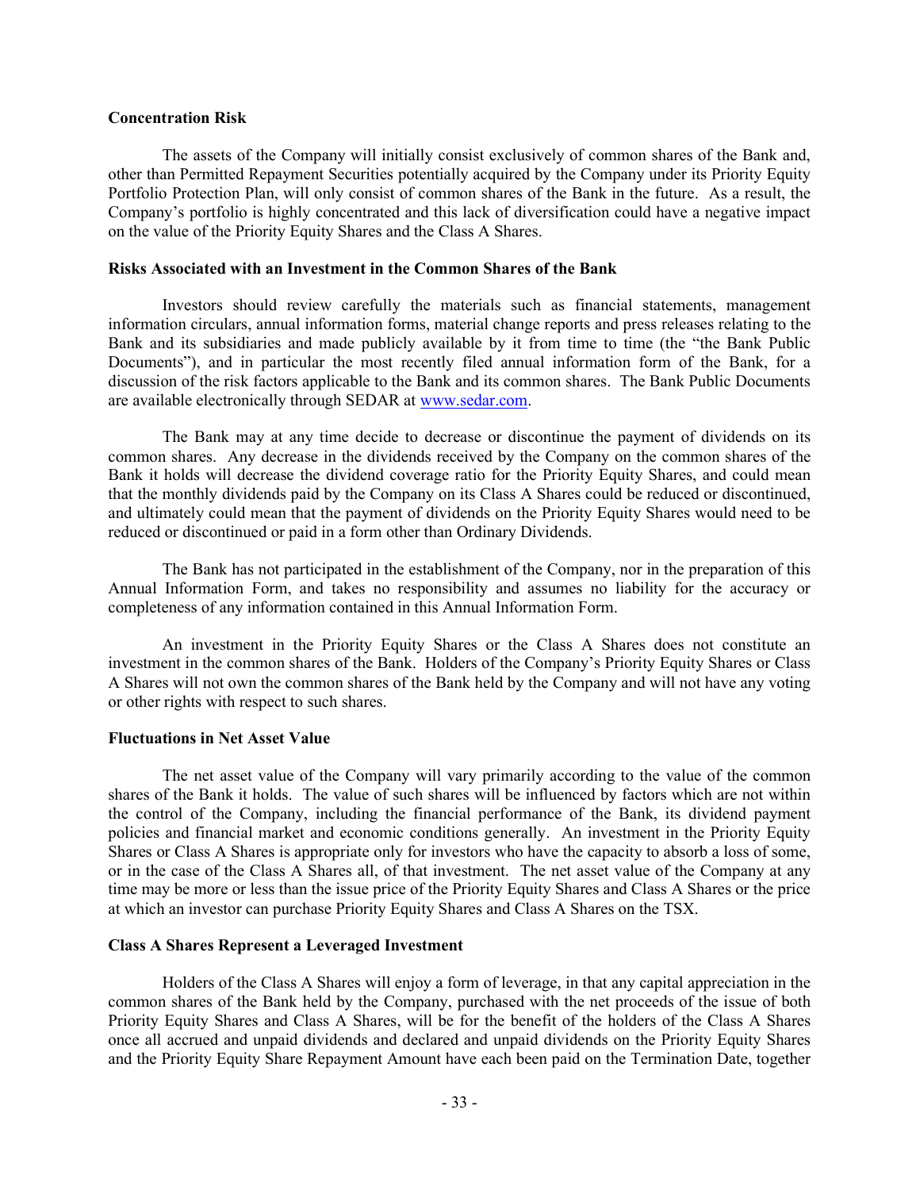**Concentration Risk**

The assets of the Company will initially consist exclusively of common shares of the Bank and, other than Permitted Repayment Securities potentially acquired by the Company under its Priority Equity Portfolio Protection Plan, will only consist of common shares of the Bank in the future. As a result, the Company's portfolio is highly concentrated and this lack of diversification could have a negative impact on the value of the Priority Equity Shares and the Class A Shares.

**Risks Associated with an Investment in the Common Shares of the Bank**

Investors should review carefully the materials such as financial statements, management information circulars, annual information forms, material change reports and press releases relating to the Bank and its subsidiaries and made publicly available by it from time to time (the "the Bank Public Documents"), and in particular the most recently filed annual information form of the Bank, for a discussion of the risk factors applicable to the Bank and its common shares. The Bank Public Documents are available electronically through SEDAR at www.sedar.com.

The Bank may at any time decide to decrease or discontinue the payment of dividends on its common shares. Any decrease in the dividends received by the Company on the common shares of the Bank it holds will decrease the dividend coverage ratio for the Priority Equity Shares, and could mean that the monthly dividends paid by the Company on its Class A Shares could be reduced or discontinued, and ultimately could mean that the payment of dividends on the Priority Equity Shares would need to be reduced or discontinued or paid in a form other than Ordinary Dividends.

The Bank has not participated in the establishment of the Company, nor in the preparation of this Annual Information Form, and takes no responsibility and assumes no liability for the accuracy or completeness of any information contained in this Annual Information Form.

An investment in the Priority Equity Shares or the Class A Shares does not constitute an investment in the common shares of the Bank. Holders of the Company's Priority Equity Shares or Class A Shares will not own the common shares of the Bank held by the Company and will not have any voting or other rights with respect to such shares.

**Fluctuations in Net Asset Value**

The net asset value of the Company will vary primarily according to the value of the common shares of the Bank it holds. The value of such shares will be influenced by factors which are not within the control of the Company, including the financial performance of the Bank, its dividend payment policies and financial market and economic conditions generally. An investment in the Priority Equity Shares or Class A Shares is appropriate only for investors who have the capacity to absorb a loss of some, or in the case of the Class A Shares all, of that investment. The net asset value of the Company at any time may be more or less than the issue price of the Priority Equity Shares and Class A Shares or the price at which an investor can purchase Priority Equity Shares and Class A Shares on the TSX.

**Class A Shares Represent a Leveraged Investment**

Holders of the Class A Shares will enjoy a form of leverage, in that any capital appreciation in the common shares of the Bank held by the Company, purchased with the net proceeds of the issue of both Priority Equity Shares and Class A Shares, will be for the benefit of the holders of the Class A Shares once all accrued and unpaid dividends and declared and unpaid dividends on the Priority Equity Shares and the Priority Equity Share Repayment Amount have each been paid on the Termination Date, together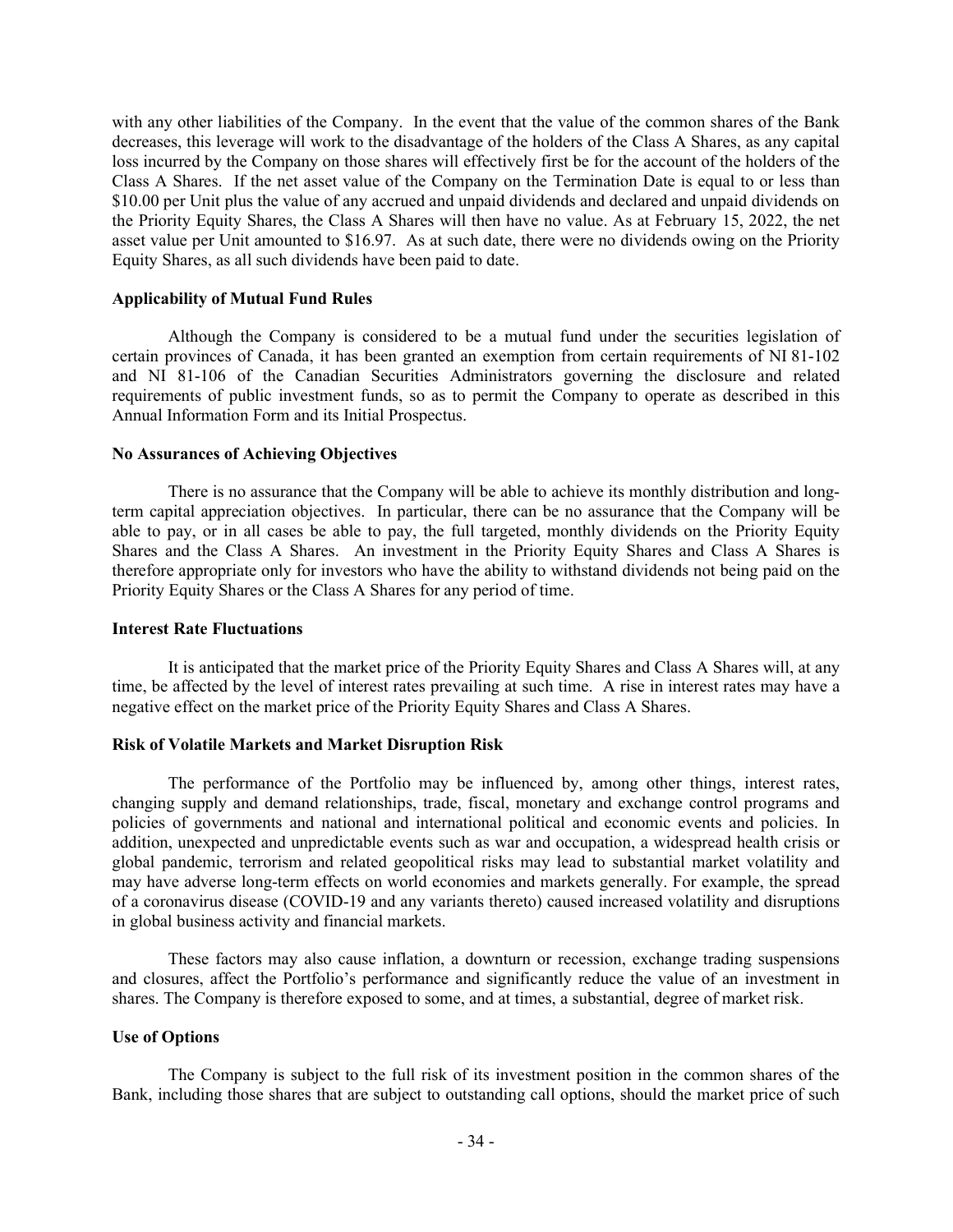with any other liabilities of the Company. In the event that the value of the common shares of the Bank decreases, this leverage will work to the disadvantage of the holders of the Class A Shares, as any capital loss incurred by the Company on those shares will effectively first be for the account of the holders of the Class A Shares. If the net asset value of the Company on the Termination Date is equal to or less than $10.00 per Unit plus the value of any accrued and unpaid dividends and declared and unpaid dividends on the Priority Equity Shares, the Class A Shares will then have no value. As at February 15, 2022, the net asset value per Unit amounted to $16.97. As at such date, there were no dividends owing on the Priority Equity Shares, as all such dividends have been paid to date.

**Applicability of Mutual Fund Rules**

Although the Company is considered to be a mutual fund under the securities legislation of certain provinces of Canada, it has been granted an exemption from certain requirements of NI 81-102 and NI 81-106 of the Canadian Securities Administrators governing the disclosure and related requirements of public investment funds, so as to permit the Company to operate as described in this Annual Information Form and its Initial Prospectus.

**No Assurances of Achieving Objectives**

There is no assurance that the Company will be able to achieve its monthly distribution and long-term capital appreciation objectives. In particular, there can be no assurance that the Company will be able to pay, or in all cases be able to pay, the full targeted, monthly dividends on the Priority Equity Shares and the Class A Shares. An investment in the Priority Equity Shares and Class A Shares is therefore appropriate only for investors who have the ability to withstand dividends not being paid on the Priority Equity Shares or the Class A Shares for any period of time.

**Interest Rate Fluctuations**

It is anticipated that the market price of the Priority Equity Shares and Class A Shares will, at any time, be affected by the level of interest rates prevailing at such time. A rise in interest rates may have a negative effect on the market price of the Priority Equity Shares and Class A Shares.

**Risk of Volatile Markets and Market Disruption Risk**

The performance of the Portfolio may be influenced by, among other things, interest rates, changing supply and demand relationships, trade, fiscal, monetary and exchange control programs and policies of governments and national and international political and economic events and policies. In addition, unexpected and unpredictable events such as war and occupation, a widespread health crisis or global pandemic, terrorism and related geopolitical risks may lead to substantial market volatility and may have adverse long-term effects on world economies and markets generally. For example, the spread of a coronavirus disease (COVID-19 and any variants thereto) caused increased volatility and disruptions in global business activity and financial markets.

These factors may also cause inflation, a downturn or recession, exchange trading suspensions and closures, affect the Portfolio's performance and significantly reduce the value of an investment in shares. The Company is therefore exposed to some, and at times, a substantial, degree of market risk.

**Use of Options**

The Company is subject to the full risk of its investment position in the common shares of the Bank, including those shares that are subject to outstanding call options, should the market price of such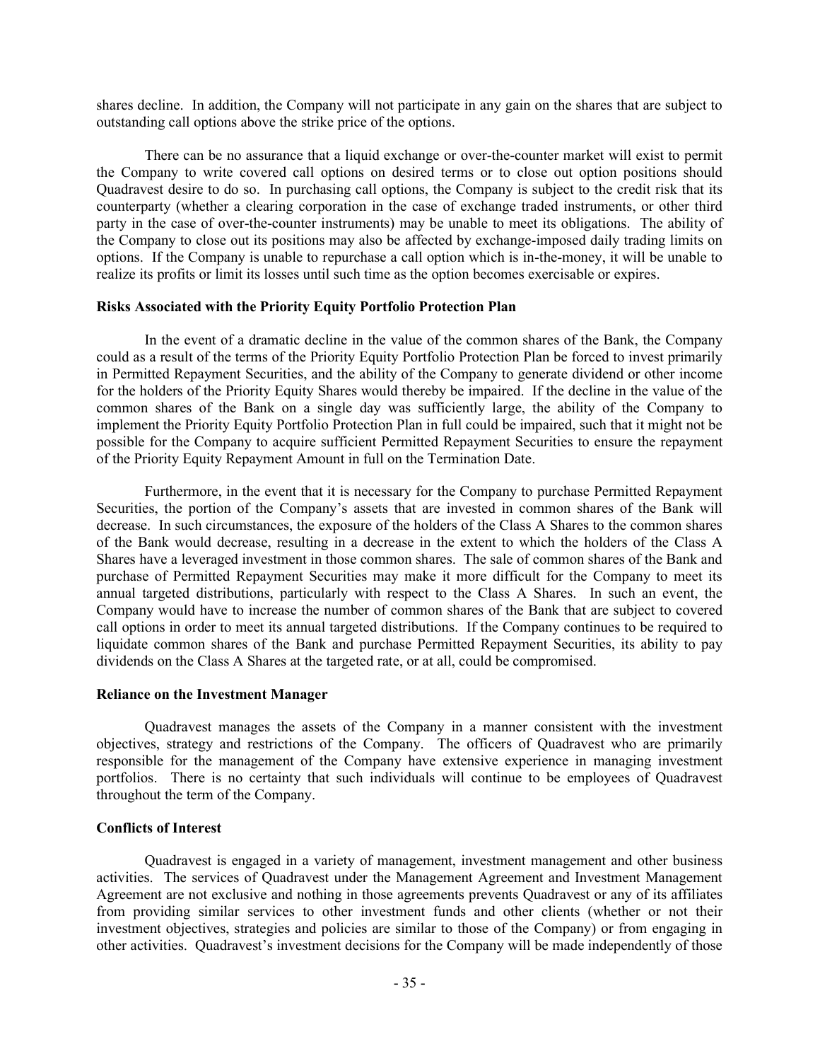shares decline. In addition, the Company will not participate in any gain on the shares that are subject to outstanding call options above the strike price of the options.

There can be no assurance that a liquid exchange or over-the-counter market will exist to permit the Company to write covered call options on desired terms or to close out option positions should Quadravest desire to do so. In purchasing call options, the Company is subject to the credit risk that its counterparty (whether a clearing corporation in the case of exchange traded instruments, or other third party in the case of over-the-counter instruments) may be unable to meet its obligations. The ability of the Company to close out its positions may also be affected by exchange-imposed daily trading limits on options. If the Company is unable to repurchase a call option which is in-the-money, it will be unable to realize its profits or limit its losses until such time as the option becomes exercisable or expires.

**Risks Associated with the Priority Equity Portfolio Protection Plan**

In the event of a dramatic decline in the value of the common shares of the Bank, the Company could as a result of the terms of the Priority Equity Portfolio Protection Plan be forced to invest primarily in Permitted Repayment Securities, and the ability of the Company to generate dividend or other income for the holders of the Priority Equity Shares would thereby be impaired. If the decline in the value of the common shares of the Bank on a single day was sufficiently large, the ability of the Company to implement the Priority Equity Portfolio Protection Plan in full could be impaired, such that it might not be possible for the Company to acquire sufficient Permitted Repayment Securities to ensure the repayment of the Priority Equity Repayment Amount in full on the Termination Date.

Furthermore, in the event that it is necessary for the Company to purchase Permitted Repayment Securities, the portion of the Company's assets that are invested in common shares of the Bank will decrease. In such circumstances, the exposure of the holders of the Class A Shares to the common shares of the Bank would decrease, resulting in a decrease in the extent to which the holders of the Class A Shares have a leveraged investment in those common shares. The sale of common shares of the Bank and purchase of Permitted Repayment Securities may make it more difficult for the Company to meet its annual targeted distributions, particularly with respect to the Class A Shares. In such an event, the Company would have to increase the number of common shares of the Bank that are subject to covered call options in order to meet its annual targeted distributions. If the Company continues to be required to liquidate common shares of the Bank and purchase Permitted Repayment Securities, its ability to pay dividends on the Class A Shares at the targeted rate, or at all, could be compromised.

**Reliance on the Investment Manager**

Quadravest manages the assets of the Company in a manner consistent with the investment objectives, strategy and restrictions of the Company. The officers of Quadravest who are primarily responsible for the management of the Company have extensive experience in managing investment portfolios. There is no certainty that such individuals will continue to be employees of Quadravest throughout the term of the Company.

**Conflicts of Interest**

Quadravest is engaged in a variety of management, investment management and other business activities. The services of Quadravest under the Management Agreement and Investment Management Agreement are not exclusive and nothing in those agreements prevents Quadravest or any of its affiliates from providing similar services to other investment funds and other clients (whether or not their investment objectives, strategies and policies are similar to those of the Company) or from engaging in other activities. Quadravest's investment decisions for the Company will be made independently of those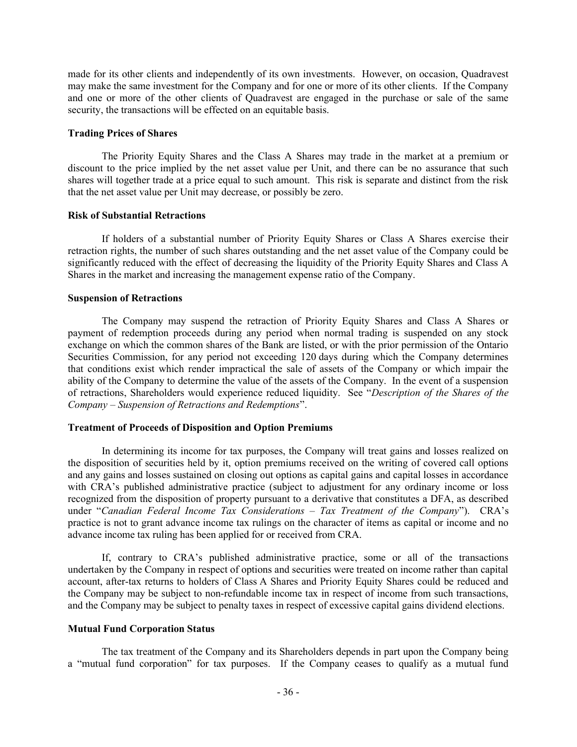made for its other clients and independently of its own investments. However, on occasion, Quadravest may make the same investment for the Company and for one or more of its other clients. If the Company and one or more of the other clients of Quadravest are engaged in the purchase or sale of the same security, the transactions will be effected on an equitable basis.

**Trading Prices of Shares**

The Priority Equity Shares and the Class A Shares may trade in the market at a premium or discount to the price implied by the net asset value per Unit, and there can be no assurance that such shares will together trade at a price equal to such amount. This risk is separate and distinct from the risk that the net asset value per Unit may decrease, or possibly be zero.

**Risk of Substantial Retractions**

If holders of a substantial number of Priority Equity Shares or Class A Shares exercise their retraction rights, the number of such shares outstanding and the net asset value of the Company could be significantly reduced with the effect of decreasing the liquidity of the Priority Equity Shares and Class A Shares in the market and increasing the management expense ratio of the Company.

**Suspension of Retractions**

The Company may suspend the retraction of Priority Equity Shares and Class A Shares or payment of redemption proceeds during any period when normal trading is suspended on any stock exchange on which the common shares of the Bank are listed, or with the prior permission of the Ontario Securities Commission, for any period not exceeding 120 days during which the Company determines that conditions exist which render impractical the sale of assets of the Company or which impair the ability of the Company to determine the value of the assets of the Company. In the event of a suspension of retractions, Shareholders would experience reduced liquidity. See "*Description of the Shares of the Company – Suspension of Retractions and Redemptions*".

**Treatment of Proceeds of Disposition and Option Premiums**

In determining its income for tax purposes, the Company will treat gains and losses realized on the disposition of securities held by it, option premiums received on the writing of covered call options and any gains and losses sustained on closing out options as capital gains and capital losses in accordance with CRA's published administrative practice (subject to adjustment for any ordinary income or loss recognized from the disposition of property pursuant to a derivative that constitutes a DFA, as described under "*Canadian Federal Income Tax Considerations – Tax Treatment of the Company*"). CRA's practice is not to grant advance income tax rulings on the character of items as capital or income and no advance income tax ruling has been applied for or received from CRA.

If, contrary to CRA's published administrative practice, some or all of the transactions undertaken by the Company in respect of options and securities were treated on income rather than capital account, after-tax returns to holders of Class A Shares and Priority Equity Shares could be reduced and the Company may be subject to non-refundable income tax in respect of income from such transactions, and the Company may be subject to penalty taxes in respect of excessive capital gains dividend elections.

**Mutual Fund Corporation Status**

The tax treatment of the Company and its Shareholders depends in part upon the Company being a "mutual fund corporation" for tax purposes. If the Company ceases to qualify as a mutual fund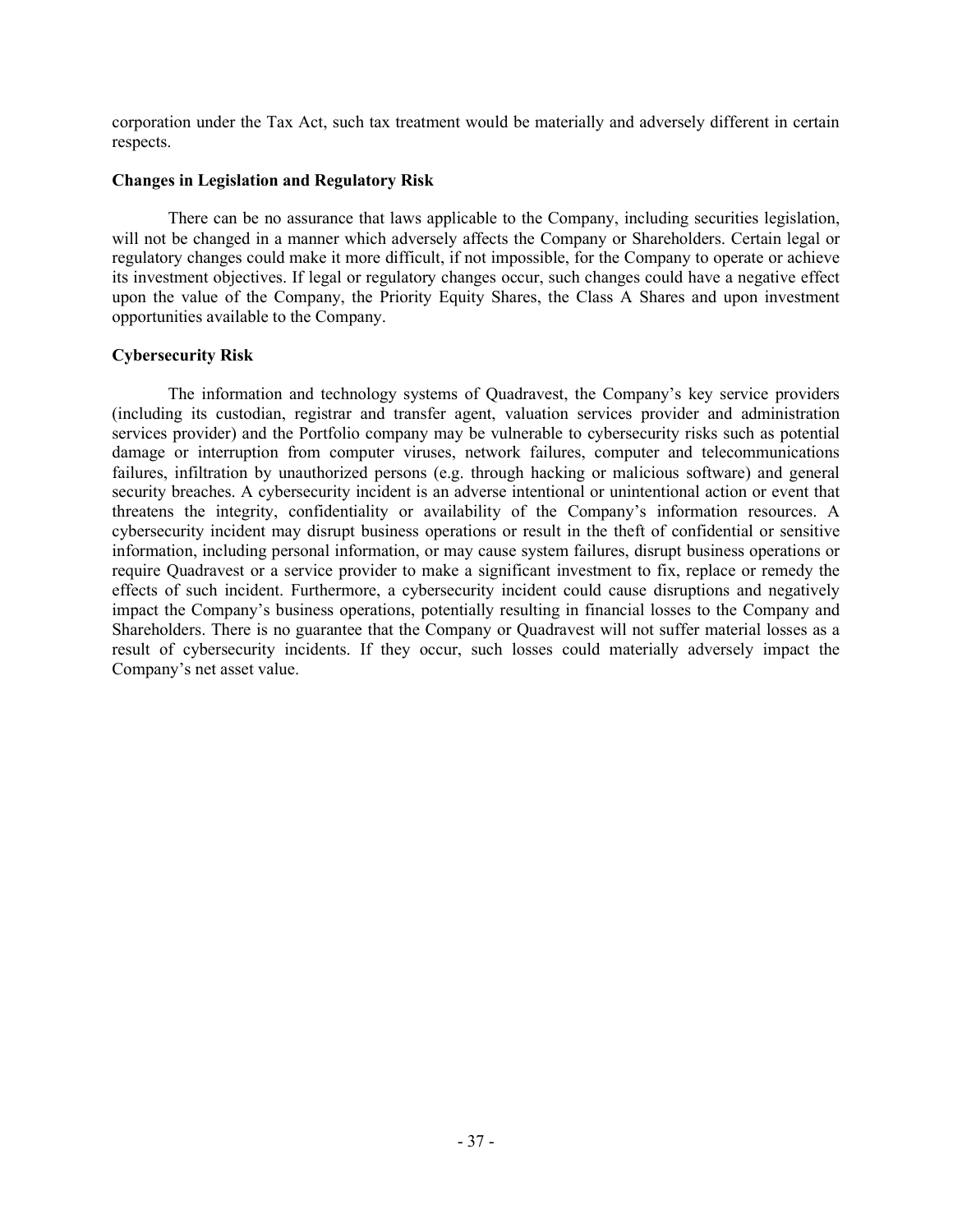corporation under the Tax Act, such tax treatment would be materially and adversely different in certain respects.

### Changes in Legislation and Regulatory Risk

There can be no assurance that laws applicable to the Company, including securities legislation, will not be changed in a manner which adversely affects the Company or Shareholders. Certain legal or regulatory changes could make it more difficult, if not impossible, for the Company to operate or achieve its investment objectives. If legal or regulatory changes occur, such changes could have a negative effect upon the value of the Company, the Priority Equity Shares, the Class A Shares and upon investment opportunities available to the Company.

### Cybersecurity Risk

The information and technology systems of Quadravest, the Company's key service providers (including its custodian, registrar and transfer agent, valuation services provider and administration services provider) and the Portfolio company may be vulnerable to cybersecurity risks such as potential damage or interruption from computer viruses, network failures, computer and telecommunications failures, infiltration by unauthorized persons (e.g. through hacking or malicious software) and general security breaches. A cybersecurity incident is an adverse intentional or unintentional action or event that threatens the integrity, confidentiality or availability of the Company's information resources. A cybersecurity incident may disrupt business operations or result in the theft of confidential or sensitive information, including personal information, or may cause system failures, disrupt business operations or require Quadravest or a service provider to make a significant investment to fix, replace or remedy the effects of such incident. Furthermore, a cybersecurity incident could cause disruptions and negatively impact the Company's business operations, potentially resulting in financial losses to the Company and Shareholders. There is no guarantee that the Company or Quadravest will not suffer material losses as a result of cybersecurity incidents. If they occur, such losses could materially adversely impact the Company's net asset value.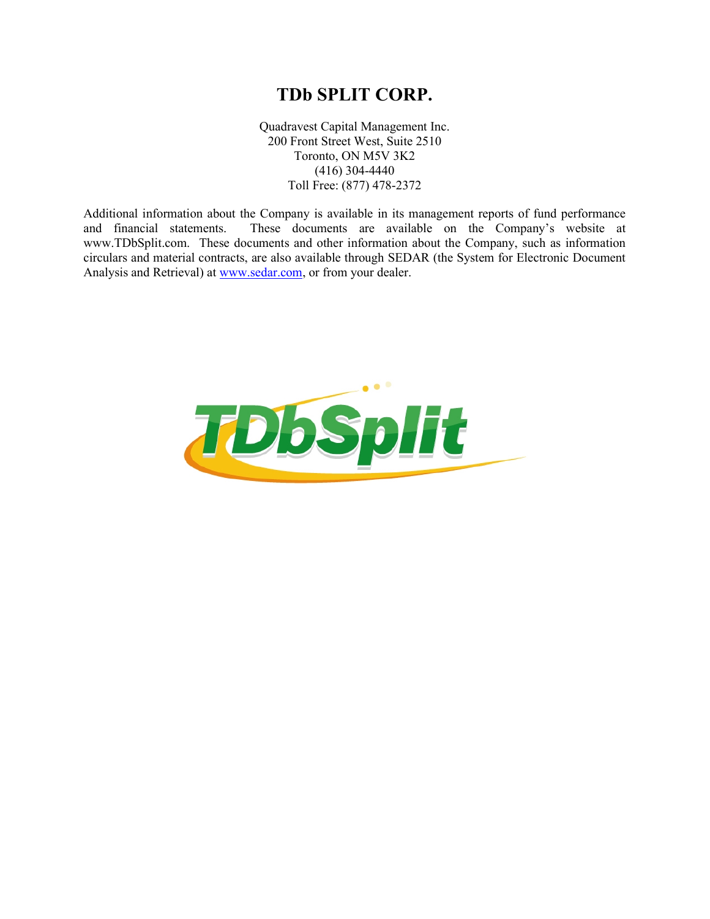# TDb SPLIT CORP.

Quadravest Capital Management Inc.
200 Front Street West, Suite 2510
Toronto, ON M5V 3K2
(416) 304-4440
Toll Free: (877) 478-2372

Additional information about the Company is available in its management reports of fund performance and financial statements. These documents are available on the Company's website at www.TDbSplit.com. These documents and other information about the Company, such as information circulars and material contracts, are also available through SEDAR (the System for Electronic Document Analysis and Retrieval) at www.sedar.com, or from your dealer.

TDbSplit